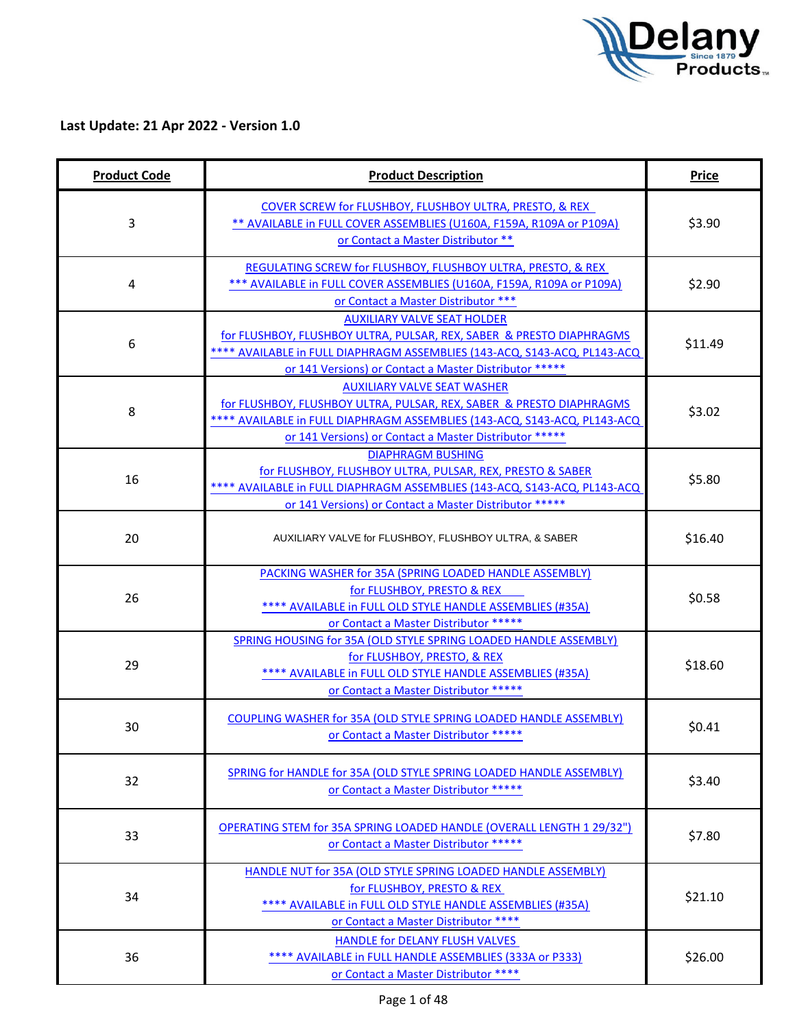**Last Update: 21 Apr 2022 - Version 1.0**

| Product Code | Product Description | Price |
|---|---|---|
| 3 | COVER SCREW for FLUSHBOY, FLUSHBOY ULTRA, PRESTO, & REX<br>** AVAILABLE in FULL COVER ASSEMBLIES (U160A, F159A, R109A or P109A)<br>or Contact a Master Distributor ** | $3.90 |
| 4 | REGULATING SCREW for FLUSHBOY, FLUSHBOY ULTRA, PRESTO, & REX<br>*** AVAILABLE in FULL COVER ASSEMBLIES (U160A, F159A, R109A or P109A)<br>or Contact a Master Distributor *** | $2.90 |
| 6 | AUXILIARY VALVE SEAT HOLDER<br>for FLUSHBOY, FLUSHBOY ULTRA, PULSAR, REX, SABER & PRESTO DIAPHRAGMS<br>**** AVAILABLE in FULL DIAPHRAGM ASSEMBLIES (143-ACQ, S143-ACQ, PL143-ACQ or 141 Versions) or Contact a Master Distributor ***** | $11.49 |
| 8 | AUXILIARY VALVE SEAT WASHER<br>for FLUSHBOY, FLUSHBOY ULTRA, PULSAR, REX, SABER & PRESTO DIAPHRAGMS<br>**** AVAILABLE in FULL DIAPHRAGM ASSEMBLIES (143-ACQ, S143-ACQ, PL143-ACQ or 141 Versions) or Contact a Master Distributor ***** | $3.02 |
| 16 | DIAPHRAGM BUSHING<br>for FLUSHBOY, FLUSHBOY ULTRA, PULSAR, REX, PRESTO & SABER<br>**** AVAILABLE in FULL DIAPHRAGM ASSEMBLIES (143-ACQ, S143-ACQ, PL143-ACQ or 141 Versions) or Contact a Master Distributor ***** | $5.80 |
| 20 | AUXILIARY VALVE for FLUSHBOY, FLUSHBOY ULTRA, & SABER | $16.40 |
| 26 | PACKING WASHER for 35A (SPRING LOADED HANDLE ASSEMBLY)<br>for FLUSHBOY, PRESTO & REX<br>**** AVAILABLE in FULL OLD STYLE HANDLE ASSEMBLIES (#35A)<br>or Contact a Master Distributor ***** | $0.58 |
| 29 | SPRING HOUSING for 35A (OLD STYLE SPRING LOADED HANDLE ASSEMBLY)<br>for FLUSHBOY, PRESTO, & REX<br>**** AVAILABLE in FULL OLD STYLE HANDLE ASSEMBLIES (#35A)<br>or Contact a Master Distributor ***** | $18.60 |
| 30 | COUPLING WASHER for 35A (OLD STYLE SPRING LOADED HANDLE ASSEMBLY)<br>or Contact a Master Distributor ***** | $0.41 |
| 32 | SPRING for HANDLE for 35A (OLD STYLE SPRING LOADED HANDLE ASSEMBLY)<br>or Contact a Master Distributor ***** | $3.40 |
| 33 | OPERATING STEM for 35A SPRING LOADED HANDLE (OVERALL LENGTH 1 29/32")<br>or Contact a Master Distributor ***** | $7.80 |
| 34 | HANDLE NUT for 35A (OLD STYLE SPRING LOADED HANDLE ASSEMBLY)<br>for FLUSHBOY, PRESTO & REX<br>**** AVAILABLE in FULL OLD STYLE HANDLE ASSEMBLIES (#35A)<br>or Contact a Master Distributor **** | $21.10 |
| 36 | HANDLE for DELANY FLUSH VALVES<br>**** AVAILABLE in FULL HANDLE ASSEMBLIES (333A or P333)<br>or Contact a Master Distributor **** | $26.00 |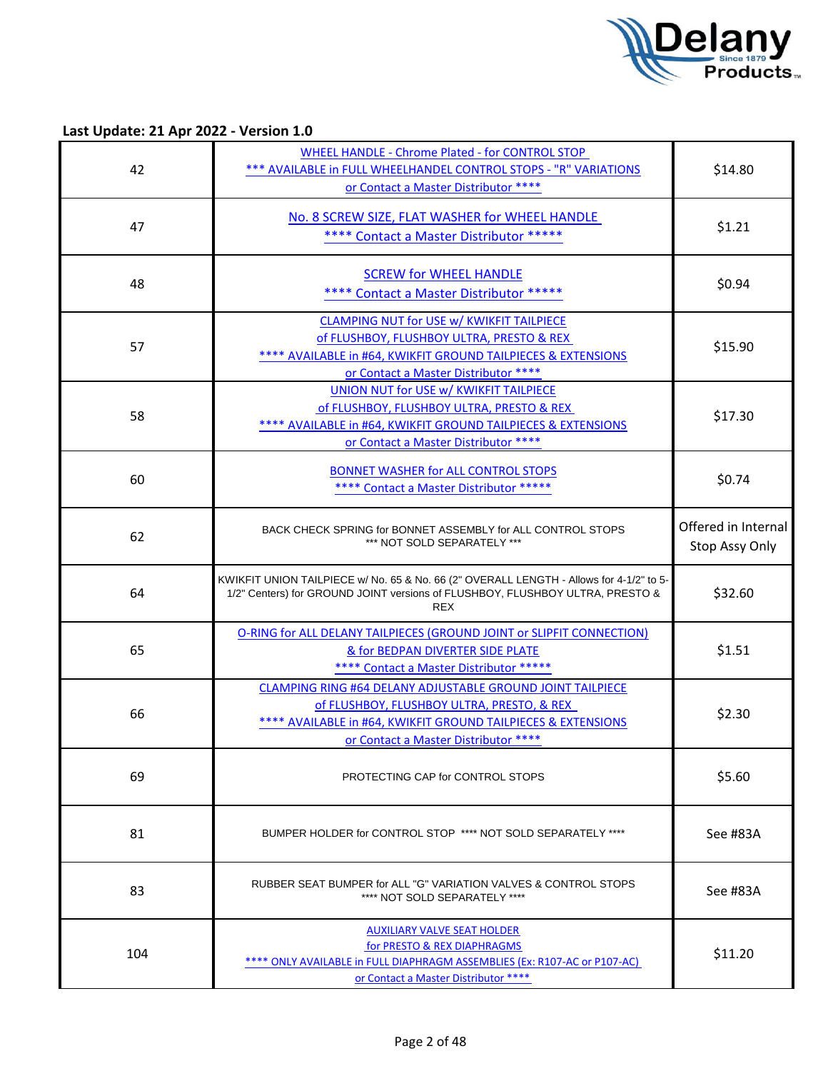**Last Update: 21 Apr 2022 - Version 1.0**

| | | |
|---|---|---|
| 42 | WHEEL HANDLE - Chrome Plated - for CONTROL STOP<br>*** AVAILABLE in FULL WHEELHANDEL CONTROL STOPS - "R" VARIATIONS<br>or Contact a Master Distributor **** | $14.80 |
| 47 | No. 8 SCREW SIZE, FLAT WASHER for WHEEL HANDLE<br>**** Contact a Master Distributor ***** | $1.21 |
| 48 | SCREW for WHEEL HANDLE<br>**** Contact a Master Distributor ***** | $0.94 |
| 57 | CLAMPING NUT for USE w/ KWIKFIT TAILPIECE<br>of FLUSHBOY, FLUSHBOY ULTRA, PRESTO & REX<br>**** AVAILABLE in #64, KWIKFIT GROUND TAILPIECES & EXTENSIONS<br>or Contact a Master Distributor **** | $15.90 |
| 58 | UNION NUT for USE w/ KWIKFIT TAILPIECE<br>of FLUSHBOY, FLUSHBOY ULTRA, PRESTO & REX<br>**** AVAILABLE in #64, KWIKFIT GROUND TAILPIECES & EXTENSIONS<br>or Contact a Master Distributor **** | $17.30 |
| 60 | BONNET WASHER for ALL CONTROL STOPS<br>**** Contact a Master Distributor ***** | $0.74 |
| 62 | BACK CHECK SPRING for BONNET ASSEMBLY for ALL CONTROL STOPS<br>*** NOT SOLD SEPARATELY *** | Offered in Internal Stop Assy Only |
| 64 | KWIKFIT UNION TAILPIECE w/ No. 65 & No. 66 (2" OVERALL LENGTH - Allows for 4-1/2" to 5-1/2" Centers) for GROUND JOINT versions of FLUSHBOY, FLUSHBOY ULTRA, PRESTO & REX | $32.60 |
| 65 | O-RING for ALL DELANY TAILPIECES (GROUND JOINT or SLIPFIT CONNECTION)<br>& for BEDPAN DIVERTER SIDE PLATE<br>**** Contact a Master Distributor ***** | $1.51 |
| 66 | CLAMPING RING #64 DELANY ADJUSTABLE GROUND JOINT TAILPIECE<br>of FLUSHBOY, FLUSHBOY ULTRA, PRESTO, & REX<br>**** AVAILABLE in #64, KWIKFIT GROUND TAILPIECES & EXTENSIONS<br>or Contact a Master Distributor **** | $2.30 |
| 69 | PROTECTING CAP for CONTROL STOPS | $5.60 |
| 81 | BUMPER HOLDER for CONTROL STOP **** NOT SOLD SEPARATELY **** | See #83A |
| 83 | RUBBER SEAT BUMPER for ALL "G" VARIATION VALVES & CONTROL STOPS<br>**** NOT SOLD SEPARATELY **** | See #83A |
| 104 | AUXILIARY VALVE SEAT HOLDER<br>for PRESTO & REX DIAPHRAGMS<br>**** ONLY AVAILABLE in FULL DIAPHRAGM ASSEMBLIES (Ex: R107-AC or P107-AC)<br>or Contact a Master Distributor **** | $11.20 |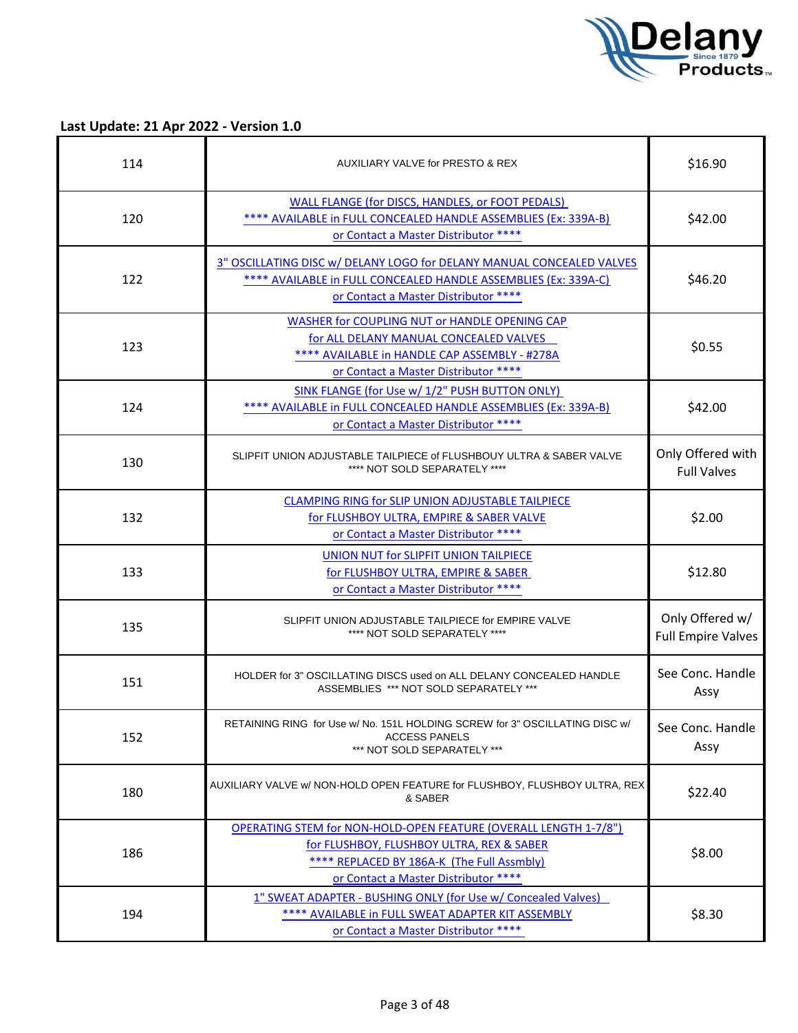**Last Update: 21 Apr 2022 - Version 1.0**

| | | |
|---|---|---|
| 114 | AUXILIARY VALVE for PRESTO & REX | $16.90 |
| 120 | WALL FLANGE (for DISCS, HANDLES, or FOOT PEDALS)<br>**** AVAILABLE in FULL CONCEALED HANDLE ASSEMBLIES (Ex: 339A-B)<br>or Contact a Master Distributor **** | $42.00 |
| 122 | 3" OSCILLATING DISC w/ DELANY LOGO for DELANY MANUAL CONCEALED VALVES<br>**** AVAILABLE in FULL CONCEALED HANDLE ASSEMBLIES (Ex: 339A-C)<br>or Contact a Master Distributor **** | $46.20 |
| 123 | WASHER for COUPLING NUT or HANDLE OPENING CAP<br>for ALL DELANY MANUAL CONCEALED VALVES<br>**** AVAILABLE in HANDLE CAP ASSEMBLY - #278A<br>or Contact a Master Distributor **** | $0.55 |
| 124 | SINK FLANGE (for Use w/ 1/2" PUSH BUTTON ONLY)<br>**** AVAILABLE in FULL CONCEALED HANDLE ASSEMBLIES (Ex: 339A-B)<br>or Contact a Master Distributor **** | $42.00 |
| 130 | SLIPFIT UNION ADJUSTABLE TAILPIECE of FLUSHBOUY ULTRA & SABER VALVE<br>**** NOT SOLD SEPARATELY **** | Only Offered with Full Valves |
| 132 | CLAMPING RING for SLIP UNION ADJUSTABLE TAILPIECE<br>for FLUSHBOY ULTRA, EMPIRE & SABER VALVE<br>or Contact a Master Distributor **** | $2.00 |
| 133 | UNION NUT for SLIPFIT UNION TAILPIECE<br>for FLUSHBOY ULTRA, EMPIRE & SABER<br>or Contact a Master Distributor **** | $12.80 |
| 135 | SLIPFIT UNION ADJUSTABLE TAILPIECE for EMPIRE VALVE<br>**** NOT SOLD SEPARATELY **** | Only Offered w/ Full Empire Valves |
| 151 | HOLDER for 3" OSCILLATING DISCS used on ALL DELANY CONCEALED HANDLE ASSEMBLIES *** NOT SOLD SEPARATELY *** | See Conc. Handle Assy |
| 152 | RETAINING RING for Use w/ No. 151L HOLDING SCREW for 3" OSCILLATING DISC w/ ACCESS PANELS<br>*** NOT SOLD SEPARATELY *** | See Conc. Handle Assy |
| 180 | AUXILIARY VALVE w/ NON-HOLD OPEN FEATURE for FLUSHBOY, FLUSHBOY ULTRA, REX & SABER | $22.40 |
| 186 | OPERATING STEM for NON-HOLD-OPEN FEATURE (OVERALL LENGTH 1-7/8")<br>for FLUSHBOY, FLUSHBOY ULTRA, REX & SABER<br>**** REPLACED BY 186A-K (The Full Assmbly)<br>or Contact a Master Distributor **** | $8.00 |
| 194 | 1" SWEAT ADAPTER - BUSHING ONLY (for Use w/ Concealed Valves)<br>**** AVAILABLE in FULL SWEAT ADAPTER KIT ASSEMBLY<br>or Contact a Master Distributor **** | $8.30 |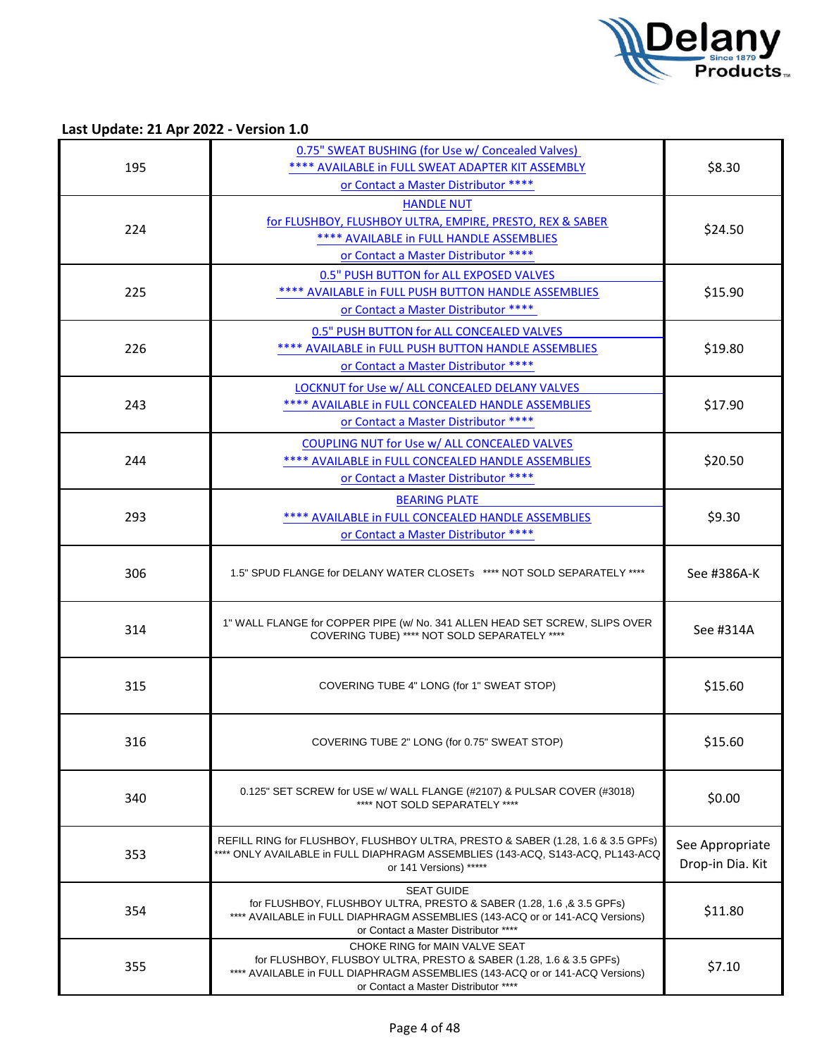**Last Update: 21 Apr 2022 - Version 1.0**

| | | |
|---|---|---|
| 195 | 0.75" SWEAT BUSHING (for Use w/ Concealed Valves)<br>**** AVAILABLE in FULL SWEAT ADAPTER KIT ASSEMBLY<br>or Contact a Master Distributor **** | $8.30 |
| 224 | HANDLE NUT<br>for FLUSHBOY, FLUSHBOY ULTRA, EMPIRE, PRESTO, REX & SABER<br>**** AVAILABLE in FULL HANDLE ASSEMBLIES<br>or Contact a Master Distributor **** | $24.50 |
| 225 | 0.5" PUSH BUTTON for ALL EXPOSED VALVES<br>**** AVAILABLE in FULL PUSH BUTTON HANDLE ASSEMBLIES<br>or Contact a Master Distributor **** | $15.90 |
| 226 | 0.5" PUSH BUTTON for ALL CONCEALED VALVES<br>**** AVAILABLE in FULL PUSH BUTTON HANDLE ASSEMBLIES<br>or Contact a Master Distributor **** | $19.80 |
| 243 | LOCKNUT for Use w/ ALL CONCEALED DELANY VALVES<br>**** AVAILABLE in FULL CONCEALED HANDLE ASSEMBLIES<br>or Contact a Master Distributor **** | $17.90 |
| 244 | COUPLING NUT for Use w/ ALL CONCEALED VALVES<br>**** AVAILABLE in FULL CONCEALED HANDLE ASSEMBLIES<br>or Contact a Master Distributor **** | $20.50 |
| 293 | BEARING PLATE<br>**** AVAILABLE in FULL CONCEALED HANDLE ASSEMBLIES<br>or Contact a Master Distributor **** | $9.30 |
| 306 | 1.5" SPUD FLANGE for DELANY WATER CLOSETs **** NOT SOLD SEPARATELY **** | See #386A-K |
| 314 | 1" WALL FLANGE for COPPER PIPE (w/ No. 341 ALLEN HEAD SET SCREW, SLIPS OVER COVERING TUBE) **** NOT SOLD SEPARATELY **** | See #314A |
| 315 | COVERING TUBE 4" LONG (for 1" SWEAT STOP) | $15.60 |
| 316 | COVERING TUBE 2" LONG (for 0.75" SWEAT STOP) | $15.60 |
| 340 | 0.125" SET SCREW for USE w/ WALL FLANGE (#2107) & PULSAR COVER (#3018)<br>**** NOT SOLD SEPARATELY **** | $0.00 |
| 353 | REFILL RING for FLUSHBOY, FLUSHBOY ULTRA, PRESTO & SABER (1.28, 1.6 & 3.5 GPFs)<br>**** ONLY AVAILABLE in FULL DIAPHRAGM ASSEMBLIES (143-ACQ, S143-ACQ, PL143-ACQ or 141 Versions) ***** | See Appropriate Drop-in Dia. Kit |
| 354 | SEAT GUIDE<br>for FLUSHBOY, FLUSHBOY ULTRA, PRESTO & SABER (1.28, 1.6 ,& 3.5 GPFs)<br>**** AVAILABLE in FULL DIAPHRAGM ASSEMBLIES (143-ACQ or or 141-ACQ Versions)<br>or Contact a Master Distributor **** | $11.80 |
| 355 | CHOKE RING for MAIN VALVE SEAT<br>for FLUSHBOY, FLUSBOY ULTRA, PRESTO & SABER (1.28, 1.6 & 3.5 GPFs)<br>**** AVAILABLE in FULL DIAPHRAGM ASSEMBLIES (143-ACQ or or 141-ACQ Versions)<br>or Contact a Master Distributor **** | $7.10 |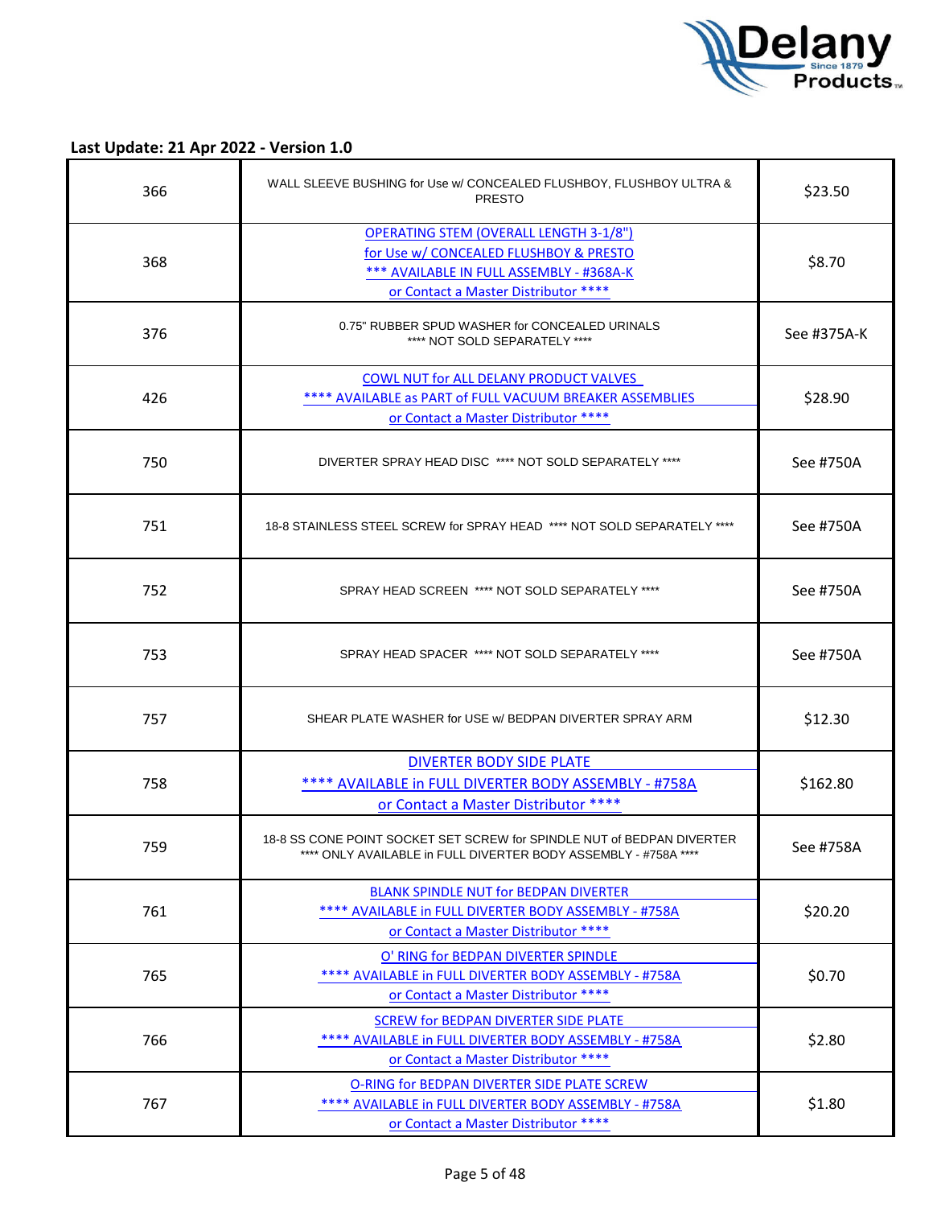**Last Update: 21 Apr 2022 - Version 1.0**

| | | |
|---|---|---|
| 366 | WALL SLEEVE BUSHING for Use w/ CONCEALED FLUSHBOY, FLUSHBOY ULTRA & PRESTO | $23.50 |
| 368 | OPERATING STEM (OVERALL LENGTH 3-1/8") for Use w/ CONCEALED FLUSHBOY & PRESTO *** AVAILABLE IN FULL ASSEMBLY - #368A-K or Contact a Master Distributor **** | $8.70 |
| 376 | 0.75" RUBBER SPUD WASHER for CONCEALED URINALS **** NOT SOLD SEPARATELY **** | See #375A-K |
| 426 | COWL NUT for ALL DELANY PRODUCT VALVES **** AVAILABLE as PART of FULL VACUUM BREAKER ASSEMBLIES or Contact a Master Distributor **** | $28.90 |
| 750 | DIVERTER SPRAY HEAD DISC **** NOT SOLD SEPARATELY **** | See #750A |
| 751 | 18-8 STAINLESS STEEL SCREW for SPRAY HEAD **** NOT SOLD SEPARATELY **** | See #750A |
| 752 | SPRAY HEAD SCREEN **** NOT SOLD SEPARATELY **** | See #750A |
| 753 | SPRAY HEAD SPACER **** NOT SOLD SEPARATELY **** | See #750A |
| 757 | SHEAR PLATE WASHER for USE w/ BEDPAN DIVERTER SPRAY ARM | $12.30 |
| 758 | DIVERTER BODY SIDE PLATE **** AVAILABLE in FULL DIVERTER BODY ASSEMBLY - #758A or Contact a Master Distributor **** | $162.80 |
| 759 | 18-8 SS CONE POINT SOCKET SET SCREW for SPINDLE NUT of BEDPAN DIVERTER **** ONLY AVAILABLE in FULL DIVERTER BODY ASSEMBLY - #758A **** | See #758A |
| 761 | BLANK SPINDLE NUT for BEDPAN DIVERTER **** AVAILABLE in FULL DIVERTER BODY ASSEMBLY - #758A or Contact a Master Distributor **** | $20.20 |
| 765 | O' RING for BEDPAN DIVERTER SPINDLE **** AVAILABLE in FULL DIVERTER BODY ASSEMBLY - #758A or Contact a Master Distributor **** | $0.70 |
| 766 | SCREW for BEDPAN DIVERTER SIDE PLATE **** AVAILABLE in FULL DIVERTER BODY ASSEMBLY - #758A or Contact a Master Distributor **** | $2.80 |
| 767 | O-RING for BEDPAN DIVERTER SIDE PLATE SCREW **** AVAILABLE in FULL DIVERTER BODY ASSEMBLY - #758A or Contact a Master Distributor **** | $1.80 |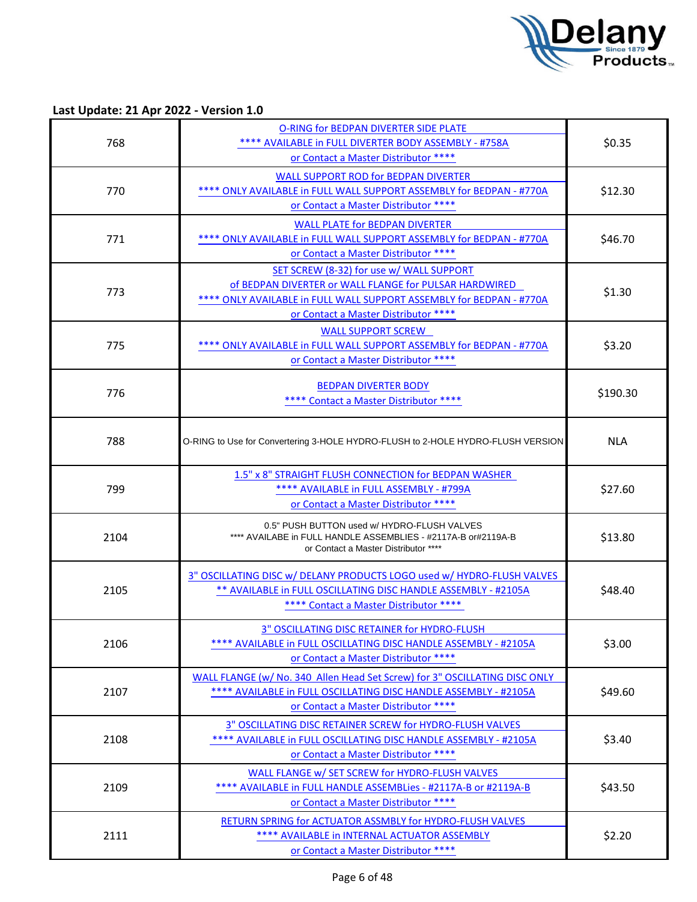**Last Update: 21 Apr 2022 - Version 1.0**

| | | |
|---|---|---|
| 768 | O-RING for BEDPAN DIVERTER SIDE PLATE<br>**** AVAILABLE in FULL DIVERTER BODY ASSEMBLY - #758A<br>or Contact a Master Distributor **** | $0.35 |
| 770 | WALL SUPPORT ROD for BEDPAN DIVERTER<br>**** ONLY AVAILABLE in FULL WALL SUPPORT ASSEMBLY for BEDPAN - #770A<br>or Contact a Master Distributor **** | $12.30 |
| 771 | WALL PLATE for BEDPAN DIVERTER<br>**** ONLY AVAILABLE in FULL WALL SUPPORT ASSEMBLY for BEDPAN - #770A<br>or Contact a Master Distributor **** | $46.70 |
| 773 | SET SCREW (8-32) for use w/ WALL SUPPORT<br>of BEDPAN DIVERTER or WALL FLANGE for PULSAR HARDWIRED<br>**** ONLY AVAILABLE in FULL WALL SUPPORT ASSEMBLY for BEDPAN - #770A<br>or Contact a Master Distributor **** | $1.30 |
| 775 | WALL SUPPORT SCREW<br>**** ONLY AVAILABLE in FULL WALL SUPPORT ASSEMBLY for BEDPAN - #770A<br>or Contact a Master Distributor **** | $3.20 |
| 776 | BEDPAN DIVERTER BODY<br>**** Contact a Master Distributor **** | $190.30 |
| 788 | O-RING to Use for Convertering 3-HOLE HYDRO-FLUSH to 2-HOLE HYDRO-FLUSH VERSION | NLA |
| 799 | 1.5" x 8" STRAIGHT FLUSH CONNECTION for BEDPAN WASHER<br>**** AVAILABLE in FULL ASSEMBLY - #799A<br>or Contact a Master Distributor **** | $27.60 |
| 2104 | 0.5" PUSH BUTTON used w/ HYDRO-FLUSH VALVES<br>**** AVAILABE in FULL HANDLE ASSEMBLIES - #2117A-B or#2119A-B<br>or Contact a Master Distributor **** | $13.80 |
| 2105 | 3" OSCILLATING DISC w/ DELANY PRODUCTS LOGO used w/ HYDRO-FLUSH VALVES<br>** AVAILABLE in FULL OSCILLATING DISC HANDLE ASSEMBLY - #2105A<br>**** Contact a Master Distributor **** | $48.40 |
| 2106 | 3" OSCILLATING DISC RETAINER for HYDRO-FLUSH<br>**** AVAILABLE in FULL OSCILLATING DISC HANDLE ASSEMBLY - #2105A<br>or Contact a Master Distributor **** | $3.00 |
| 2107 | WALL FLANGE (w/ No. 340 Allen Head Set Screw) for 3" OSCILLATING DISC ONLY<br>**** AVAILABLE in FULL OSCILLATING DISC HANDLE ASSEMBLY - #2105A<br>or Contact a Master Distributor **** | $49.60 |
| 2108 | 3" OSCILLATING DISC RETAINER SCREW for HYDRO-FLUSH VALVES<br>**** AVAILABLE in FULL OSCILLATING DISC HANDLE ASSEMBLY - #2105A<br>or Contact a Master Distributor **** | $3.40 |
| 2109 | WALL FLANGE w/ SET SCREW for HYDRO-FLUSH VALVES<br>**** AVAILABLE in FULL HANDLE ASSEMBLies - #2117A-B or #2119A-B<br>or Contact a Master Distributor **** | $43.50 |
| 2111 | RETURN SPRING for ACTUATOR ASSMBLY for HYDRO-FLUSH VALVES<br>**** AVAILABLE in INTERNAL ACTUATOR ASSEMBLY<br>or Contact a Master Distributor **** | $2.20 |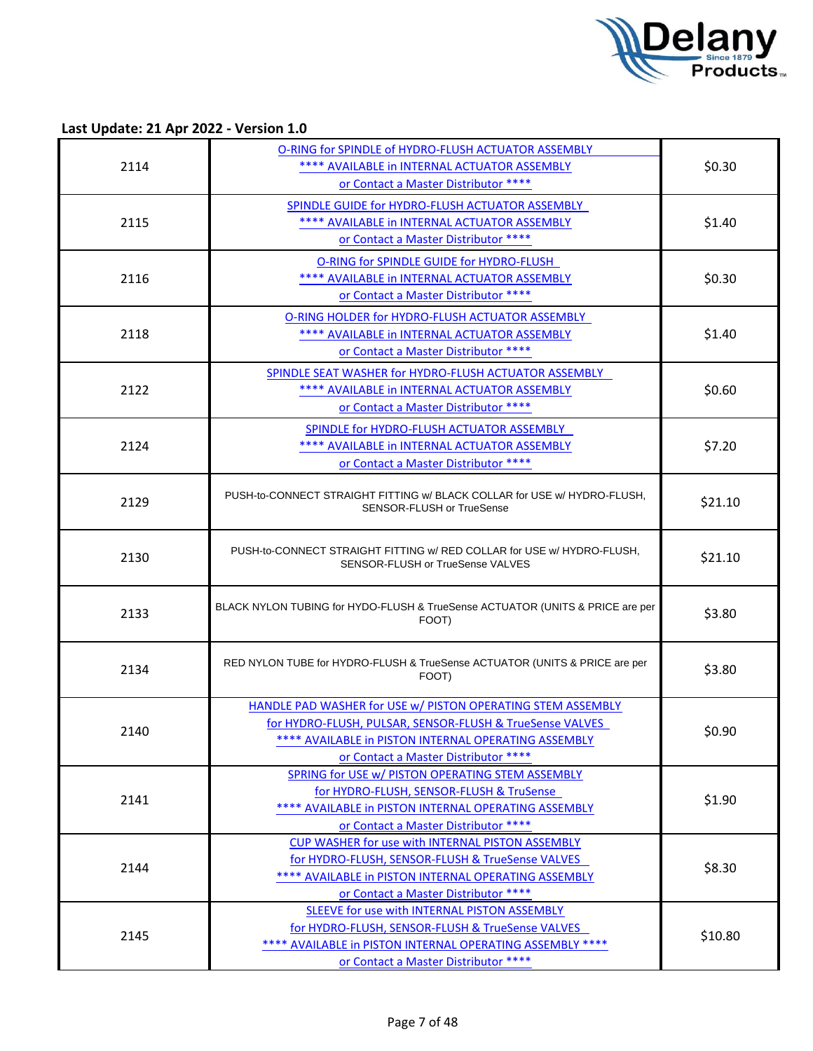**Last Update: 21 Apr 2022 - Version 1.0**

| | | |
|---|---|---|
| 2114 | O-RING for SPINDLE of HYDRO-FLUSH ACTUATOR ASSEMBLY<br>**** AVAILABLE in INTERNAL ACTUATOR ASSEMBLY<br>or Contact a Master Distributor **** | $0.30 |
| 2115 | SPINDLE GUIDE for HYDRO-FLUSH ACTUATOR ASSEMBLY<br>**** AVAILABLE in INTERNAL ACTUATOR ASSEMBLY<br>or Contact a Master Distributor **** | $1.40 |
| 2116 | O-RING for SPINDLE GUIDE for HYDRO-FLUSH<br>**** AVAILABLE in INTERNAL ACTUATOR ASSEMBLY<br>or Contact a Master Distributor **** | $0.30 |
| 2118 | O-RING HOLDER for HYDRO-FLUSH ACTUATOR ASSEMBLY<br>**** AVAILABLE in INTERNAL ACTUATOR ASSEMBLY<br>or Contact a Master Distributor **** | $1.40 |
| 2122 | SPINDLE SEAT WASHER for HYDRO-FLUSH ACTUATOR ASSEMBLY<br>**** AVAILABLE in INTERNAL ACTUATOR ASSEMBLY<br>or Contact a Master Distributor **** | $0.60 |
| 2124 | SPINDLE for HYDRO-FLUSH ACTUATOR ASSEMBLY<br>**** AVAILABLE in INTERNAL ACTUATOR ASSEMBLY<br>or Contact a Master Distributor **** | $7.20 |
| 2129 | PUSH-to-CONNECT STRAIGHT FITTING w/ BLACK COLLAR for USE w/ HYDRO-FLUSH, SENSOR-FLUSH or TrueSense | $21.10 |
| 2130 | PUSH-to-CONNECT STRAIGHT FITTING w/ RED COLLAR for USE w/ HYDRO-FLUSH, SENSOR-FLUSH or TrueSense VALVES | $21.10 |
| 2133 | BLACK NYLON TUBING for HYDO-FLUSH & TrueSense ACTUATOR (UNITS & PRICE are per FOOT) | $3.80 |
| 2134 | RED NYLON TUBE for HYDRO-FLUSH & TrueSense ACTUATOR (UNITS & PRICE are per FOOT) | $3.80 |
| 2140 | HANDLE PAD WASHER for USE w/ PISTON OPERATING STEM ASSEMBLY<br>for HYDRO-FLUSH, PULSAR, SENSOR-FLUSH & TrueSense VALVES<br>**** AVAILABLE in PISTON INTERNAL OPERATING ASSEMBLY<br>or Contact a Master Distributor **** | $0.90 |
| 2141 | SPRING for USE w/ PISTON OPERATING STEM ASSEMBLY<br>for HYDRO-FLUSH, SENSOR-FLUSH & TruSense<br>**** AVAILABLE in PISTON INTERNAL OPERATING ASSEMBLY<br>or Contact a Master Distributor **** | $1.90 |
| 2144 | CUP WASHER for use with INTERNAL PISTON ASSEMBLY<br>for HYDRO-FLUSH, SENSOR-FLUSH & TrueSense VALVES<br>**** AVAILABLE in PISTON INTERNAL OPERATING ASSEMBLY<br>or Contact a Master Distributor **** | $8.30 |
| 2145 | SLEEVE for use with INTERNAL PISTON ASSEMBLY<br>for HYDRO-FLUSH, SENSOR-FLUSH & TrueSense VALVES<br>**** AVAILABLE in PISTON INTERNAL OPERATING ASSEMBLY ****<br>or Contact a Master Distributor **** | $10.80 |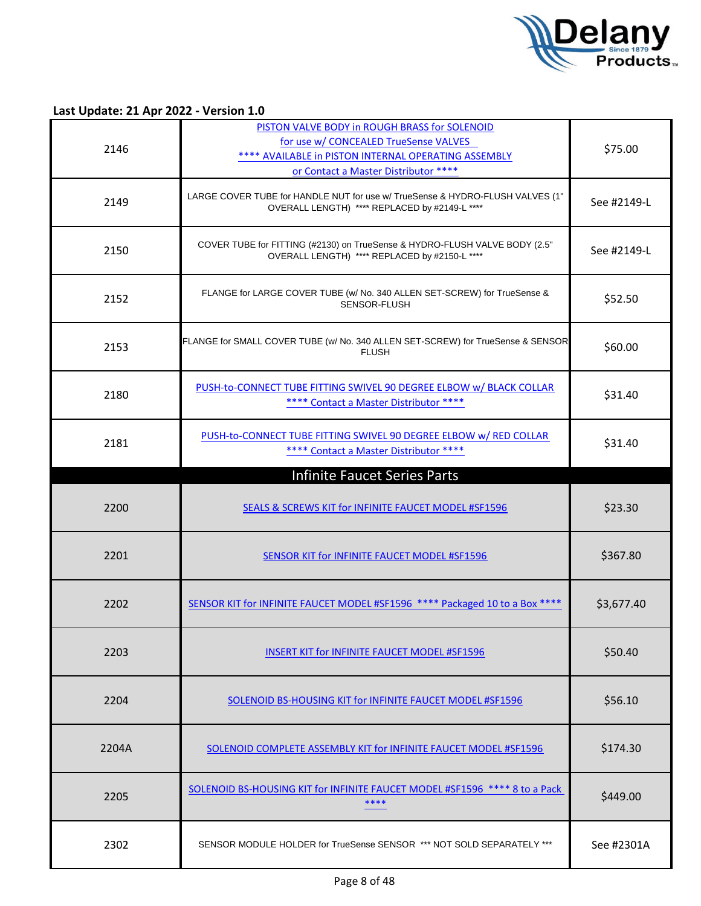**Last Update: 21 Apr 2022 - Version 1.0**

| | | |
|---|---|---|
| 2146 | PISTON VALVE BODY in ROUGH BRASS for SOLENOID for use w/ CONCEALED TrueSense VALVES **** AVAILABLE in PISTON INTERNAL OPERATING ASSEMBLY or Contact a Master Distributor **** | $75.00 |
| 2149 | LARGE COVER TUBE for HANDLE NUT for use w/ TrueSense & HYDRO-FLUSH VALVES (1" OVERALL LENGTH) **** REPLACED by #2149-L **** | See #2149-L |
| 2150 | COVER TUBE for FITTING (#2130) on TrueSense & HYDRO-FLUSH VALVE BODY (2.5" OVERALL LENGTH) **** REPLACED by #2150-L **** | See #2149-L |
| 2152 | FLANGE for LARGE COVER TUBE (w/ No. 340 ALLEN SET-SCREW) for TrueSense & SENSOR-FLUSH | $52.50 |
| 2153 | FLANGE for SMALL COVER TUBE (w/ No. 340 ALLEN SET-SCREW) for TrueSense & SENSOR FLUSH | $60.00 |
| 2180 | PUSH-to-CONNECT TUBE FITTING SWIVEL 90 DEGREE ELBOW w/ BLACK COLLAR **** Contact a Master Distributor **** | $31.40 |
| 2181 | PUSH-to-CONNECT TUBE FITTING SWIVEL 90 DEGREE ELBOW w/ RED COLLAR **** Contact a Master Distributor **** | $31.40 |
| | **Infinite Faucet Series Parts** | |
| 2200 | SEALS & SCREWS KIT for INFINITE FAUCET MODEL #SF1596 | $23.30 |
| 2201 | SENSOR KIT for INFINITE FAUCET MODEL #SF1596 | $367.80 |
| 2202 | SENSOR KIT for INFINITE FAUCET MODEL #SF1596 **** Packaged 10 to a Box **** | $3,677.40 |
| 2203 | INSERT KIT for INFINITE FAUCET MODEL #SF1596 | $50.40 |
| 2204 | SOLENOID BS-HOUSING KIT for INFINITE FAUCET MODEL #SF1596 | $56.10 |
| 2204A | SOLENOID COMPLETE ASSEMBLY KIT for INFINITE FAUCET MODEL #SF1596 | $174.30 |
| 2205 | SOLENOID BS-HOUSING KIT for INFINITE FAUCET MODEL #SF1596 **** 8 to a Pack **** | $449.00 |
| 2302 | SENSOR MODULE HOLDER for TrueSense SENSOR *** NOT SOLD SEPARATELY *** | See #2301A |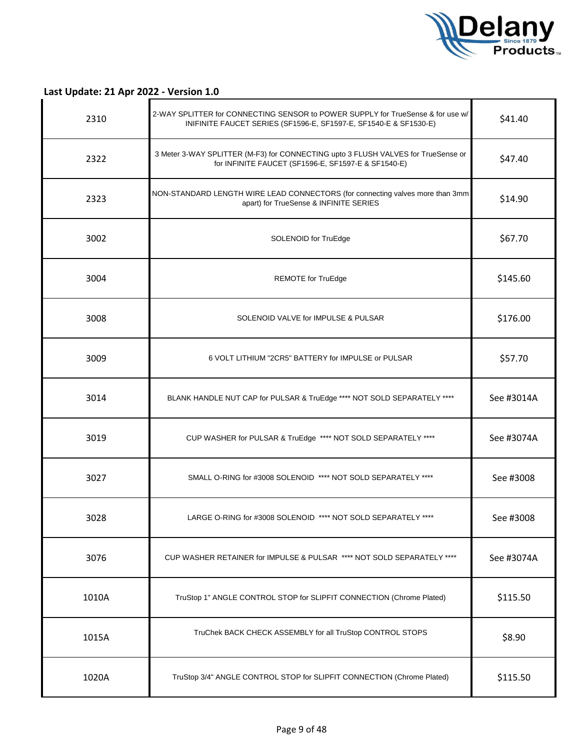**Last Update: 21 Apr 2022 - Version 1.0**

| | | |
|---|---|---|
| 2310 | 2-WAY SPLITTER for CONNECTING SENSOR to POWER SUPPLY for TrueSense & for use w/ INIFINITE FAUCET SERIES (SF1596-E, SF1597-E, SF1540-E & SF1530-E) | $41.40 |
| 2322 | 3 Meter 3-WAY SPLITTER (M-F3) for CONNECTING upto 3 FLUSH VALVES for TrueSense or for INFINITE FAUCET (SF1596-E, SF1597-E & SF1540-E) | $47.40 |
| 2323 | NON-STANDARD LENGTH WIRE LEAD CONNECTORS (for connecting valves more than 3mm apart) for TrueSense & INFINITE SERIES | $14.90 |
| 3002 | SOLENOID for TruEdge | $67.70 |
| 3004 | REMOTE for TruEdge | $145.60 |
| 3008 | SOLENOID VALVE for IMPULSE & PULSAR | $176.00 |
| 3009 | 6 VOLT LITHIUM "2CR5" BATTERY for IMPULSE or PULSAR | $57.70 |
| 3014 | BLANK HANDLE NUT CAP for PULSAR & TruEdge **** NOT SOLD SEPARATELY **** | See #3014A |
| 3019 | CUP WASHER for PULSAR & TruEdge **** NOT SOLD SEPARATELY **** | See #3074A |
| 3027 | SMALL O-RING for #3008 SOLENOID **** NOT SOLD SEPARATELY **** | See #3008 |
| 3028 | LARGE O-RING for #3008 SOLENOID **** NOT SOLD SEPARATELY **** | See #3008 |
| 3076 | CUP WASHER RETAINER for IMPULSE & PULSAR **** NOT SOLD SEPARATELY **** | See #3074A |
| 1010A | TruStop 1" ANGLE CONTROL STOP for SLIPFIT CONNECTION (Chrome Plated) | $115.50 |
| 1015A | TruChek BACK CHECK ASSEMBLY for all TruStop CONTROL STOPS | $8.90 |
| 1020A | TruStop 3/4" ANGLE CONTROL STOP for SLIPFIT CONNECTION (Chrome Plated) | $115.50 |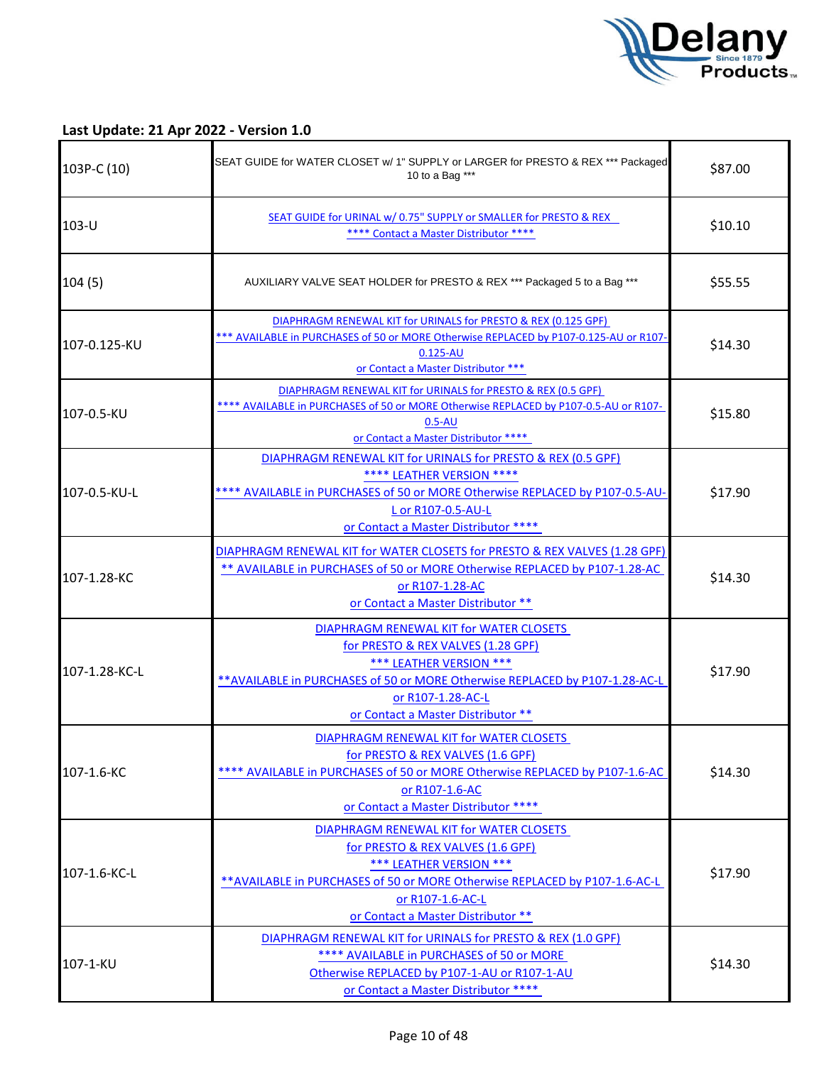**Last Update: 21 Apr 2022 - Version 1.0**

| | | |
|---|---|---|
| 103P-C (10) | SEAT GUIDE for WATER CLOSET w/ 1" SUPPLY or LARGER for PRESTO & REX *** Packaged 10 to a Bag *** | $87.00 |
| 103-U | SEAT GUIDE for URINAL w/ 0.75" SUPPLY or SMALLER for PRESTO & REX **** Contact a Master Distributor **** | $10.10 |
| 104 (5) | AUXILIARY VALVE SEAT HOLDER for PRESTO & REX *** Packaged 5 to a Bag *** | $55.55 |
| 107-0.125-KU | DIAPHRAGM RENEWAL KIT for URINALS for PRESTO & REX (0.125 GPF) *** AVAILABLE in PURCHASES of 50 or MORE Otherwise REPLACED by P107-0.125-AU or R107-0.125-AU or Contact a Master Distributor *** | $14.30 |
| 107-0.5-KU | DIAPHRAGM RENEWAL KIT for URINALS for PRESTO & REX (0.5 GPF) **** AVAILABLE in PURCHASES of 50 or MORE Otherwise REPLACED by P107-0.5-AU or R107-0.5-AU or Contact a Master Distributor **** | $15.80 |
| 107-0.5-KU-L | DIAPHRAGM RENEWAL KIT for URINALS for PRESTO & REX (0.5 GPF) **** LEATHER VERSION **** **** AVAILABLE in PURCHASES of 50 or MORE Otherwise REPLACED by P107-0.5-AU-L or R107-0.5-AU-L or Contact a Master Distributor **** | $17.90 |
| 107-1.28-KC | DIAPHRAGM RENEWAL KIT for WATER CLOSETS for PRESTO & REX VALVES (1.28 GPF) ** AVAILABLE in PURCHASES of 50 or MORE Otherwise REPLACED by P107-1.28-AC or R107-1.28-AC or Contact a Master Distributor ** | $14.30 |
| 107-1.28-KC-L | DIAPHRAGM RENEWAL KIT for WATER CLOSETS for PRESTO & REX VALVES (1.28 GPF) *** LEATHER VERSION *** **AVAILABLE in PURCHASES of 50 or MORE Otherwise REPLACED by P107-1.28-AC-L or R107-1.28-AC-L or Contact a Master Distributor ** | $17.90 |
| 107-1.6-KC | DIAPHRAGM RENEWAL KIT for WATER CLOSETS for PRESTO & REX VALVES (1.6 GPF) **** AVAILABLE in PURCHASES of 50 or MORE Otherwise REPLACED by P107-1.6-AC or R107-1.6-AC or Contact a Master Distributor **** | $14.30 |
| 107-1.6-KC-L | DIAPHRAGM RENEWAL KIT for WATER CLOSETS for PRESTO & REX VALVES (1.6 GPF) *** LEATHER VERSION *** **AVAILABLE in PURCHASES of 50 or MORE Otherwise REPLACED by P107-1.6-AC-L or R107-1.6-AC-L or Contact a Master Distributor ** | $17.90 |
| 107-1-KU | DIAPHRAGM RENEWAL KIT for URINALS for PRESTO & REX (1.0 GPF) **** AVAILABLE in PURCHASES of 50 or MORE Otherwise REPLACED by P107-1-AU or R107-1-AU or Contact a Master Distributor **** | $14.30 |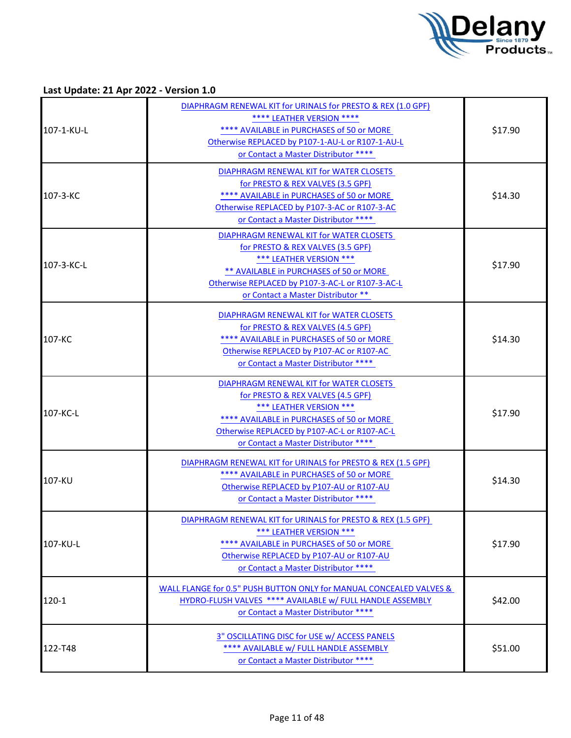**Last Update: 21 Apr 2022 - Version 1.0**

| | | |
|---|---|---|
| 107-1-KU-L | DIAPHRAGM RENEWAL KIT for URINALS for PRESTO & REX (1.0 GPF) **** LEATHER VERSION **** **** AVAILABLE in PURCHASES of 50 or MORE Otherwise REPLACED by P107-1-AU-L or R107-1-AU-L or Contact a Master Distributor **** | $17.90 |
| 107-3-KC | DIAPHRAGM RENEWAL KIT for WATER CLOSETS for PRESTO & REX VALVES (3.5 GPF) **** AVAILABLE in PURCHASES of 50 or MORE Otherwise REPLACED by P107-3-AC or R107-3-AC or Contact a Master Distributor **** | $14.30 |
| 107-3-KC-L | DIAPHRAGM RENEWAL KIT for WATER CLOSETS for PRESTO & REX VALVES (3.5 GPF) *** LEATHER VERSION *** ** AVAILABLE in PURCHASES of 50 or MORE Otherwise REPLACED by P107-3-AC-L or R107-3-AC-L or Contact a Master Distributor ** | $17.90 |
| 107-KC | DIAPHRAGM RENEWAL KIT for WATER CLOSETS for PRESTO & REX VALVES (4.5 GPF) **** AVAILABLE in PURCHASES of 50 or MORE Otherwise REPLACED by P107-AC or R107-AC or Contact a Master Distributor **** | $14.30 |
| 107-KC-L | DIAPHRAGM RENEWAL KIT for WATER CLOSETS for PRESTO & REX VALVES (4.5 GPF) *** LEATHER VERSION *** **** AVAILABLE in PURCHASES of 50 or MORE Otherwise REPLACED by P107-AC-L or R107-AC-L or Contact a Master Distributor **** | $17.90 |
| 107-KU | DIAPHRAGM RENEWAL KIT for URINALS for PRESTO & REX (1.5 GPF) **** AVAILABLE in PURCHASES of 50 or MORE Otherwise REPLACED by P107-AU or R107-AU or Contact a Master Distributor **** | $14.30 |
| 107-KU-L | DIAPHRAGM RENEWAL KIT for URINALS for PRESTO & REX (1.5 GPF) *** LEATHER VERSION *** **** AVAILABLE in PURCHASES of 50 or MORE Otherwise REPLACED by P107-AU or R107-AU or Contact a Master Distributor **** | $17.90 |
| 120-1 | WALL FLANGE for 0.5" PUSH BUTTON ONLY for MANUAL CONCEALED VALVES & HYDRO-FLUSH VALVES **** AVAILABLE w/ FULL HANDLE ASSEMBLY or Contact a Master Distributor **** | $42.00 |
| 122-T48 | 3" OSCILLATING DISC for USE w/ ACCESS PANELS **** AVAILABLE w/ FULL HANDLE ASSEMBLY or Contact a Master Distributor **** | $51.00 |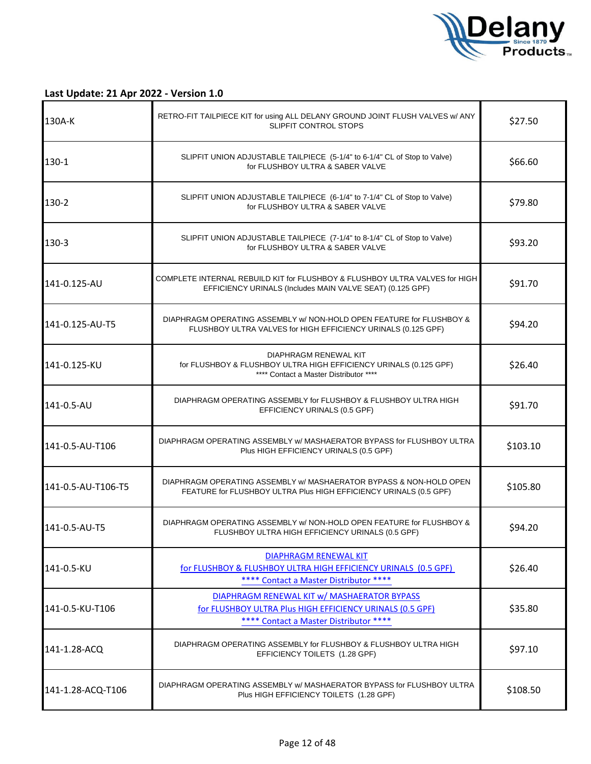**Last Update: 21 Apr 2022 - Version 1.0**

| | | |
|---|---|---|
| 130A-K | RETRO-FIT TAILPIECE KIT for using ALL DELANY GROUND JOINT FLUSH VALVES w/ ANY SLIPFIT CONTROL STOPS | $27.50 |
| 130-1 | SLIPFIT UNION ADJUSTABLE TAILPIECE (5-1/4" to 6-1/4" CL of Stop to Valve) for FLUSHBOY ULTRA & SABER VALVE | $66.60 |
| 130-2 | SLIPFIT UNION ADJUSTABLE TAILPIECE (6-1/4" to 7-1/4" CL of Stop to Valve) for FLUSHBOY ULTRA & SABER VALVE | $79.80 |
| 130-3 | SLIPFIT UNION ADJUSTABLE TAILPIECE (7-1/4" to 8-1/4" CL of Stop to Valve) for FLUSHBOY ULTRA & SABER VALVE | $93.20 |
| 141-0.125-AU | COMPLETE INTERNAL REBUILD KIT for FLUSHBOY & FLUSHBOY ULTRA VALVES for HIGH EFFICIENCY URINALS (Includes MAIN VALVE SEAT) (0.125 GPF) | $91.70 |
| 141-0.125-AU-T5 | DIAPHRAGM OPERATING ASSEMBLY w/ NON-HOLD OPEN FEATURE for FLUSHBOY & FLUSHBOY ULTRA VALVES for HIGH EFFICIENCY URINALS (0.125 GPF) | $94.20 |
| 141-0.125-KU | DIAPHRAGM RENEWAL KIT for FLUSHBOY & FLUSHBOY ULTRA HIGH EFFICIENCY URINALS (0.125 GPF) **** Contact a Master Distributor **** | $26.40 |
| 141-0.5-AU | DIAPHRAGM OPERATING ASSEMBLY for FLUSHBOY & FLUSHBOY ULTRA HIGH EFFICIENCY URINALS (0.5 GPF) | $91.70 |
| 141-0.5-AU-T106 | DIAPHRAGM OPERATING ASSEMBLY w/ MASHAERATOR BYPASS for FLUSHBOY ULTRA Plus HIGH EFFICIENCY URINALS (0.5 GPF) | $103.10 |
| 141-0.5-AU-T106-T5 | DIAPHRAGM OPERATING ASSEMBLY w/ MASHAERATOR BYPASS & NON-HOLD OPEN FEATURE for FLUSHBOY ULTRA Plus HIGH EFFICIENCY URINALS (0.5 GPF) | $105.80 |
| 141-0.5-AU-T5 | DIAPHRAGM OPERATING ASSEMBLY w/ NON-HOLD OPEN FEATURE for FLUSHBOY & FLUSHBOY ULTRA HIGH EFFICIENCY URINALS (0.5 GPF) | $94.20 |
| 141-0.5-KU | DIAPHRAGM RENEWAL KIT for FLUSHBOY & FLUSHBOY ULTRA HIGH EFFICIENCY URINALS (0.5 GPF) **** Contact a Master Distributor **** | $26.40 |
| 141-0.5-KU-T106 | DIAPHRAGM RENEWAL KIT w/ MASHAERATOR BYPASS for FLUSHBOY ULTRA Plus HIGH EFFICIENCY URINALS (0.5 GPF) **** Contact a Master Distributor **** | $35.80 |
| 141-1.28-ACQ | DIAPHRAGM OPERATING ASSEMBLY for FLUSHBOY & FLUSHBOY ULTRA HIGH EFFICIENCY TOILETS (1.28 GPF) | $97.10 |
| 141-1.28-ACQ-T106 | DIAPHRAGM OPERATING ASSEMBLY w/ MASHAERATOR BYPASS for FLUSHBOY ULTRA Plus HIGH EFFICIENCY TOILETS (1.28 GPF) | $108.50 |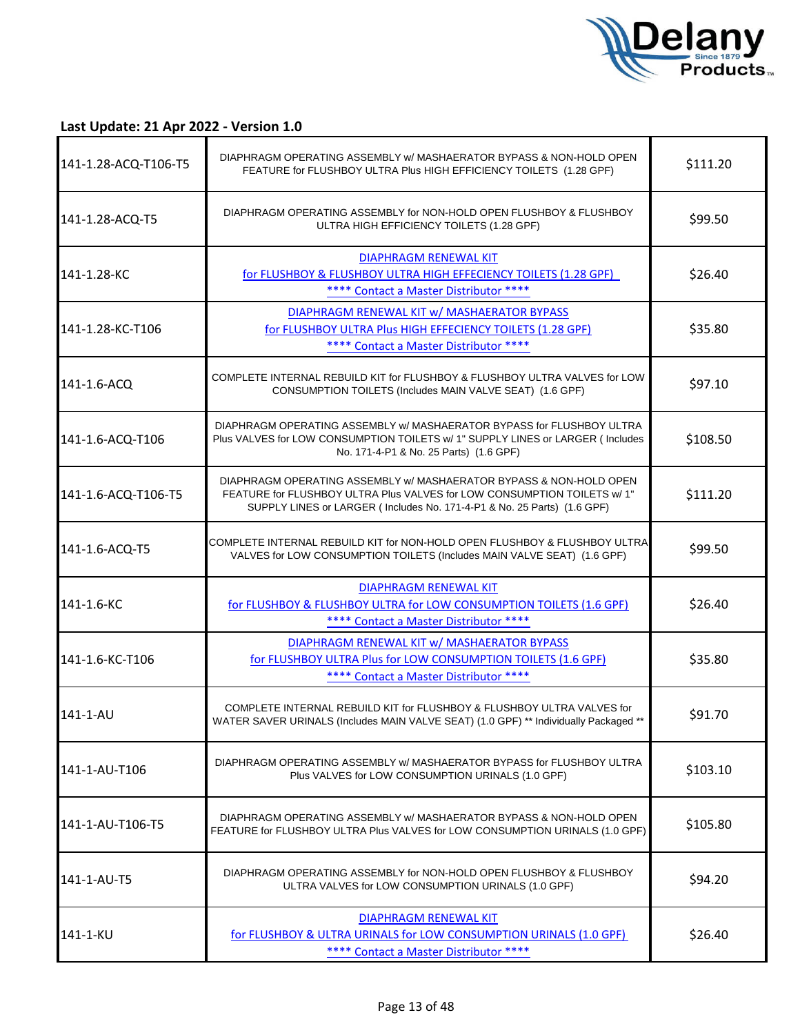**Last Update: 21 Apr 2022 - Version 1.0**

| | | |
|---|---|---|
| 141-1.28-ACQ-T106-T5 | DIAPHRAGM OPERATING ASSEMBLY w/ MASHAERATOR BYPASS & NON-HOLD OPEN FEATURE for FLUSHBOY ULTRA Plus HIGH EFFICIENCY TOILETS (1.28 GPF) | $111.20 |
| 141-1.28-ACQ-T5 | DIAPHRAGM OPERATING ASSEMBLY for NON-HOLD OPEN FLUSHBOY & FLUSHBOY ULTRA HIGH EFFICIENCY TOILETS (1.28 GPF) | $99.50 |
| 141-1.28-KC | DIAPHRAGM RENEWAL KIT for FLUSHBOY & FLUSHBOY ULTRA HIGH EFFECIENCY TOILETS (1.28 GPF) **** Contact a Master Distributor **** | $26.40 |
| 141-1.28-KC-T106 | DIAPHRAGM RENEWAL KIT w/ MASHAERATOR BYPASS for FLUSHBOY ULTRA Plus HIGH EFFECIENCY TOILETS (1.28 GPF) **** Contact a Master Distributor **** | $35.80 |
| 141-1.6-ACQ | COMPLETE INTERNAL REBUILD KIT for FLUSHBOY & FLUSHBOY ULTRA VALVES for LOW CONSUMPTION TOILETS (Includes MAIN VALVE SEAT) (1.6 GPF) | $97.10 |
| 141-1.6-ACQ-T106 | DIAPHRAGM OPERATING ASSEMBLY w/ MASHAERATOR BYPASS for FLUSHBOY ULTRA Plus VALVES for LOW CONSUMPTION TOILETS w/ 1" SUPPLY LINES or LARGER ( Includes No. 171-4-P1 & No. 25 Parts) (1.6 GPF) | $108.50 |
| 141-1.6-ACQ-T106-T5 | DIAPHRAGM OPERATING ASSEMBLY w/ MASHAERATOR BYPASS & NON-HOLD OPEN FEATURE for FLUSHBOY ULTRA Plus VALVES for LOW CONSUMPTION TOILETS w/ 1" SUPPLY LINES or LARGER ( Includes No. 171-4-P1 & No. 25 Parts) (1.6 GPF) | $111.20 |
| 141-1.6-ACQ-T5 | COMPLETE INTERNAL REBUILD KIT for NON-HOLD OPEN FLUSHBOY & FLUSHBOY ULTRA VALVES for LOW CONSUMPTION TOILETS (Includes MAIN VALVE SEAT) (1.6 GPF) | $99.50 |
| 141-1.6-KC | DIAPHRAGM RENEWAL KIT for FLUSHBOY & FLUSHBOY ULTRA for LOW CONSUMPTION TOILETS (1.6 GPF) **** Contact a Master Distributor **** | $26.40 |
| 141-1.6-KC-T106 | DIAPHRAGM RENEWAL KIT w/ MASHAERATOR BYPASS for FLUSHBOY ULTRA Plus for LOW CONSUMPTION TOILETS (1.6 GPF) **** Contact a Master Distributor **** | $35.80 |
| 141-1-AU | COMPLETE INTERNAL REBUILD KIT for FLUSHBOY & FLUSHBOY ULTRA VALVES for WATER SAVER URINALS (Includes MAIN VALVE SEAT) (1.0 GPF) ** Individually Packaged ** | $91.70 |
| 141-1-AU-T106 | DIAPHRAGM OPERATING ASSEMBLY w/ MASHAERATOR BYPASS for FLUSHBOY ULTRA Plus VALVES for LOW CONSUMPTION URINALS (1.0 GPF) | $103.10 |
| 141-1-AU-T106-T5 | DIAPHRAGM OPERATING ASSEMBLY w/ MASHAERATOR BYPASS & NON-HOLD OPEN FEATURE for FLUSHBOY ULTRA Plus VALVES for LOW CONSUMPTION URINALS (1.0 GPF) | $105.80 |
| 141-1-AU-T5 | DIAPHRAGM OPERATING ASSEMBLY for NON-HOLD OPEN FLUSHBOY & FLUSHBOY ULTRA VALVES for LOW CONSUMPTION URINALS (1.0 GPF) | $94.20 |
| 141-1-KU | DIAPHRAGM RENEWAL KIT for FLUSHBOY & ULTRA URINALS for LOW CONSUMPTION URINALS (1.0 GPF) **** Contact a Master Distributor **** | $26.40 |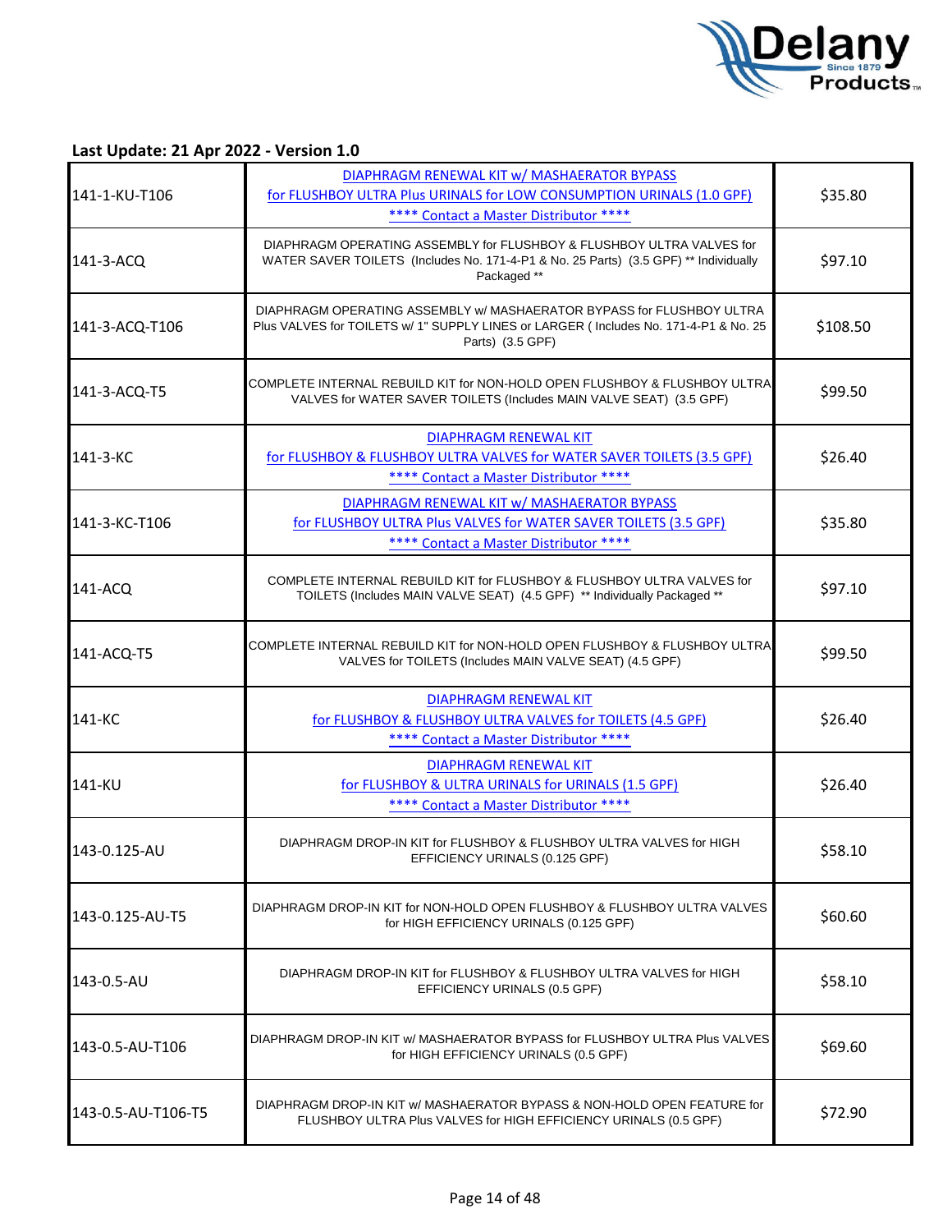**Last Update: 21 Apr 2022 - Version 1.0**

| | | |
|---|---|---|
| 141-1-KU-T106 | DIAPHRAGM RENEWAL KIT w/ MASHAERATOR BYPASS for FLUSHBOY ULTRA Plus URINALS for LOW CONSUMPTION URINALS (1.0 GPF) **** Contact a Master Distributor **** | $35.80 |
| 141-3-ACQ | DIAPHRAGM OPERATING ASSEMBLY for FLUSHBOY & FLUSHBOY ULTRA VALVES for WATER SAVER TOILETS (Includes No. 171-4-P1 & No. 25 Parts) (3.5 GPF) ** Individually Packaged ** | $97.10 |
| 141-3-ACQ-T106 | DIAPHRAGM OPERATING ASSEMBLY w/ MASHAERATOR BYPASS for FLUSHBOY ULTRA Plus VALVES for TOILETS w/ 1" SUPPLY LINES or LARGER ( Includes No. 171-4-P1 & No. 25 Parts) (3.5 GPF) | $108.50 |
| 141-3-ACQ-T5 | COMPLETE INTERNAL REBUILD KIT for NON-HOLD OPEN FLUSHBOY & FLUSHBOY ULTRA VALVES for WATER SAVER TOILETS (Includes MAIN VALVE SEAT) (3.5 GPF) | $99.50 |
| 141-3-KC | DIAPHRAGM RENEWAL KIT for FLUSHBOY & FLUSHBOY ULTRA VALVES for WATER SAVER TOILETS (3.5 GPF) **** Contact a Master Distributor **** | $26.40 |
| 141-3-KC-T106 | DIAPHRAGM RENEWAL KIT w/ MASHAERATOR BYPASS for FLUSHBOY ULTRA Plus VALVES for WATER SAVER TOILETS (3.5 GPF) **** Contact a Master Distributor **** | $35.80 |
| 141-ACQ | COMPLETE INTERNAL REBUILD KIT for FLUSHBOY & FLUSHBOY ULTRA VALVES for TOILETS (Includes MAIN VALVE SEAT) (4.5 GPF) ** Individually Packaged ** | $97.10 |
| 141-ACQ-T5 | COMPLETE INTERNAL REBUILD KIT for NON-HOLD OPEN FLUSHBOY & FLUSHBOY ULTRA VALVES for TOILETS (Includes MAIN VALVE SEAT) (4.5 GPF) | $99.50 |
| 141-KC | DIAPHRAGM RENEWAL KIT for FLUSHBOY & FLUSHBOY ULTRA VALVES for TOILETS (4.5 GPF) **** Contact a Master Distributor **** | $26.40 |
| 141-KU | DIAPHRAGM RENEWAL KIT for FLUSHBOY & ULTRA URINALS for URINALS (1.5 GPF) **** Contact a Master Distributor **** | $26.40 |
| 143-0.125-AU | DIAPHRAGM DROP-IN KIT for FLUSHBOY & FLUSHBOY ULTRA VALVES for HIGH EFFICIENCY URINALS (0.125 GPF) | $58.10 |
| 143-0.125-AU-T5 | DIAPHRAGM DROP-IN KIT for NON-HOLD OPEN FLUSHBOY & FLUSHBOY ULTRA VALVES for HIGH EFFICIENCY URINALS (0.125 GPF) | $60.60 |
| 143-0.5-AU | DIAPHRAGM DROP-IN KIT for FLUSHBOY & FLUSHBOY ULTRA VALVES for HIGH EFFICIENCY URINALS (0.5 GPF) | $58.10 |
| 143-0.5-AU-T106 | DIAPHRAGM DROP-IN KIT w/ MASHAERATOR BYPASS for FLUSHBOY ULTRA Plus VALVES for HIGH EFFICIENCY URINALS (0.5 GPF) | $69.60 |
| 143-0.5-AU-T106-T5 | DIAPHRAGM DROP-IN KIT w/ MASHAERATOR BYPASS & NON-HOLD OPEN FEATURE for FLUSHBOY ULTRA Plus VALVES for HIGH EFFICIENCY URINALS (0.5 GPF) | $72.90 |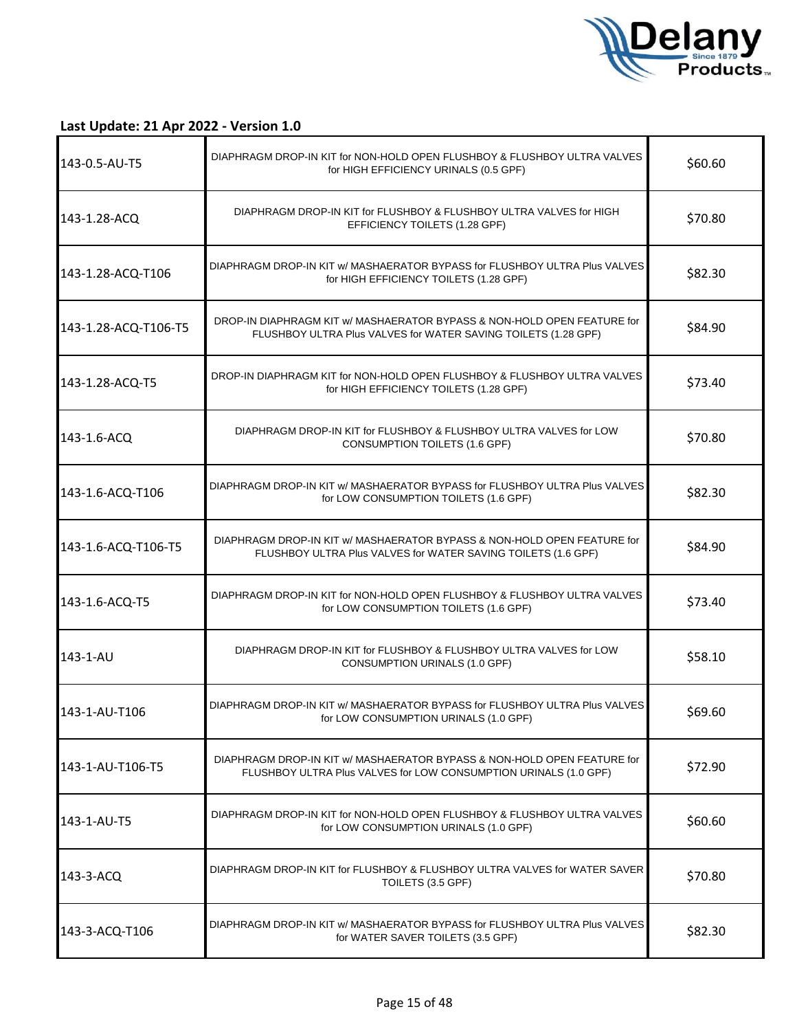**Last Update: 21 Apr 2022 - Version 1.0**

| | | |
|---|---|---|
| 143-0.5-AU-T5 | DIAPHRAGM DROP-IN KIT for NON-HOLD OPEN FLUSHBOY & FLUSHBOY ULTRA VALVES for HIGH EFFICIENCY URINALS (0.5 GPF) | $60.60 |
| 143-1.28-ACQ | DIAPHRAGM DROP-IN KIT for FLUSHBOY & FLUSHBOY ULTRA VALVES for HIGH EFFICIENCY TOILETS (1.28 GPF) | $70.80 |
| 143-1.28-ACQ-T106 | DIAPHRAGM DROP-IN KIT w/ MASHAERATOR BYPASS for FLUSHBOY ULTRA Plus VALVES for HIGH EFFICIENCY TOILETS (1.28 GPF) | $82.30 |
| 143-1.28-ACQ-T106-T5 | DROP-IN DIAPHRAGM KIT w/ MASHAERATOR BYPASS & NON-HOLD OPEN FEATURE for FLUSHBOY ULTRA Plus VALVES for WATER SAVING TOILETS (1.28 GPF) | $84.90 |
| 143-1.28-ACQ-T5 | DROP-IN DIAPHRAGM KIT for NON-HOLD OPEN FLUSHBOY & FLUSHBOY ULTRA VALVES for HIGH EFFICIENCY TOILETS (1.28 GPF) | $73.40 |
| 143-1.6-ACQ | DIAPHRAGM DROP-IN KIT for FLUSHBOY & FLUSHBOY ULTRA VALVES for LOW CONSUMPTION TOILETS (1.6 GPF) | $70.80 |
| 143-1.6-ACQ-T106 | DIAPHRAGM DROP-IN KIT w/ MASHAERATOR BYPASS for FLUSHBOY ULTRA Plus VALVES for LOW CONSUMPTION TOILETS (1.6 GPF) | $82.30 |
| 143-1.6-ACQ-T106-T5 | DIAPHRAGM DROP-IN KIT w/ MASHAERATOR BYPASS & NON-HOLD OPEN FEATURE for FLUSHBOY ULTRA Plus VALVES for WATER SAVING TOILETS (1.6 GPF) | $84.90 |
| 143-1.6-ACQ-T5 | DIAPHRAGM DROP-IN KIT for NON-HOLD OPEN FLUSHBOY & FLUSHBOY ULTRA VALVES for LOW CONSUMPTION TOILETS (1.6 GPF) | $73.40 |
| 143-1-AU | DIAPHRAGM DROP-IN KIT for FLUSHBOY & FLUSHBOY ULTRA VALVES for LOW CONSUMPTION URINALS (1.0 GPF) | $58.10 |
| 143-1-AU-T106 | DIAPHRAGM DROP-IN KIT w/ MASHAERATOR BYPASS for FLUSHBOY ULTRA Plus VALVES for LOW CONSUMPTION URINALS (1.0 GPF) | $69.60 |
| 143-1-AU-T106-T5 | DIAPHRAGM DROP-IN KIT w/ MASHAERATOR BYPASS & NON-HOLD OPEN FEATURE for FLUSHBOY ULTRA Plus VALVES for LOW CONSUMPTION URINALS (1.0 GPF) | $72.90 |
| 143-1-AU-T5 | DIAPHRAGM DROP-IN KIT for NON-HOLD OPEN FLUSHBOY & FLUSHBOY ULTRA VALVES for LOW CONSUMPTION URINALS (1.0 GPF) | $60.60 |
| 143-3-ACQ | DIAPHRAGM DROP-IN KIT for FLUSHBOY & FLUSHBOY ULTRA VALVES for WATER SAVER TOILETS (3.5 GPF) | $70.80 |
| 143-3-ACQ-T106 | DIAPHRAGM DROP-IN KIT w/ MASHAERATOR BYPASS for FLUSHBOY ULTRA Plus VALVES for WATER SAVER TOILETS (3.5 GPF) | $82.30 |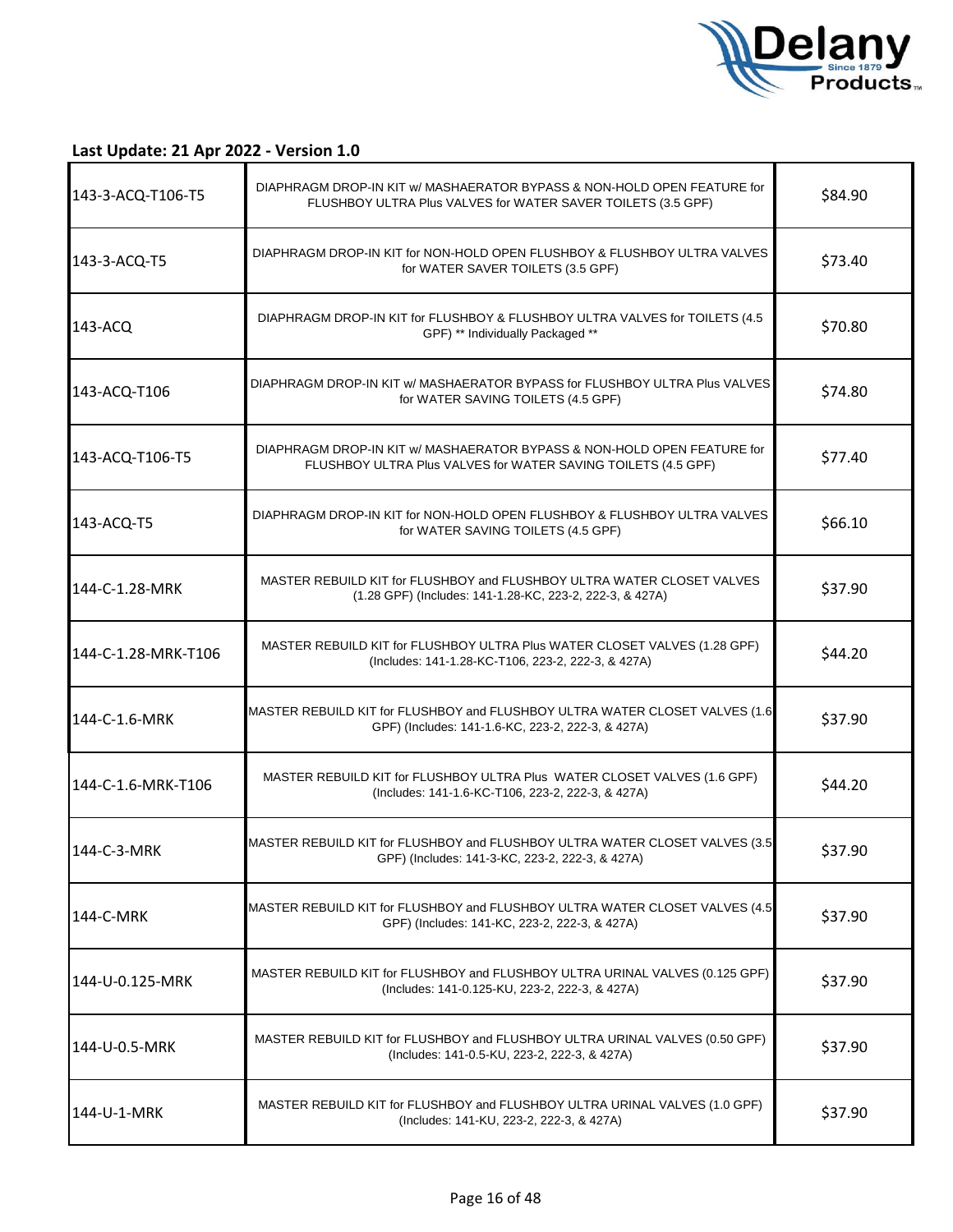**Last Update: 21 Apr 2022 - Version 1.0**

| | | |
|---|---|---|
| 143-3-ACQ-T106-T5 | DIAPHRAGM DROP-IN KIT w/ MASHAERATOR BYPASS & NON-HOLD OPEN FEATURE for FLUSHBOY ULTRA Plus VALVES for WATER SAVER TOILETS (3.5 GPF) | $84.90 |
| 143-3-ACQ-T5 | DIAPHRAGM DROP-IN KIT for NON-HOLD OPEN FLUSHBOY & FLUSHBOY ULTRA VALVES for WATER SAVER TOILETS (3.5 GPF) | $73.40 |
| 143-ACQ | DIAPHRAGM DROP-IN KIT for FLUSHBOY & FLUSHBOY ULTRA VALVES for TOILETS (4.5 GPF) ** Individually Packaged ** | $70.80 |
| 143-ACQ-T106 | DIAPHRAGM DROP-IN KIT w/ MASHAERATOR BYPASS for FLUSHBOY ULTRA Plus VALVES for WATER SAVING TOILETS (4.5 GPF) | $74.80 |
| 143-ACQ-T106-T5 | DIAPHRAGM DROP-IN KIT w/ MASHAERATOR BYPASS & NON-HOLD OPEN FEATURE for FLUSHBOY ULTRA Plus VALVES for WATER SAVING TOILETS (4.5 GPF) | $77.40 |
| 143-ACQ-T5 | DIAPHRAGM DROP-IN KIT for NON-HOLD OPEN FLUSHBOY & FLUSHBOY ULTRA VALVES for WATER SAVING TOILETS (4.5 GPF) | $66.10 |
| 144-C-1.28-MRK | MASTER REBUILD KIT for FLUSHBOY and FLUSHBOY ULTRA WATER CLOSET VALVES (1.28 GPF) (Includes: 141-1.28-KC, 223-2, 222-3, & 427A) | $37.90 |
| 144-C-1.28-MRK-T106 | MASTER REBUILD KIT for FLUSHBOY ULTRA Plus WATER CLOSET VALVES (1.28 GPF) (Includes: 141-1.28-KC-T106, 223-2, 222-3, & 427A) | $44.20 |
| 144-C-1.6-MRK | MASTER REBUILD KIT for FLUSHBOY and FLUSHBOY ULTRA WATER CLOSET VALVES (1.6 GPF) (Includes: 141-1.6-KC, 223-2, 222-3, & 427A) | $37.90 |
| 144-C-1.6-MRK-T106 | MASTER REBUILD KIT for FLUSHBOY ULTRA Plus WATER CLOSET VALVES (1.6 GPF) (Includes: 141-1.6-KC-T106, 223-2, 222-3, & 427A) | $44.20 |
| 144-C-3-MRK | MASTER REBUILD KIT for FLUSHBOY and FLUSHBOY ULTRA WATER CLOSET VALVES (3.5 GPF) (Includes: 141-3-KC, 223-2, 222-3, & 427A) | $37.90 |
| 144-C-MRK | MASTER REBUILD KIT for FLUSHBOY and FLUSHBOY ULTRA WATER CLOSET VALVES (4.5 GPF) (Includes: 141-KC, 223-2, 222-3, & 427A) | $37.90 |
| 144-U-0.125-MRK | MASTER REBUILD KIT for FLUSHBOY and FLUSHBOY ULTRA URINAL VALVES (0.125 GPF) (Includes: 141-0.125-KU, 223-2, 222-3, & 427A) | $37.90 |
| 144-U-0.5-MRK | MASTER REBUILD KIT for FLUSHBOY and FLUSHBOY ULTRA URINAL VALVES (0.50 GPF) (Includes: 141-0.5-KU, 223-2, 222-3, & 427A) | $37.90 |
| 144-U-1-MRK | MASTER REBUILD KIT for FLUSHBOY and FLUSHBOY ULTRA URINAL VALVES (1.0 GPF) (Includes: 141-KU, 223-2, 222-3, & 427A) | $37.90 |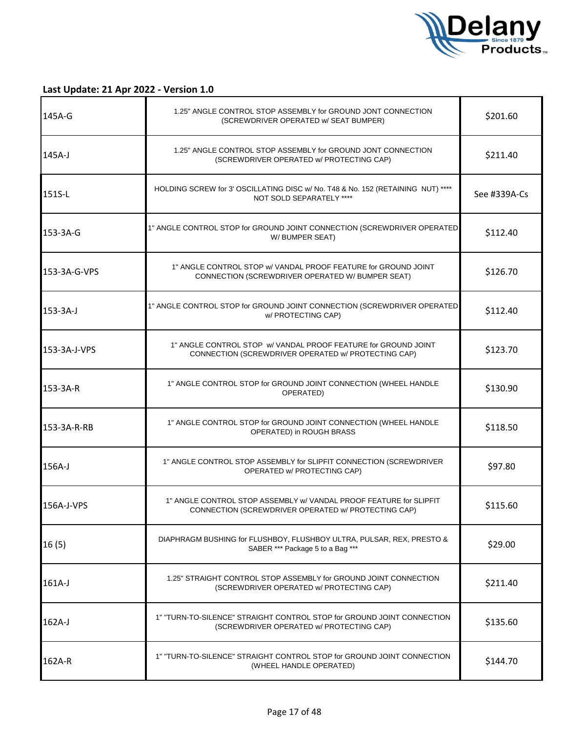**Last Update: 21 Apr 2022 - Version 1.0**

| | | |
|---|---|---|
| 145A-G | 1.25" ANGLE CONTROL STOP ASSEMBLY for GROUND JONT CONNECTION (SCREWDRIVER OPERATED w/ SEAT BUMPER) | $201.60 |
| 145A-J | 1.25" ANGLE CONTROL STOP ASSEMBLY for GROUND JONT CONNECTION (SCREWDRIVER OPERATED w/ PROTECTING CAP) | $211.40 |
| 151S-L | HOLDING SCREW for 3' OSCILLATING DISC w/ No. T48 & No. 152 (RETAINING NUT) **** NOT SOLD SEPARATELY **** | See #339A-Cs |
| 153-3A-G | 1" ANGLE CONTROL STOP for GROUND JOINT CONNECTION (SCREWDRIVER OPERATED W/ BUMPER SEAT) | $112.40 |
| 153-3A-G-VPS | 1" ANGLE CONTROL STOP w/ VANDAL PROOF FEATURE for GROUND JOINT CONNECTION (SCREWDRIVER OPERATED W/ BUMPER SEAT) | $126.70 |
| 153-3A-J | 1" ANGLE CONTROL STOP for GROUND JOINT CONNECTION (SCREWDRIVER OPERATED w/ PROTECTING CAP) | $112.40 |
| 153-3A-J-VPS | 1" ANGLE CONTROL STOP w/ VANDAL PROOF FEATURE for GROUND JOINT CONNECTION (SCREWDRIVER OPERATED w/ PROTECTING CAP) | $123.70 |
| 153-3A-R | 1" ANGLE CONTROL STOP for GROUND JOINT CONNECTION (WHEEL HANDLE OPERATED) | $130.90 |
| 153-3A-R-RB | 1" ANGLE CONTROL STOP for GROUND JOINT CONNECTION (WHEEL HANDLE OPERATED) in ROUGH BRASS | $118.50 |
| 156A-J | 1" ANGLE CONTROL STOP ASSEMBLY for SLIPFIT CONNECTION (SCREWDRIVER OPERATED w/ PROTECTING CAP) | $97.80 |
| 156A-J-VPS | 1" ANGLE CONTROL STOP ASSEMBLY w/ VANDAL PROOF FEATURE for SLIPFIT CONNECTION (SCREWDRIVER OPERATED w/ PROTECTING CAP) | $115.60 |
| 16 (5) | DIAPHRAGM BUSHING for FLUSHBOY, FLUSHBOY ULTRA, PULSAR, REX, PRESTO & SABER *** Package 5 to a Bag *** | $29.00 |
| 161A-J | 1.25" STRAIGHT CONTROL STOP ASSEMBLY for GROUND JOINT CONNECTION (SCREWDRIVER OPERATED w/ PROTECTING CAP) | $211.40 |
| 162A-J | 1" "TURN-TO-SILENCE" STRAIGHT CONTROL STOP for GROUND JOINT CONNECTION (SCREWDRIVER OPERATED w/ PROTECTING CAP) | $135.60 |
| 162A-R | 1" "TURN-TO-SILENCE" STRAIGHT CONTROL STOP for GROUND JOINT CONNECTION (WHEEL HANDLE OPERATED) | $144.70 |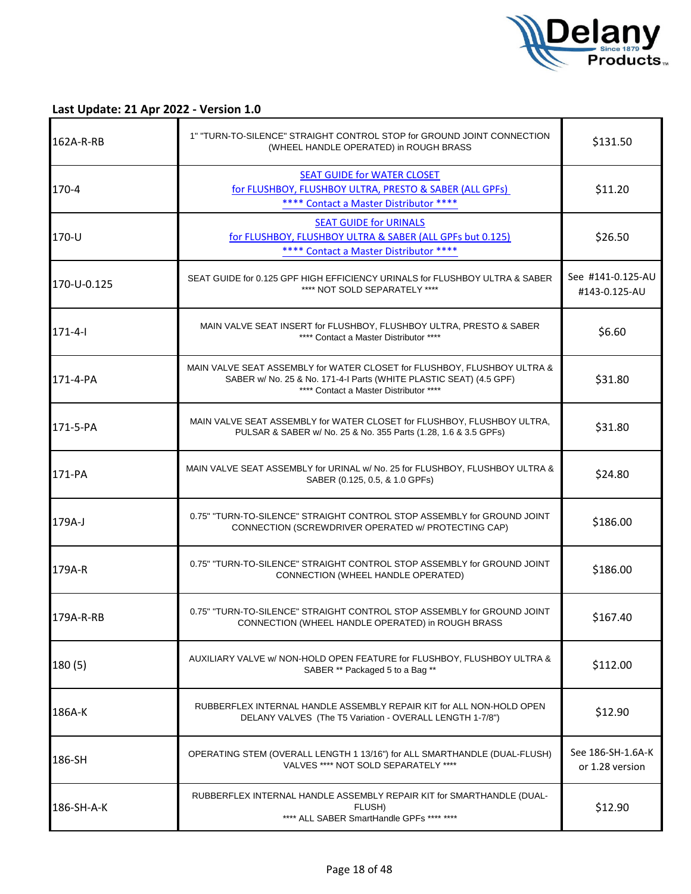**Last Update: 21 Apr 2022 - Version 1.0**

| | | |
|---|---|---|
| 162A-R-RB | 1" "TURN-TO-SILENCE" STRAIGHT CONTROL STOP for GROUND JOINT CONNECTION (WHEEL HANDLE OPERATED) in ROUGH BRASS | $131.50 |
| 170-4 | SEAT GUIDE for WATER CLOSET for FLUSHBOY, FLUSHBOY ULTRA, PRESTO & SABER (ALL GPFs) **** Contact a Master Distributor **** | $11.20 |
| 170-U | SEAT GUIDE for URINALS for FLUSHBOY, FLUSHBOY ULTRA & SABER (ALL GPFs but 0.125) **** Contact a Master Distributor **** | $26.50 |
| 170-U-0.125 | SEAT GUIDE for 0.125 GPF HIGH EFFICIENCY URINALS for FLUSHBOY ULTRA & SABER **** NOT SOLD SEPARATELY **** | See #141-0.125-AU #143-0.125-AU |
| 171-4-I | MAIN VALVE SEAT INSERT for FLUSHBOY, FLUSHBOY ULTRA, PRESTO & SABER **** Contact a Master Distributor **** | $6.60 |
| 171-4-PA | MAIN VALVE SEAT ASSEMBLY for WATER CLOSET for FLUSHBOY, FLUSHBOY ULTRA & SABER w/ No. 25 & No. 171-4-I Parts (WHITE PLASTIC SEAT) (4.5 GPF) **** Contact a Master Distributor **** | $31.80 |
| 171-5-PA | MAIN VALVE SEAT ASSEMBLY for WATER CLOSET for FLUSHBOY, FLUSHBOY ULTRA, PULSAR & SABER w/ No. 25 & No. 355 Parts (1.28, 1.6 & 3.5 GPFs) | $31.80 |
| 171-PA | MAIN VALVE SEAT ASSEMBLY for URINAL w/ No. 25 for FLUSHBOY, FLUSHBOY ULTRA & SABER (0.125, 0.5, & 1.0 GPFs) | $24.80 |
| 179A-J | 0.75" "TURN-TO-SILENCE" STRAIGHT CONTROL STOP ASSEMBLY for GROUND JOINT CONNECTION (SCREWDRIVER OPERATED w/ PROTECTING CAP) | $186.00 |
| 179A-R | 0.75" "TURN-TO-SILENCE" STRAIGHT CONTROL STOP ASSEMBLY for GROUND JOINT CONNECTION (WHEEL HANDLE OPERATED) | $186.00 |
| 179A-R-RB | 0.75" "TURN-TO-SILENCE" STRAIGHT CONTROL STOP ASSEMBLY for GROUND JOINT CONNECTION (WHEEL HANDLE OPERATED) in ROUGH BRASS | $167.40 |
| 180 (5) | AUXILIARY VALVE w/ NON-HOLD OPEN FEATURE for FLUSHBOY, FLUSHBOY ULTRA & SABER ** Packaged 5 to a Bag ** | $112.00 |
| 186A-K | RUBBERFLEX INTERNAL HANDLE ASSEMBLY REPAIR KIT for ALL NON-HOLD OPEN DELANY VALVES (The T5 Variation - OVERALL LENGTH 1-7/8") | $12.90 |
| 186-SH | OPERATING STEM (OVERALL LENGTH 1 13/16") for ALL SMARTHANDLE (DUAL-FLUSH) VALVES **** NOT SOLD SEPARATELY **** | See 186-SH-1.6A-K or 1.28 version |
| 186-SH-A-K | RUBBERFLEX INTERNAL HANDLE ASSEMBLY REPAIR KIT for SMARTHANDLE (DUAL-FLUSH) **** ALL SABER SmartHandle GPFs **** **** | $12.90 |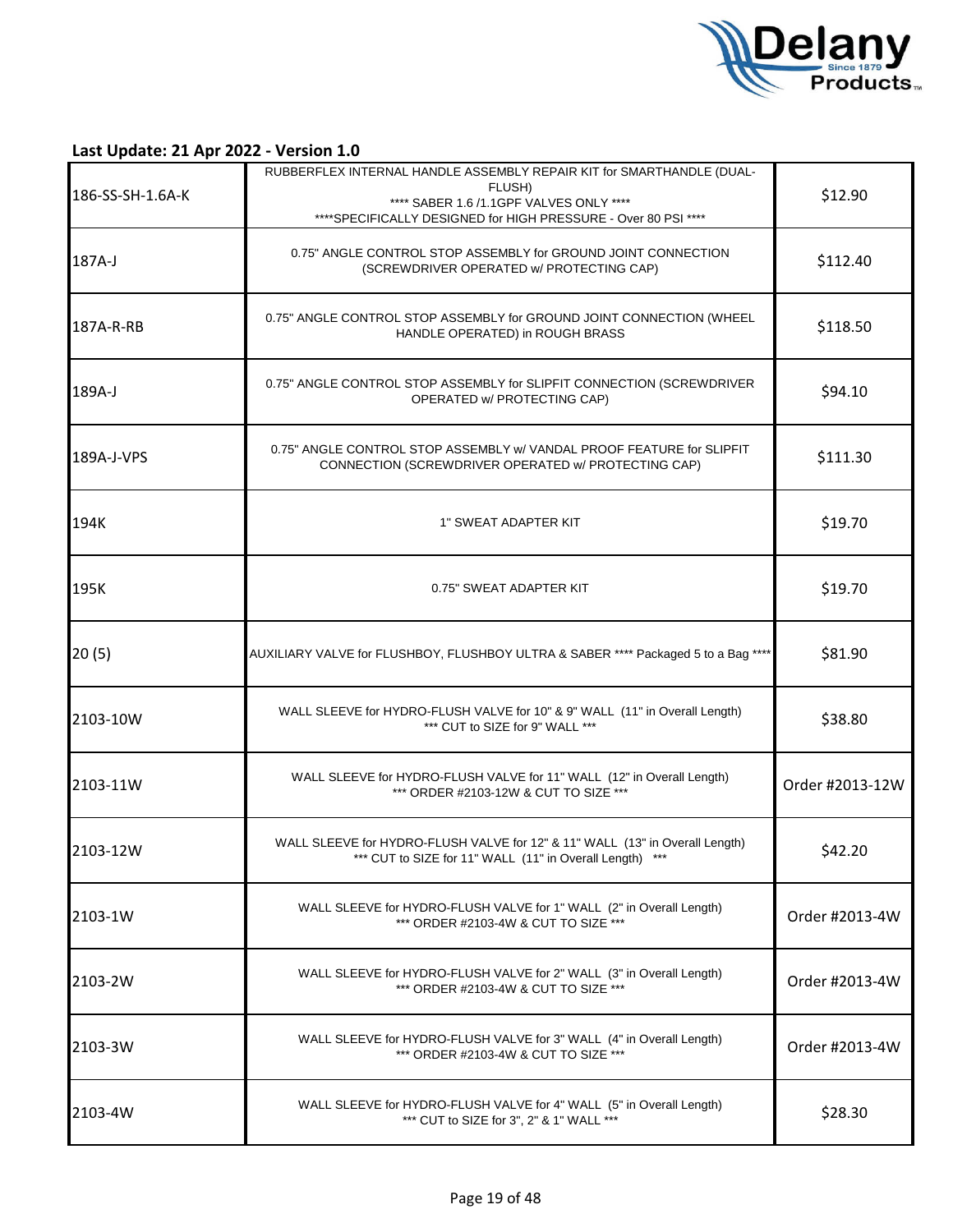**Last Update: 21 Apr 2022 - Version 1.0**

| | | |
|---|---|---|
| 186-SS-SH-1.6A-K | RUBBERFLEX INTERNAL HANDLE ASSEMBLY REPAIR KIT for SMARTHANDLE (DUAL-FLUSH) **** SABER 1.6 /1.1GPF VALVES ONLY **** ****SPECIFICALLY DESIGNED for HIGH PRESSURE - Over 80 PSI **** | $12.90 |
| 187A-J | 0.75" ANGLE CONTROL STOP ASSEMBLY for GROUND JOINT CONNECTION (SCREWDRIVER OPERATED w/ PROTECTING CAP) | $112.40 |
| 187A-R-RB | 0.75" ANGLE CONTROL STOP ASSEMBLY for GROUND JOINT CONNECTION (WHEEL HANDLE OPERATED) in ROUGH BRASS | $118.50 |
| 189A-J | 0.75" ANGLE CONTROL STOP ASSEMBLY for SLIPFIT CONNECTION (SCREWDRIVER OPERATED w/ PROTECTING CAP) | $94.10 |
| 189A-J-VPS | 0.75" ANGLE CONTROL STOP ASSEMBLY w/ VANDAL PROOF FEATURE for SLIPFIT CONNECTION (SCREWDRIVER OPERATED w/ PROTECTING CAP) | $111.30 |
| 194K | 1" SWEAT ADAPTER KIT | $19.70 |
| 195K | 0.75" SWEAT ADAPTER KIT | $19.70 |
| 20 (5) | AUXILIARY VALVE for FLUSHBOY, FLUSHBOY ULTRA & SABER **** Packaged 5 to a Bag **** | $81.90 |
| 2103-10W | WALL SLEEVE for HYDRO-FLUSH VALVE for 10" & 9" WALL (11" in Overall Length) *** CUT to SIZE for 9" WALL *** | $38.80 |
| 2103-11W | WALL SLEEVE for HYDRO-FLUSH VALVE for 11" WALL (12" in Overall Length) *** ORDER #2103-12W & CUT TO SIZE *** | Order #2013-12W |
| 2103-12W | WALL SLEEVE for HYDRO-FLUSH VALVE for 12" & 11" WALL (13" in Overall Length) *** CUT to SIZE for 11" WALL (11" in Overall Length) *** | $42.20 |
| 2103-1W | WALL SLEEVE for HYDRO-FLUSH VALVE for 1" WALL (2" in Overall Length) *** ORDER #2103-4W & CUT TO SIZE *** | Order #2013-4W |
| 2103-2W | WALL SLEEVE for HYDRO-FLUSH VALVE for 2" WALL (3" in Overall Length) *** ORDER #2103-4W & CUT TO SIZE *** | Order #2013-4W |
| 2103-3W | WALL SLEEVE for HYDRO-FLUSH VALVE for 3" WALL (4" in Overall Length) *** ORDER #2103-4W & CUT TO SIZE *** | Order #2013-4W |
| 2103-4W | WALL SLEEVE for HYDRO-FLUSH VALVE for 4" WALL (5" in Overall Length) *** CUT to SIZE for 3", 2" & 1" WALL *** | $28.30 |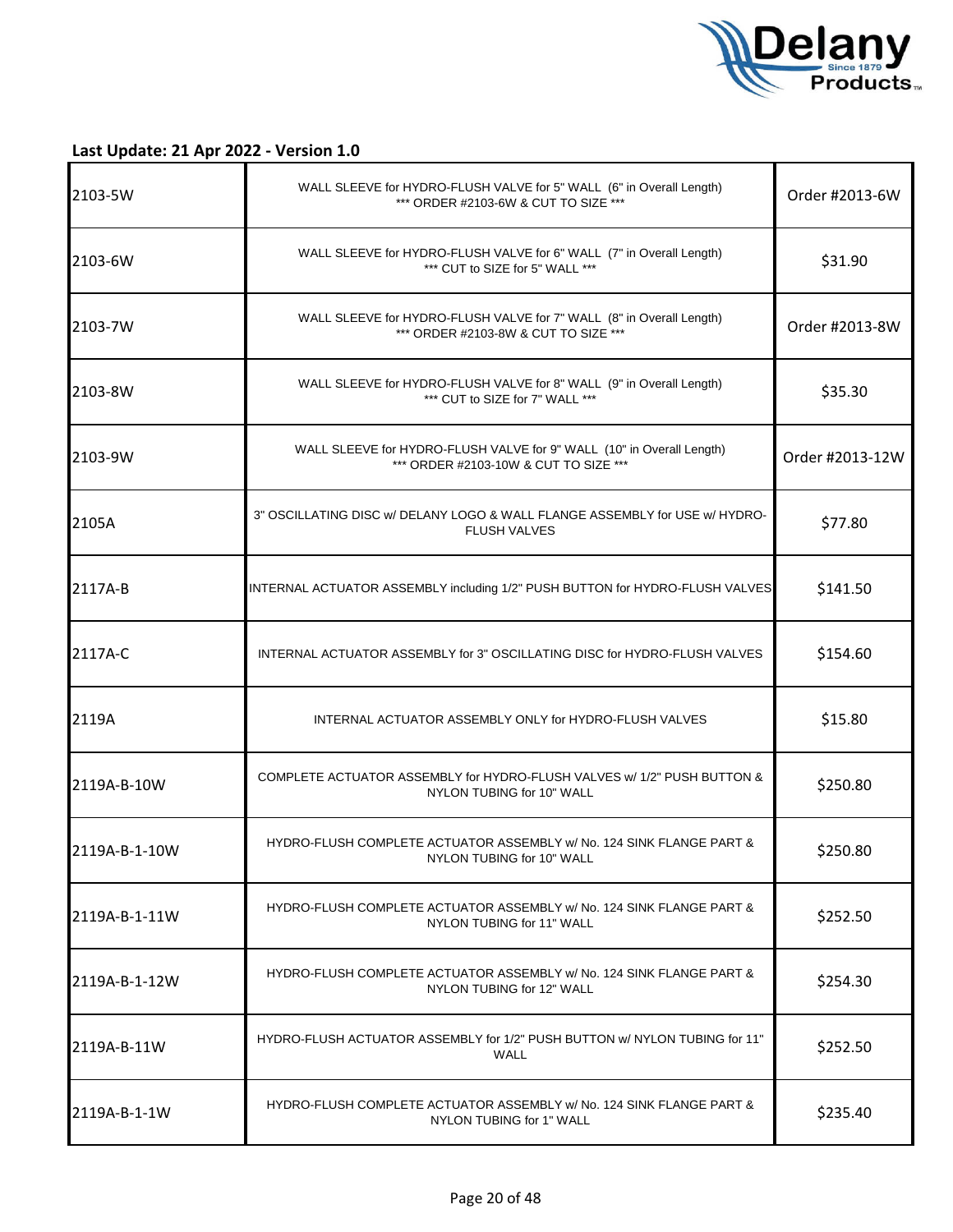**Last Update: 21 Apr 2022 - Version 1.0**

| | | |
|---|---|---|
| 2103-5W | WALL SLEEVE for HYDRO-FLUSH VALVE for 5" WALL (6" in Overall Length) *** ORDER #2103-6W & CUT TO SIZE *** | Order #2013-6W |
| 2103-6W | WALL SLEEVE for HYDRO-FLUSH VALVE for 6" WALL (7" in Overall Length) *** CUT to SIZE for 5" WALL *** | $31.90 |
| 2103-7W | WALL SLEEVE for HYDRO-FLUSH VALVE for 7" WALL (8" in Overall Length) *** ORDER #2103-8W & CUT TO SIZE *** | Order #2013-8W |
| 2103-8W | WALL SLEEVE for HYDRO-FLUSH VALVE for 8" WALL (9" in Overall Length) *** CUT to SIZE for 7" WALL *** | $35.30 |
| 2103-9W | WALL SLEEVE for HYDRO-FLUSH VALVE for 9" WALL (10" in Overall Length) *** ORDER #2103-10W & CUT TO SIZE *** | Order #2013-12W |
| 2105A | 3" OSCILLATING DISC w/ DELANY LOGO & WALL FLANGE ASSEMBLY for USE w/ HYDRO-FLUSH VALVES | $77.80 |
| 2117A-B | INTERNAL ACTUATOR ASSEMBLY including 1/2" PUSH BUTTON for HYDRO-FLUSH VALVES | $141.50 |
| 2117A-C | INTERNAL ACTUATOR ASSEMBLY for 3" OSCILLATING DISC for HYDRO-FLUSH VALVES | $154.60 |
| 2119A | INTERNAL ACTUATOR ASSEMBLY ONLY for HYDRO-FLUSH VALVES | $15.80 |
| 2119A-B-10W | COMPLETE ACTUATOR ASSEMBLY for HYDRO-FLUSH VALVES w/ 1/2" PUSH BUTTON & NYLON TUBING for 10" WALL | $250.80 |
| 2119A-B-1-10W | HYDRO-FLUSH COMPLETE ACTUATOR ASSEMBLY w/ No. 124 SINK FLANGE PART & NYLON TUBING for 10" WALL | $250.80 |
| 2119A-B-1-11W | HYDRO-FLUSH COMPLETE ACTUATOR ASSEMBLY w/ No. 124 SINK FLANGE PART & NYLON TUBING for 11" WALL | $252.50 |
| 2119A-B-1-12W | HYDRO-FLUSH COMPLETE ACTUATOR ASSEMBLY w/ No. 124 SINK FLANGE PART & NYLON TUBING for 12" WALL | $254.30 |
| 2119A-B-11W | HYDRO-FLUSH ACTUATOR ASSEMBLY for 1/2" PUSH BUTTON w/ NYLON TUBING for 11" WALL | $252.50 |
| 2119A-B-1-1W | HYDRO-FLUSH COMPLETE ACTUATOR ASSEMBLY w/ No. 124 SINK FLANGE PART & NYLON TUBING for 1" WALL | $235.40 |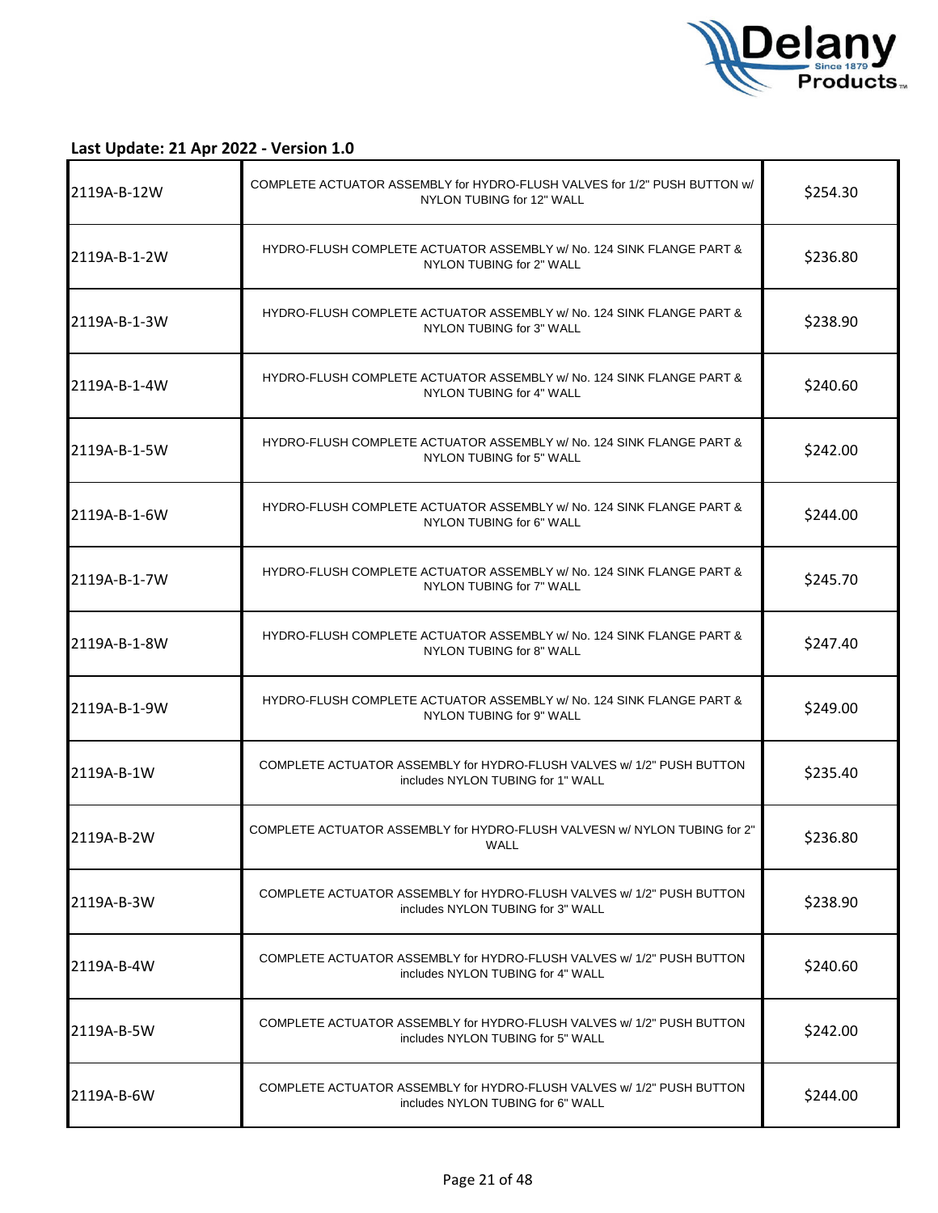**Last Update: 21 Apr 2022 - Version 1.0**

| | | |
|---|---|---|
| 2119A-B-12W | COMPLETE ACTUATOR ASSEMBLY for HYDRO-FLUSH VALVES for 1/2" PUSH BUTTON w/ NYLON TUBING for 12" WALL | $254.30 |
| 2119A-B-1-2W | HYDRO-FLUSH COMPLETE ACTUATOR ASSEMBLY w/ No. 124 SINK FLANGE PART & NYLON TUBING for 2" WALL | $236.80 |
| 2119A-B-1-3W | HYDRO-FLUSH COMPLETE ACTUATOR ASSEMBLY w/ No. 124 SINK FLANGE PART & NYLON TUBING for 3" WALL | $238.90 |
| 2119A-B-1-4W | HYDRO-FLUSH COMPLETE ACTUATOR ASSEMBLY w/ No. 124 SINK FLANGE PART & NYLON TUBING for 4" WALL | $240.60 |
| 2119A-B-1-5W | HYDRO-FLUSH COMPLETE ACTUATOR ASSEMBLY w/ No. 124 SINK FLANGE PART & NYLON TUBING for 5" WALL | $242.00 |
| 2119A-B-1-6W | HYDRO-FLUSH COMPLETE ACTUATOR ASSEMBLY w/ No. 124 SINK FLANGE PART & NYLON TUBING for 6" WALL | $244.00 |
| 2119A-B-1-7W | HYDRO-FLUSH COMPLETE ACTUATOR ASSEMBLY w/ No. 124 SINK FLANGE PART & NYLON TUBING for 7" WALL | $245.70 |
| 2119A-B-1-8W | HYDRO-FLUSH COMPLETE ACTUATOR ASSEMBLY w/ No. 124 SINK FLANGE PART & NYLON TUBING for 8" WALL | $247.40 |
| 2119A-B-1-9W | HYDRO-FLUSH COMPLETE ACTUATOR ASSEMBLY w/ No. 124 SINK FLANGE PART & NYLON TUBING for 9" WALL | $249.00 |
| 2119A-B-1W | COMPLETE ACTUATOR ASSEMBLY for HYDRO-FLUSH VALVES w/ 1/2" PUSH BUTTON includes NYLON TUBING for 1" WALL | $235.40 |
| 2119A-B-2W | COMPLETE ACTUATOR ASSEMBLY for HYDRO-FLUSH VALVESN w/ NYLON TUBING for 2" WALL | $236.80 |
| 2119A-B-3W | COMPLETE ACTUATOR ASSEMBLY for HYDRO-FLUSH VALVES w/ 1/2" PUSH BUTTON includes NYLON TUBING for 3" WALL | $238.90 |
| 2119A-B-4W | COMPLETE ACTUATOR ASSEMBLY for HYDRO-FLUSH VALVES w/ 1/2" PUSH BUTTON includes NYLON TUBING for 4" WALL | $240.60 |
| 2119A-B-5W | COMPLETE ACTUATOR ASSEMBLY for HYDRO-FLUSH VALVES w/ 1/2" PUSH BUTTON includes NYLON TUBING for 5" WALL | $242.00 |
| 2119A-B-6W | COMPLETE ACTUATOR ASSEMBLY for HYDRO-FLUSH VALVES w/ 1/2" PUSH BUTTON includes NYLON TUBING for 6" WALL | $244.00 |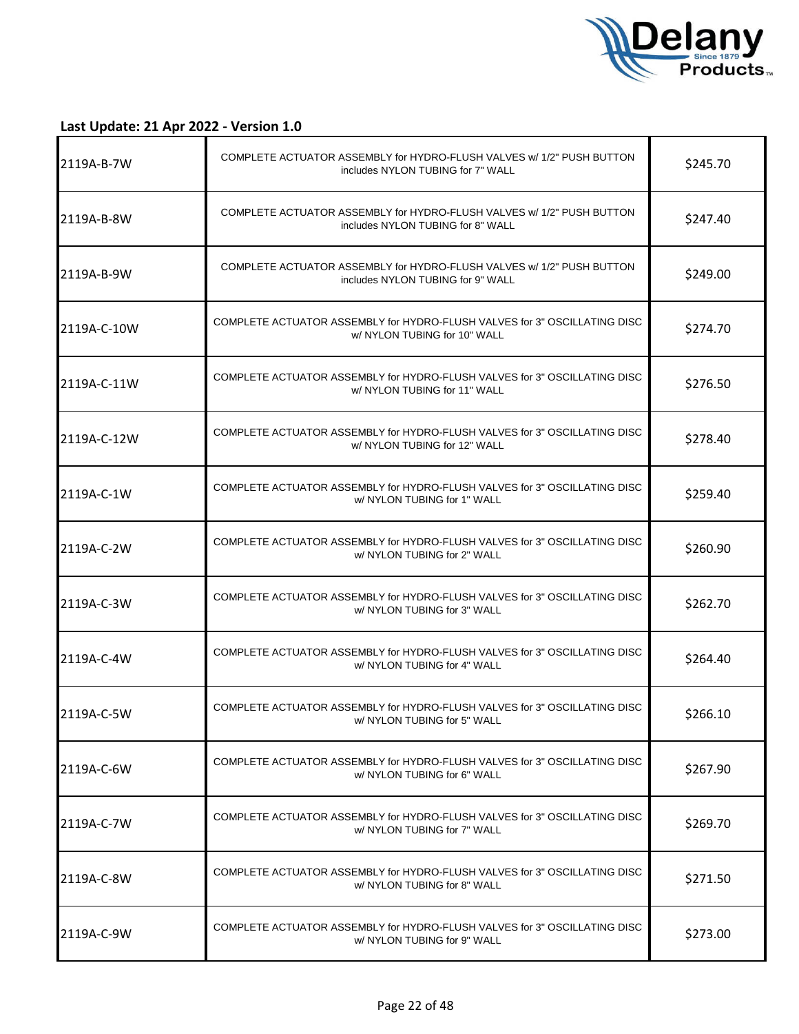**Last Update: 21 Apr 2022 - Version 1.0**

| | | |
|---|---|---|
| 2119A-B-7W | COMPLETE ACTUATOR ASSEMBLY for HYDRO-FLUSH VALVES w/ 1/2" PUSH BUTTON includes NYLON TUBING for 7" WALL | $245.70 |
| 2119A-B-8W | COMPLETE ACTUATOR ASSEMBLY for HYDRO-FLUSH VALVES w/ 1/2" PUSH BUTTON includes NYLON TUBING for 8" WALL | $247.40 |
| 2119A-B-9W | COMPLETE ACTUATOR ASSEMBLY for HYDRO-FLUSH VALVES w/ 1/2" PUSH BUTTON includes NYLON TUBING for 9" WALL | $249.00 |
| 2119A-C-10W | COMPLETE ACTUATOR ASSEMBLY for HYDRO-FLUSH VALVES for 3" OSCILLATING DISC w/ NYLON TUBING for 10" WALL | $274.70 |
| 2119A-C-11W | COMPLETE ACTUATOR ASSEMBLY for HYDRO-FLUSH VALVES for 3" OSCILLATING DISC w/ NYLON TUBING for 11" WALL | $276.50 |
| 2119A-C-12W | COMPLETE ACTUATOR ASSEMBLY for HYDRO-FLUSH VALVES for 3" OSCILLATING DISC w/ NYLON TUBING for 12" WALL | $278.40 |
| 2119A-C-1W | COMPLETE ACTUATOR ASSEMBLY for HYDRO-FLUSH VALVES for 3" OSCILLATING DISC w/ NYLON TUBING for 1" WALL | $259.40 |
| 2119A-C-2W | COMPLETE ACTUATOR ASSEMBLY for HYDRO-FLUSH VALVES for 3" OSCILLATING DISC w/ NYLON TUBING for 2" WALL | $260.90 |
| 2119A-C-3W | COMPLETE ACTUATOR ASSEMBLY for HYDRO-FLUSH VALVES for 3" OSCILLATING DISC w/ NYLON TUBING for 3" WALL | $262.70 |
| 2119A-C-4W | COMPLETE ACTUATOR ASSEMBLY for HYDRO-FLUSH VALVES for 3" OSCILLATING DISC w/ NYLON TUBING for 4" WALL | $264.40 |
| 2119A-C-5W | COMPLETE ACTUATOR ASSEMBLY for HYDRO-FLUSH VALVES for 3" OSCILLATING DISC w/ NYLON TUBING for 5" WALL | $266.10 |
| 2119A-C-6W | COMPLETE ACTUATOR ASSEMBLY for HYDRO-FLUSH VALVES for 3" OSCILLATING DISC w/ NYLON TUBING for 6" WALL | $267.90 |
| 2119A-C-7W | COMPLETE ACTUATOR ASSEMBLY for HYDRO-FLUSH VALVES for 3" OSCILLATING DISC w/ NYLON TUBING for 7" WALL | $269.70 |
| 2119A-C-8W | COMPLETE ACTUATOR ASSEMBLY for HYDRO-FLUSH VALVES for 3" OSCILLATING DISC w/ NYLON TUBING for 8" WALL | $271.50 |
| 2119A-C-9W | COMPLETE ACTUATOR ASSEMBLY for HYDRO-FLUSH VALVES for 3" OSCILLATING DISC w/ NYLON TUBING for 9" WALL | $273.00 |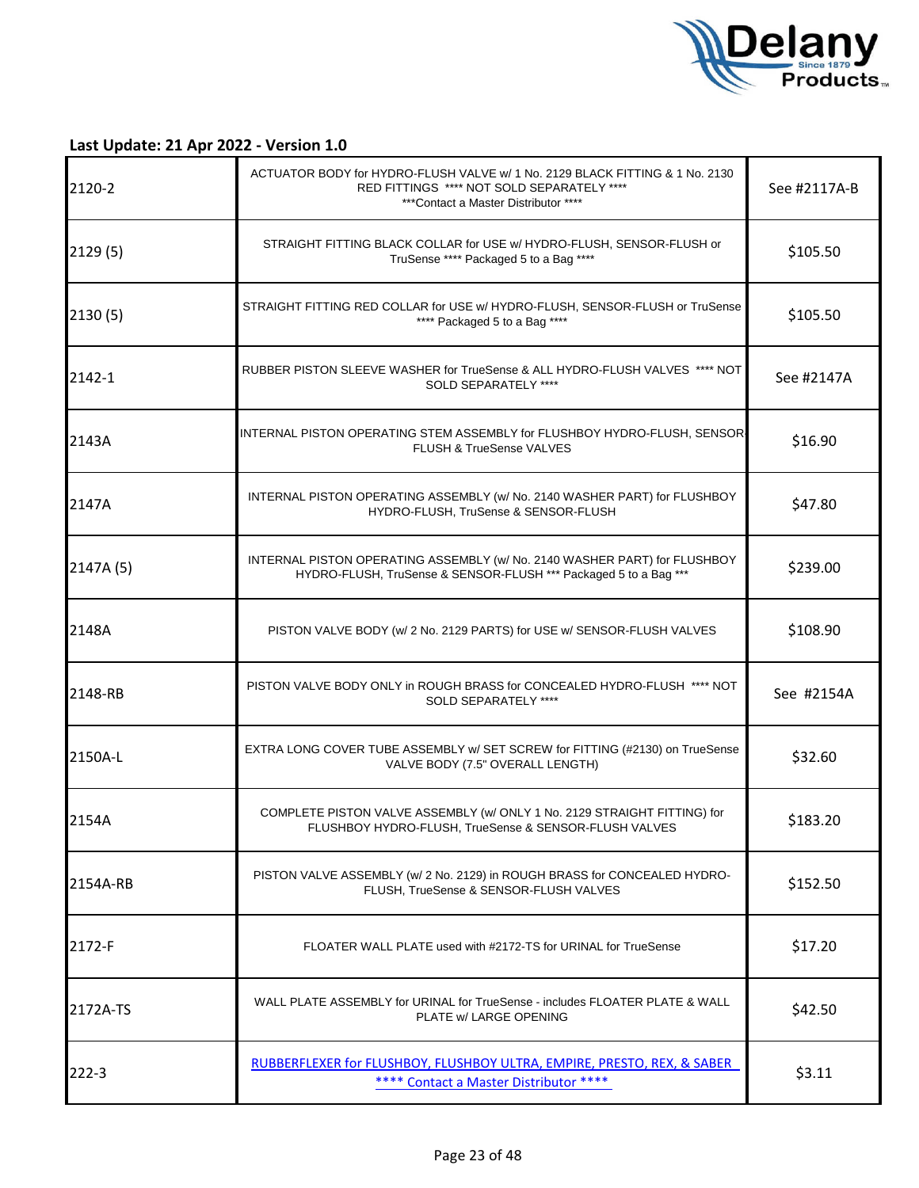**Last Update: 21 Apr 2022 - Version 1.0**

| | | |
|---|---|---|
| 2120-2 | ACTUATOR BODY for HYDRO-FLUSH VALVE w/ 1 No. 2129 BLACK FITTING & 1 No. 2130 RED FITTINGS **** NOT SOLD SEPARATELY **** ***Contact a Master Distributor **** | See #2117A-B |
| 2129 (5) | STRAIGHT FITTING BLACK COLLAR for USE w/ HYDRO-FLUSH, SENSOR-FLUSH or TruSense **** Packaged 5 to a Bag **** | $105.50 |
| 2130 (5) | STRAIGHT FITTING RED COLLAR for USE w/ HYDRO-FLUSH, SENSOR-FLUSH or TruSense **** Packaged 5 to a Bag **** | $105.50 |
| 2142-1 | RUBBER PISTON SLEEVE WASHER for TrueSense & ALL HYDRO-FLUSH VALVES **** NOT SOLD SEPARATELY **** | See #2147A |
| 2143A | INTERNAL PISTON OPERATING STEM ASSEMBLY for FLUSHBOY HYDRO-FLUSH, SENSOR-FLUSH & TrueSense VALVES | $16.90 |
| 2147A | INTERNAL PISTON OPERATING ASSEMBLY (w/ No. 2140 WASHER PART) for FLUSHBOY HYDRO-FLUSH, TruSense & SENSOR-FLUSH | $47.80 |
| 2147A (5) | INTERNAL PISTON OPERATING ASSEMBLY (w/ No. 2140 WASHER PART) for FLUSHBOY HYDRO-FLUSH, TruSense & SENSOR-FLUSH *** Packaged 5 to a Bag *** | $239.00 |
| 2148A | PISTON VALVE BODY (w/ 2 No. 2129 PARTS) for USE w/ SENSOR-FLUSH VALVES | $108.90 |
| 2148-RB | PISTON VALVE BODY ONLY in ROUGH BRASS for CONCEALED HYDRO-FLUSH **** NOT SOLD SEPARATELY **** | See #2154A |
| 2150A-L | EXTRA LONG COVER TUBE ASSEMBLY w/ SET SCREW for FITTING (#2130) on TrueSense VALVE BODY (7.5" OVERALL LENGTH) | $32.60 |
| 2154A | COMPLETE PISTON VALVE ASSEMBLY (w/ ONLY 1 No. 2129 STRAIGHT FITTING) for FLUSHBOY HYDRO-FLUSH, TrueSense & SENSOR-FLUSH VALVES | $183.20 |
| 2154A-RB | PISTON VALVE ASSEMBLY (w/ 2 No. 2129) in ROUGH BRASS for CONCEALED HYDRO-FLUSH, TrueSense & SENSOR-FLUSH VALVES | $152.50 |
| 2172-F | FLOATER WALL PLATE used with #2172-TS for URINAL for TrueSense | $17.20 |
| 2172A-TS | WALL PLATE ASSEMBLY for URINAL for TrueSense - includes FLOATER PLATE & WALL PLATE w/ LARGE OPENING | $42.50 |
| 222-3 | RUBBERFLEXER for FLUSHBOY, FLUSHBOY ULTRA, EMPIRE, PRESTO, REX, & SABER **** Contact a Master Distributor **** | $3.11 |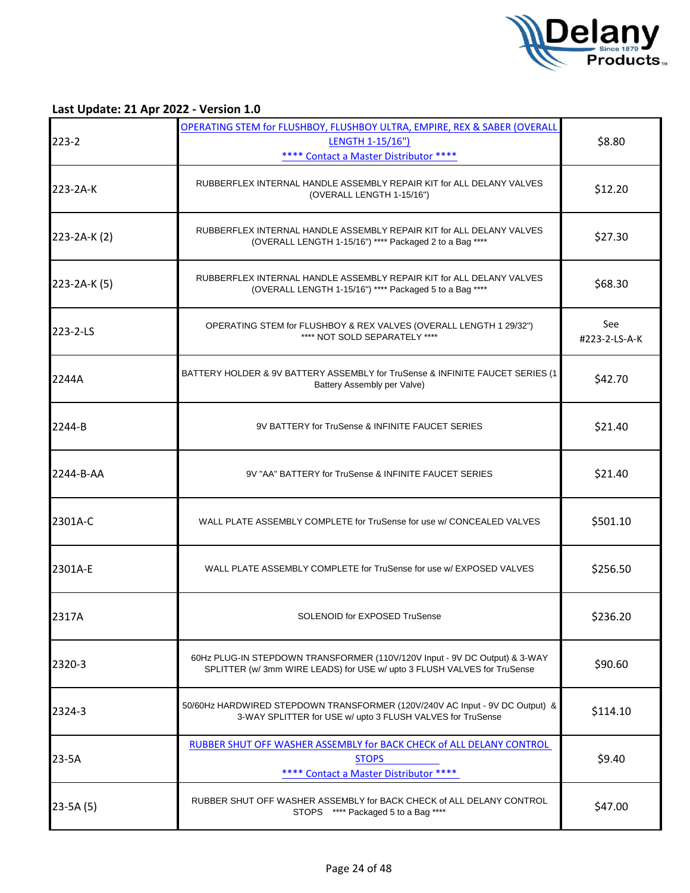**Last Update: 21 Apr 2022 - Version 1.0**

| | | |
|---|---|---|
| 223-2 | OPERATING STEM for FLUSHBOY, FLUSHBOY ULTRA, EMPIRE, REX & SABER (OVERALL LENGTH 1-15/16") **** Contact a Master Distributor **** | $8.80 |
| 223-2A-K | RUBBERFLEX INTERNAL HANDLE ASSEMBLY REPAIR KIT for ALL DELANY VALVES (OVERALL LENGTH 1-15/16") | $12.20 |
| 223-2A-K (2) | RUBBERFLEX INTERNAL HANDLE ASSEMBLY REPAIR KIT for ALL DELANY VALVES (OVERALL LENGTH 1-15/16") **** Packaged 2 to a Bag **** | $27.30 |
| 223-2A-K (5) | RUBBERFLEX INTERNAL HANDLE ASSEMBLY REPAIR KIT for ALL DELANY VALVES (OVERALL LENGTH 1-15/16") **** Packaged 5 to a Bag **** | $68.30 |
| 223-2-LS | OPERATING STEM for FLUSHBOY & REX VALVES (OVERALL LENGTH 1 29/32") **** NOT SOLD SEPARATELY **** | See #223-2-LS-A-K |
| 2244A | BATTERY HOLDER & 9V BATTERY ASSEMBLY for TruSense & INFINITE FAUCET SERIES (1 Battery Assembly per Valve) | $42.70 |
| 2244-B | 9V BATTERY for TruSense & INFINITE FAUCET SERIES | $21.40 |
| 2244-B-AA | 9V "AA" BATTERY for TruSense & INFINITE FAUCET SERIES | $21.40 |
| 2301A-C | WALL PLATE ASSEMBLY COMPLETE for TruSense for use w/ CONCEALED VALVES | $501.10 |
| 2301A-E | WALL PLATE ASSEMBLY COMPLETE for TruSense for use w/ EXPOSED VALVES | $256.50 |
| 2317A | SOLENOID for EXPOSED TruSense | $236.20 |
| 2320-3 | 60Hz PLUG-IN STEPDOWN TRANSFORMER (110V/120V Input - 9V DC Output) & 3-WAY SPLITTER (w/ 3mm WIRE LEADS) for USE w/ upto 3 FLUSH VALVES for TruSense | $90.60 |
| 2324-3 | 50/60Hz HARDWIRED STEPDOWN TRANSFORMER (120V/240V AC Input - 9V DC Output) & 3-WAY SPLITTER for USE w/ upto 3 FLUSH VALVES for TruSense | $114.10 |
| 23-5A | RUBBER SHUT OFF WASHER ASSEMBLY for BACK CHECK of ALL DELANY CONTROL STOPS **** Contact a Master Distributor **** | $9.40 |
| 23-5A (5) | RUBBER SHUT OFF WASHER ASSEMBLY for BACK CHECK of ALL DELANY CONTROL STOPS **** Packaged 5 to a Bag **** | $47.00 |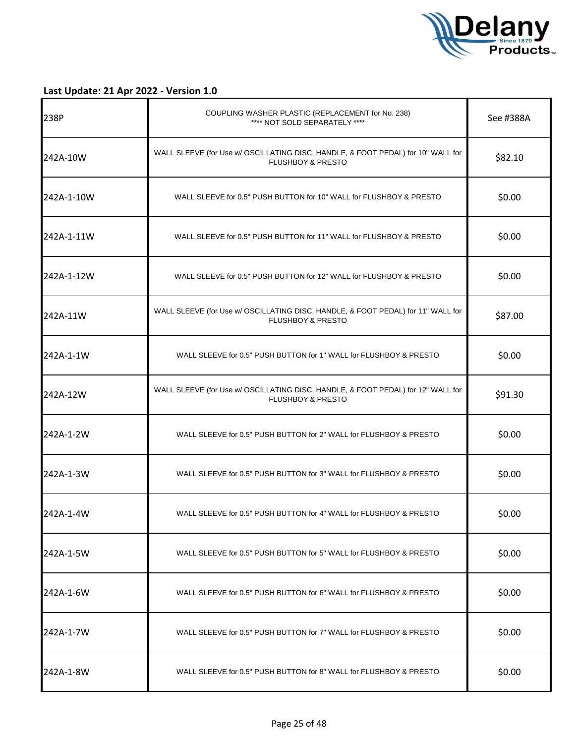**Last Update: 21 Apr 2022 - Version 1.0**

| | | |
|---|---|---|
| 238P | COUPLING WASHER PLASTIC (REPLACEMENT for No. 238) **** NOT SOLD SEPARATELY **** | See #388A |
| 242A-10W | WALL SLEEVE (for Use w/ OSCILLATING DISC, HANDLE, & FOOT PEDAL) for 10" WALL for FLUSHBOY & PRESTO | $82.10 |
| 242A-1-10W | WALL SLEEVE for 0.5" PUSH BUTTON for 10" WALL for FLUSHBOY & PRESTO | $0.00 |
| 242A-1-11W | WALL SLEEVE for 0.5" PUSH BUTTON for 11" WALL for FLUSHBOY & PRESTO | $0.00 |
| 242A-1-12W | WALL SLEEVE for 0.5" PUSH BUTTON for 12" WALL for FLUSHBOY & PRESTO | $0.00 |
| 242A-11W | WALL SLEEVE (for Use w/ OSCILLATING DISC, HANDLE, & FOOT PEDAL) for 11" WALL for FLUSHBOY & PRESTO | $87.00 |
| 242A-1-1W | WALL SLEEVE for 0.5" PUSH BUTTON for 1" WALL for FLUSHBOY & PRESTO | $0.00 |
| 242A-12W | WALL SLEEVE (for Use w/ OSCILLATING DISC, HANDLE, & FOOT PEDAL) for 12" WALL for FLUSHBOY & PRESTO | $91.30 |
| 242A-1-2W | WALL SLEEVE for 0.5" PUSH BUTTON for 2" WALL for FLUSHBOY & PRESTO | $0.00 |
| 242A-1-3W | WALL SLEEVE for 0.5" PUSH BUTTON for 3" WALL for FLUSHBOY & PRESTO | $0.00 |
| 242A-1-4W | WALL SLEEVE for 0.5" PUSH BUTTON for 4" WALL for FLUSHBOY & PRESTO | $0.00 |
| 242A-1-5W | WALL SLEEVE for 0.5" PUSH BUTTON for 5" WALL for FLUSHBOY & PRESTO | $0.00 |
| 242A-1-6W | WALL SLEEVE for 0.5" PUSH BUTTON for 6" WALL for FLUSHBOY & PRESTO | $0.00 |
| 242A-1-7W | WALL SLEEVE for 0.5" PUSH BUTTON for 7" WALL for FLUSHBOY & PRESTO | $0.00 |
| 242A-1-8W | WALL SLEEVE for 0.5" PUSH BUTTON for 8" WALL for FLUSHBOY & PRESTO | $0.00 |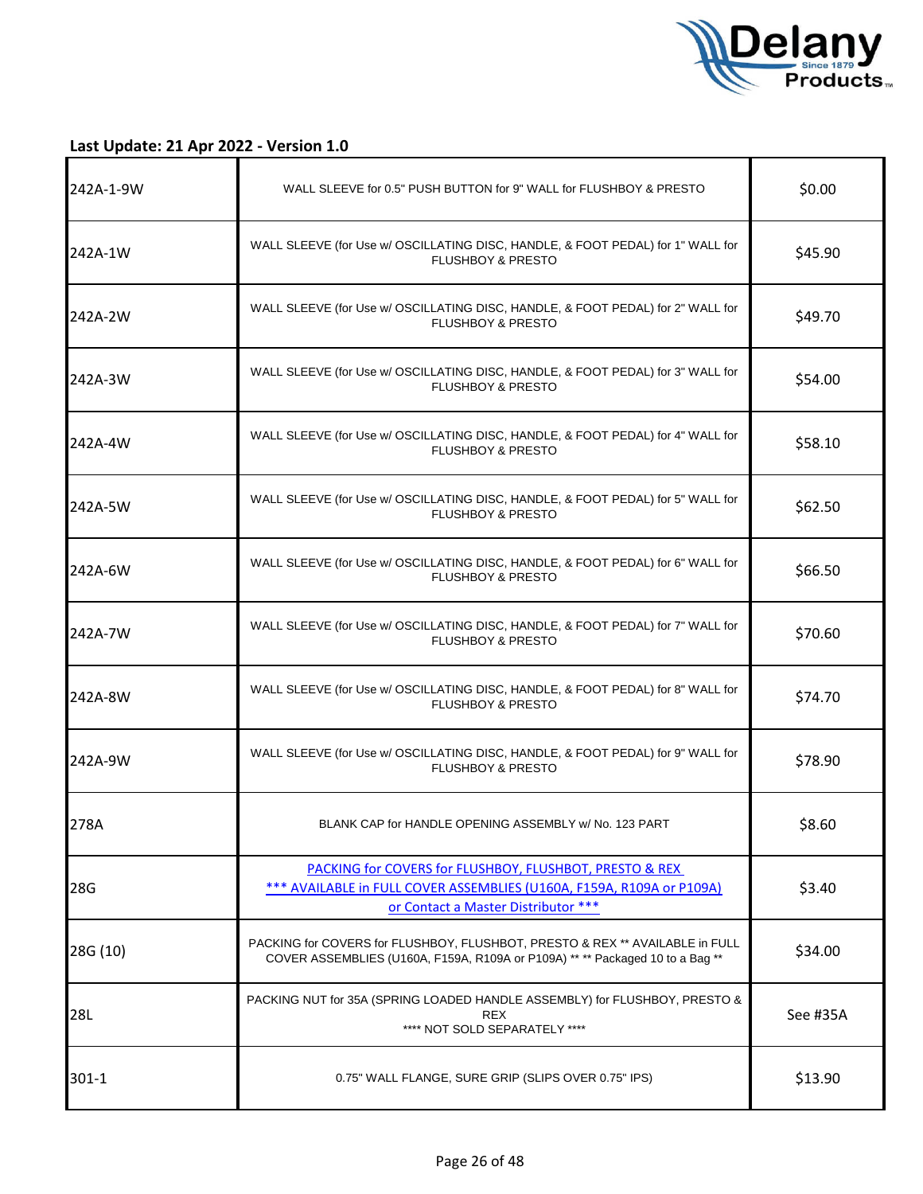**Last Update: 21 Apr 2022 - Version 1.0**

| | | |
|---|---|---|
| 242A-1-9W | WALL SLEEVE for 0.5" PUSH BUTTON for 9" WALL for FLUSHBOY & PRESTO | $0.00 |
| 242A-1W | WALL SLEEVE (for Use w/ OSCILLATING DISC, HANDLE, & FOOT PEDAL) for 1" WALL for FLUSHBOY & PRESTO | $45.90 |
| 242A-2W | WALL SLEEVE (for Use w/ OSCILLATING DISC, HANDLE, & FOOT PEDAL) for 2" WALL for FLUSHBOY & PRESTO | $49.70 |
| 242A-3W | WALL SLEEVE (for Use w/ OSCILLATING DISC, HANDLE, & FOOT PEDAL) for 3" WALL for FLUSHBOY & PRESTO | $54.00 |
| 242A-4W | WALL SLEEVE (for Use w/ OSCILLATING DISC, HANDLE, & FOOT PEDAL) for 4" WALL for FLUSHBOY & PRESTO | $58.10 |
| 242A-5W | WALL SLEEVE (for Use w/ OSCILLATING DISC, HANDLE, & FOOT PEDAL) for 5" WALL for FLUSHBOY & PRESTO | $62.50 |
| 242A-6W | WALL SLEEVE (for Use w/ OSCILLATING DISC, HANDLE, & FOOT PEDAL) for 6" WALL for FLUSHBOY & PRESTO | $66.50 |
| 242A-7W | WALL SLEEVE (for Use w/ OSCILLATING DISC, HANDLE, & FOOT PEDAL) for 7" WALL for FLUSHBOY & PRESTO | $70.60 |
| 242A-8W | WALL SLEEVE (for Use w/ OSCILLATING DISC, HANDLE, & FOOT PEDAL) for 8" WALL for FLUSHBOY & PRESTO | $74.70 |
| 242A-9W | WALL SLEEVE (for Use w/ OSCILLATING DISC, HANDLE, & FOOT PEDAL) for 9" WALL for FLUSHBOY & PRESTO | $78.90 |
| 278A | BLANK CAP for HANDLE OPENING ASSEMBLY w/ No. 123 PART | $8.60 |
| 28G | PACKING for COVERS for FLUSHBOY, FLUSHBOT, PRESTO & REX *** AVAILABLE in FULL COVER ASSEMBLIES (U160A, F159A, R109A or P109A) or Contact a Master Distributor *** | $3.40 |
| 28G (10) | PACKING for COVERS for FLUSHBOY, FLUSHBOT, PRESTO & REX ** AVAILABLE in FULL COVER ASSEMBLIES (U160A, F159A, R109A or P109A) ** ** Packaged 10 to a Bag ** | $34.00 |
| 28L | PACKING NUT for 35A (SPRING LOADED HANDLE ASSEMBLY) for FLUSHBOY, PRESTO & REX **** NOT SOLD SEPARATELY **** | See #35A |
| 301-1 | 0.75" WALL FLANGE, SURE GRIP (SLIPS OVER 0.75" IPS) | $13.90 |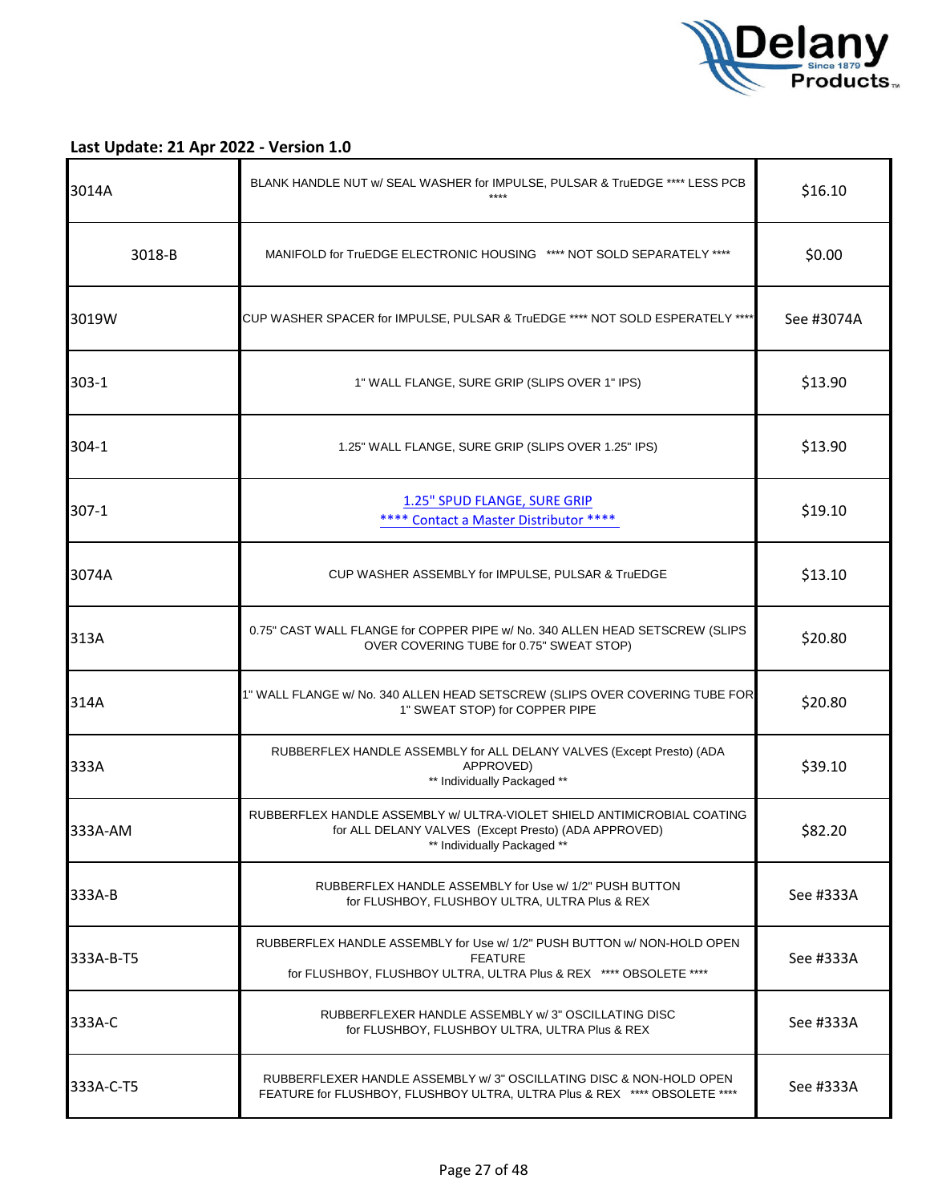**Last Update: 21 Apr 2022 - Version 1.0**

| | | |
|---|---|---|
| 3014A | BLANK HANDLE NUT w/ SEAL WASHER for IMPULSE, PULSAR & TruEDGE **** LESS PCB **** | $16.10 |
| 3018-B | MANIFOLD for TruEDGE ELECTRONIC HOUSING **** NOT SOLD SEPARATELY **** | $0.00 |
| 3019W | CUP WASHER SPACER for IMPULSE, PULSAR & TruEDGE **** NOT SOLD ESPERATELY **** | See #3074A |
| 303-1 | 1" WALL FLANGE, SURE GRIP (SLIPS OVER 1" IPS) | $13.90 |
| 304-1 | 1.25" WALL FLANGE, SURE GRIP (SLIPS OVER 1.25" IPS) | $13.90 |
| 307-1 | 1.25" SPUD FLANGE, SURE GRIP<br>**** Contact a Master Distributor **** | $19.10 |
| 3074A | CUP WASHER ASSEMBLY for IMPULSE, PULSAR & TruEDGE | $13.10 |
| 313A | 0.75" CAST WALL FLANGE for COPPER PIPE w/ No. 340 ALLEN HEAD SETSCREW (SLIPS OVER COVERING TUBE for 0.75" SWEAT STOP) | $20.80 |
| 314A | 1" WALL FLANGE w/ No. 340 ALLEN HEAD SETSCREW (SLIPS OVER COVERING TUBE FOR 1" SWEAT STOP) for COPPER PIPE | $20.80 |
| 333A | RUBBERFLEX HANDLE ASSEMBLY for ALL DELANY VALVES (Except Presto) (ADA APPROVED)<br>** Individually Packaged ** | $39.10 |
| 333A-AM | RUBBERFLEX HANDLE ASSEMBLY w/ ULTRA-VIOLET SHIELD ANTIMICROBIAL COATING for ALL DELANY VALVES (Except Presto) (ADA APPROVED)<br>** Individually Packaged ** | $82.20 |
| 333A-B | RUBBERFLEX HANDLE ASSEMBLY for Use w/ 1/2" PUSH BUTTON for FLUSHBOY, FLUSHBOY ULTRA, ULTRA Plus & REX | See #333A |
| 333A-B-T5 | RUBBERFLEX HANDLE ASSEMBLY for Use w/ 1/2" PUSH BUTTON w/ NON-HOLD OPEN FEATURE for FLUSHBOY, FLUSHBOY ULTRA, ULTRA Plus & REX **** OBSOLETE **** | See #333A |
| 333A-C | RUBBERFLEXER HANDLE ASSEMBLY w/ 3" OSCILLATING DISC for FLUSHBOY, FLUSHBOY ULTRA, ULTRA Plus & REX | See #333A |
| 333A-C-T5 | RUBBERFLEXER HANDLE ASSEMBLY w/ 3" OSCILLATING DISC & NON-HOLD OPEN FEATURE for FLUSHBOY, FLUSHBOY ULTRA, ULTRA Plus & REX **** OBSOLETE **** | See #333A |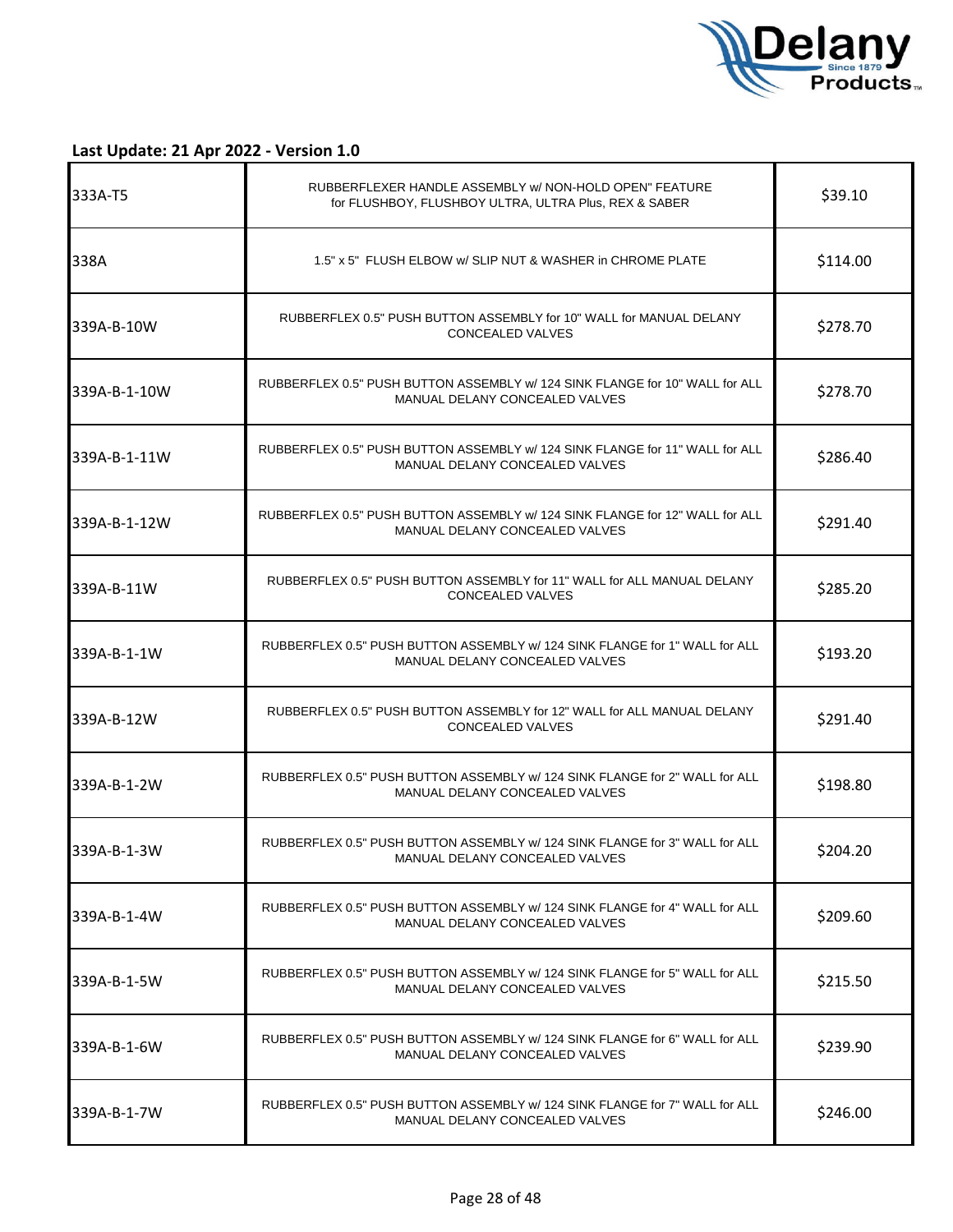**Last Update: 21 Apr 2022 - Version 1.0**

| | | |
|---|---|---|
| 333A-T5 | RUBBERFLEXER HANDLE ASSEMBLY w/ NON-HOLD OPEN" FEATURE for FLUSHBOY, FLUSHBOY ULTRA, ULTRA Plus, REX & SABER | $39.10 |
| 338A | 1.5" x 5" FLUSH ELBOW w/ SLIP NUT & WASHER in CHROME PLATE | $114.00 |
| 339A-B-10W | RUBBERFLEX 0.5" PUSH BUTTON ASSEMBLY for 10" WALL for MANUAL DELANY CONCEALED VALVES | $278.70 |
| 339A-B-1-10W | RUBBERFLEX 0.5" PUSH BUTTON ASSEMBLY w/ 124 SINK FLANGE for 10" WALL for ALL MANUAL DELANY CONCEALED VALVES | $278.70 |
| 339A-B-1-11W | RUBBERFLEX 0.5" PUSH BUTTON ASSEMBLY w/ 124 SINK FLANGE for 11" WALL for ALL MANUAL DELANY CONCEALED VALVES | $286.40 |
| 339A-B-1-12W | RUBBERFLEX 0.5" PUSH BUTTON ASSEMBLY w/ 124 SINK FLANGE for 12" WALL for ALL MANUAL DELANY CONCEALED VALVES | $291.40 |
| 339A-B-11W | RUBBERFLEX 0.5" PUSH BUTTON ASSEMBLY for 11" WALL for ALL MANUAL DELANY CONCEALED VALVES | $285.20 |
| 339A-B-1-1W | RUBBERFLEX 0.5" PUSH BUTTON ASSEMBLY w/ 124 SINK FLANGE for 1" WALL for ALL MANUAL DELANY CONCEALED VALVES | $193.20 |
| 339A-B-12W | RUBBERFLEX 0.5" PUSH BUTTON ASSEMBLY for 12" WALL for ALL MANUAL DELANY CONCEALED VALVES | $291.40 |
| 339A-B-1-2W | RUBBERFLEX 0.5" PUSH BUTTON ASSEMBLY w/ 124 SINK FLANGE for 2" WALL for ALL MANUAL DELANY CONCEALED VALVES | $198.80 |
| 339A-B-1-3W | RUBBERFLEX 0.5" PUSH BUTTON ASSEMBLY w/ 124 SINK FLANGE for 3" WALL for ALL MANUAL DELANY CONCEALED VALVES | $204.20 |
| 339A-B-1-4W | RUBBERFLEX 0.5" PUSH BUTTON ASSEMBLY w/ 124 SINK FLANGE for 4" WALL for ALL MANUAL DELANY CONCEALED VALVES | $209.60 |
| 339A-B-1-5W | RUBBERFLEX 0.5" PUSH BUTTON ASSEMBLY w/ 124 SINK FLANGE for 5" WALL for ALL MANUAL DELANY CONCEALED VALVES | $215.50 |
| 339A-B-1-6W | RUBBERFLEX 0.5" PUSH BUTTON ASSEMBLY w/ 124 SINK FLANGE for 6" WALL for ALL MANUAL DELANY CONCEALED VALVES | $239.90 |
| 339A-B-1-7W | RUBBERFLEX 0.5" PUSH BUTTON ASSEMBLY w/ 124 SINK FLANGE for 7" WALL for ALL MANUAL DELANY CONCEALED VALVES | $246.00 |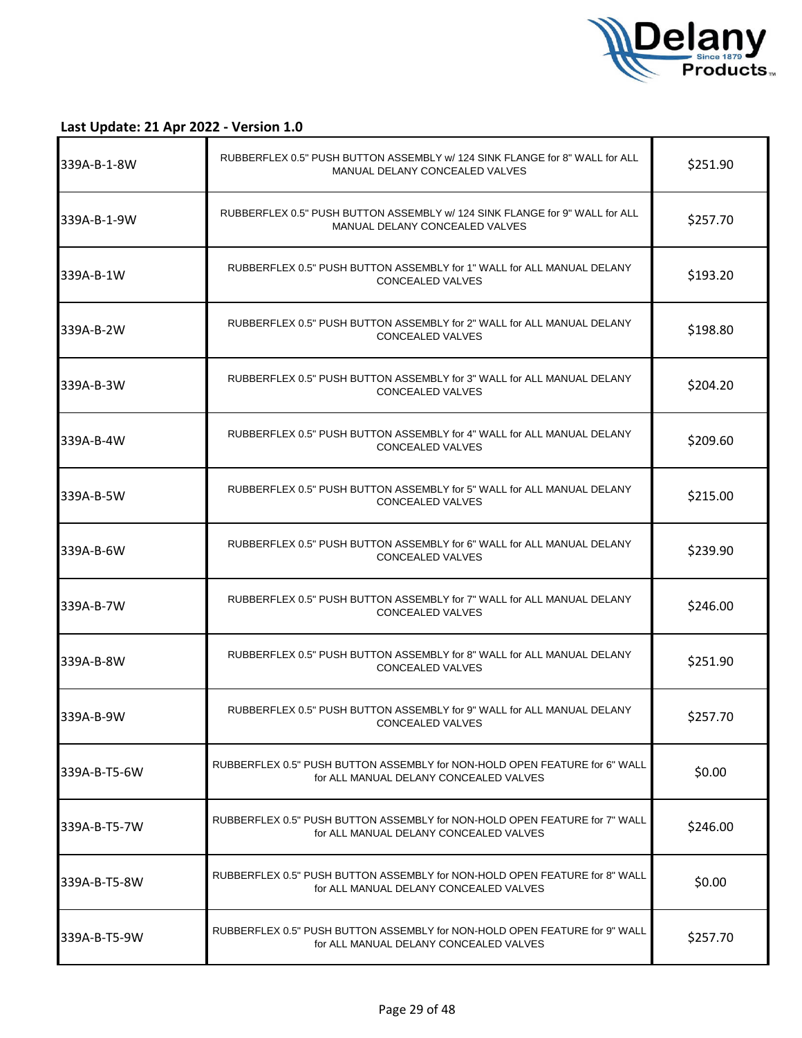**Last Update: 21 Apr 2022 - Version 1.0**

| | | |
|---|---|---|
| 339A-B-1-8W | RUBBERFLEX 0.5" PUSH BUTTON ASSEMBLY w/ 124 SINK FLANGE for 8" WALL for ALL MANUAL DELANY CONCEALED VALVES | $251.90 |
| 339A-B-1-9W | RUBBERFLEX 0.5" PUSH BUTTON ASSEMBLY w/ 124 SINK FLANGE for 9" WALL for ALL MANUAL DELANY CONCEALED VALVES | $257.70 |
| 339A-B-1W | RUBBERFLEX 0.5" PUSH BUTTON ASSEMBLY for 1" WALL for ALL MANUAL DELANY CONCEALED VALVES | $193.20 |
| 339A-B-2W | RUBBERFLEX 0.5" PUSH BUTTON ASSEMBLY for 2" WALL for ALL MANUAL DELANY CONCEALED VALVES | $198.80 |
| 339A-B-3W | RUBBERFLEX 0.5" PUSH BUTTON ASSEMBLY for 3" WALL for ALL MANUAL DELANY CONCEALED VALVES | $204.20 |
| 339A-B-4W | RUBBERFLEX 0.5" PUSH BUTTON ASSEMBLY for 4" WALL for ALL MANUAL DELANY CONCEALED VALVES | $209.60 |
| 339A-B-5W | RUBBERFLEX 0.5" PUSH BUTTON ASSEMBLY for 5" WALL for ALL MANUAL DELANY CONCEALED VALVES | $215.00 |
| 339A-B-6W | RUBBERFLEX 0.5" PUSH BUTTON ASSEMBLY for 6" WALL for ALL MANUAL DELANY CONCEALED VALVES | $239.90 |
| 339A-B-7W | RUBBERFLEX 0.5" PUSH BUTTON ASSEMBLY for 7" WALL for ALL MANUAL DELANY CONCEALED VALVES | $246.00 |
| 339A-B-8W | RUBBERFLEX 0.5" PUSH BUTTON ASSEMBLY for 8" WALL for ALL MANUAL DELANY CONCEALED VALVES | $251.90 |
| 339A-B-9W | RUBBERFLEX 0.5" PUSH BUTTON ASSEMBLY for 9" WALL for ALL MANUAL DELANY CONCEALED VALVES | $257.70 |
| 339A-B-T5-6W | RUBBERFLEX 0.5" PUSH BUTTON ASSEMBLY for NON-HOLD OPEN FEATURE for 6" WALL for ALL MANUAL DELANY CONCEALED VALVES | $0.00 |
| 339A-B-T5-7W | RUBBERFLEX 0.5" PUSH BUTTON ASSEMBLY for NON-HOLD OPEN FEATURE for 7" WALL for ALL MANUAL DELANY CONCEALED VALVES | $246.00 |
| 339A-B-T5-8W | RUBBERFLEX 0.5" PUSH BUTTON ASSEMBLY for NON-HOLD OPEN FEATURE for 8" WALL for ALL MANUAL DELANY CONCEALED VALVES | $0.00 |
| 339A-B-T5-9W | RUBBERFLEX 0.5" PUSH BUTTON ASSEMBLY for NON-HOLD OPEN FEATURE for 9" WALL for ALL MANUAL DELANY CONCEALED VALVES | $257.70 |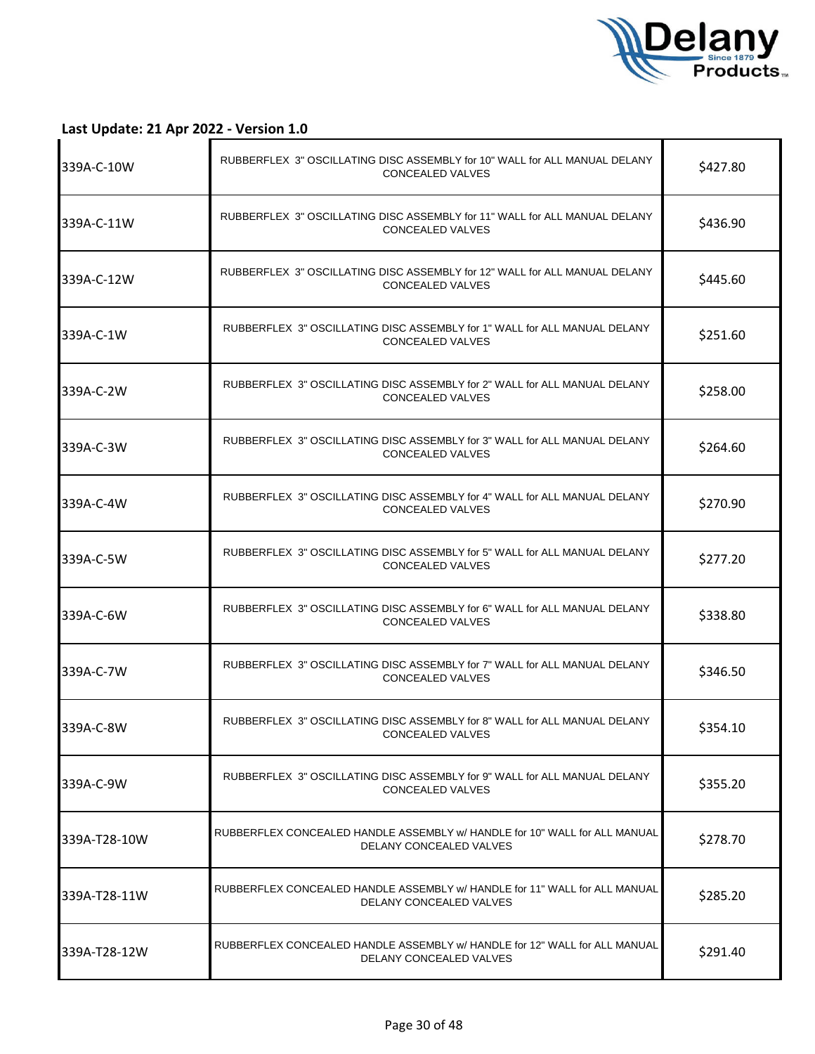**Last Update: 21 Apr 2022 - Version 1.0**

| | | |
|---|---|---|
| 339A-C-10W | RUBBERFLEX 3" OSCILLATING DISC ASSEMBLY for 10" WALL for ALL MANUAL DELANY CONCEALED VALVES | $427.80 |
| 339A-C-11W | RUBBERFLEX 3" OSCILLATING DISC ASSEMBLY for 11" WALL for ALL MANUAL DELANY CONCEALED VALVES | $436.90 |
| 339A-C-12W | RUBBERFLEX 3" OSCILLATING DISC ASSEMBLY for 12" WALL for ALL MANUAL DELANY CONCEALED VALVES | $445.60 |
| 339A-C-1W | RUBBERFLEX 3" OSCILLATING DISC ASSEMBLY for 1" WALL for ALL MANUAL DELANY CONCEALED VALVES | $251.60 |
| 339A-C-2W | RUBBERFLEX 3" OSCILLATING DISC ASSEMBLY for 2" WALL for ALL MANUAL DELANY CONCEALED VALVES | $258.00 |
| 339A-C-3W | RUBBERFLEX 3" OSCILLATING DISC ASSEMBLY for 3" WALL for ALL MANUAL DELANY CONCEALED VALVES | $264.60 |
| 339A-C-4W | RUBBERFLEX 3" OSCILLATING DISC ASSEMBLY for 4" WALL for ALL MANUAL DELANY CONCEALED VALVES | $270.90 |
| 339A-C-5W | RUBBERFLEX 3" OSCILLATING DISC ASSEMBLY for 5" WALL for ALL MANUAL DELANY CONCEALED VALVES | $277.20 |
| 339A-C-6W | RUBBERFLEX 3" OSCILLATING DISC ASSEMBLY for 6" WALL for ALL MANUAL DELANY CONCEALED VALVES | $338.80 |
| 339A-C-7W | RUBBERFLEX 3" OSCILLATING DISC ASSEMBLY for 7" WALL for ALL MANUAL DELANY CONCEALED VALVES | $346.50 |
| 339A-C-8W | RUBBERFLEX 3" OSCILLATING DISC ASSEMBLY for 8" WALL for ALL MANUAL DELANY CONCEALED VALVES | $354.10 |
| 339A-C-9W | RUBBERFLEX 3" OSCILLATING DISC ASSEMBLY for 9" WALL for ALL MANUAL DELANY CONCEALED VALVES | $355.20 |
| 339A-T28-10W | RUBBERFLEX CONCEALED HANDLE ASSEMBLY w/ HANDLE for 10" WALL for ALL MANUAL DELANY CONCEALED VALVES | $278.70 |
| 339A-T28-11W | RUBBERFLEX CONCEALED HANDLE ASSEMBLY w/ HANDLE for 11" WALL for ALL MANUAL DELANY CONCEALED VALVES | $285.20 |
| 339A-T28-12W | RUBBERFLEX CONCEALED HANDLE ASSEMBLY w/ HANDLE for 12" WALL for ALL MANUAL DELANY CONCEALED VALVES | $291.40 |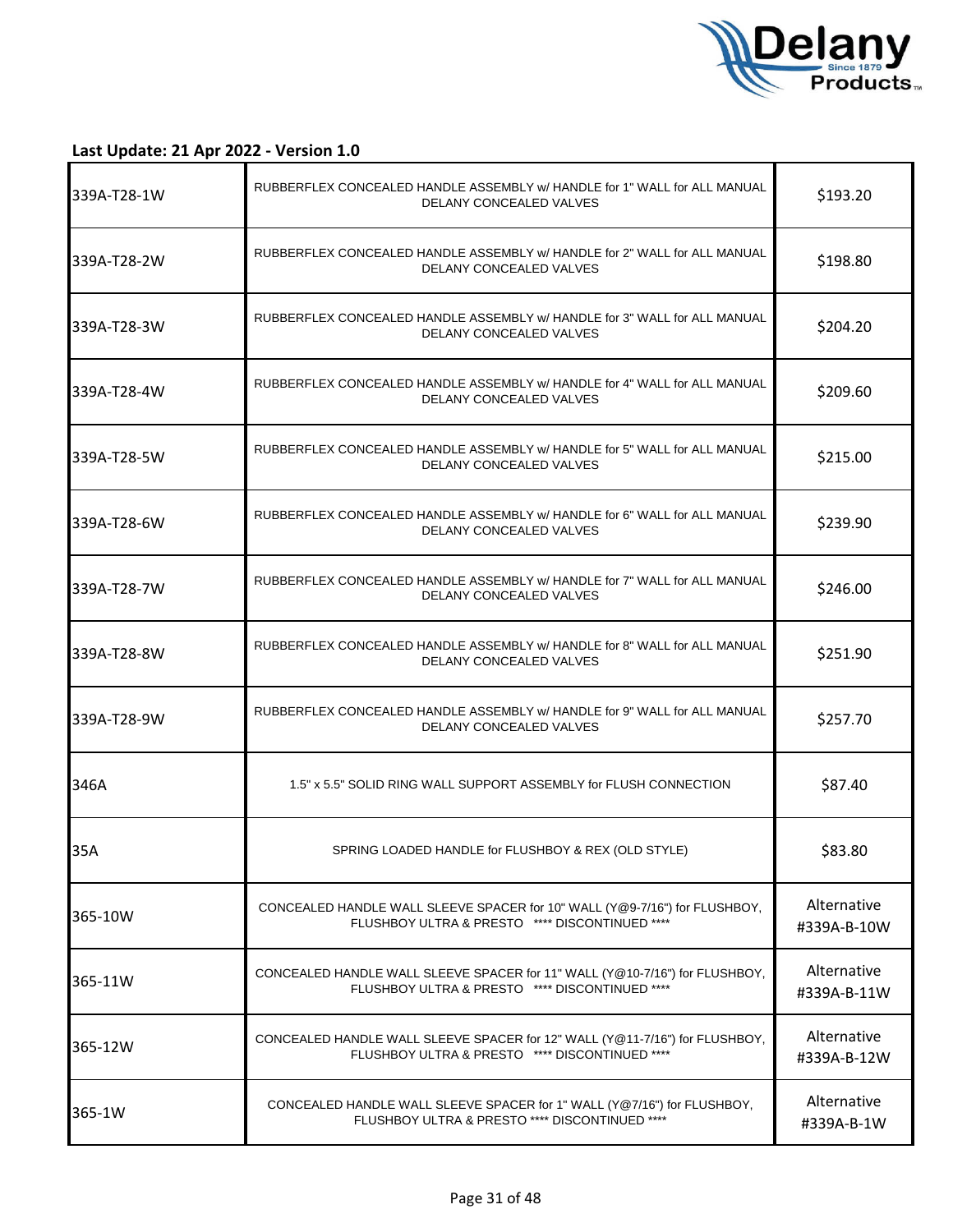**Last Update: 21 Apr 2022 - Version 1.0**

| | | |
|---|---|---|
| 339A-T28-1W | RUBBERFLEX CONCEALED HANDLE ASSEMBLY w/ HANDLE for 1" WALL for ALL MANUAL DELANY CONCEALED VALVES | $193.20 |
| 339A-T28-2W | RUBBERFLEX CONCEALED HANDLE ASSEMBLY w/ HANDLE for 2" WALL for ALL MANUAL DELANY CONCEALED VALVES | $198.80 |
| 339A-T28-3W | RUBBERFLEX CONCEALED HANDLE ASSEMBLY w/ HANDLE for 3" WALL for ALL MANUAL DELANY CONCEALED VALVES | $204.20 |
| 339A-T28-4W | RUBBERFLEX CONCEALED HANDLE ASSEMBLY w/ HANDLE for 4" WALL for ALL MANUAL DELANY CONCEALED VALVES | $209.60 |
| 339A-T28-5W | RUBBERFLEX CONCEALED HANDLE ASSEMBLY w/ HANDLE for 5" WALL for ALL MANUAL DELANY CONCEALED VALVES | $215.00 |
| 339A-T28-6W | RUBBERFLEX CONCEALED HANDLE ASSEMBLY w/ HANDLE for 6" WALL for ALL MANUAL DELANY CONCEALED VALVES | $239.90 |
| 339A-T28-7W | RUBBERFLEX CONCEALED HANDLE ASSEMBLY w/ HANDLE for 7" WALL for ALL MANUAL DELANY CONCEALED VALVES | $246.00 |
| 339A-T28-8W | RUBBERFLEX CONCEALED HANDLE ASSEMBLY w/ HANDLE for 8" WALL for ALL MANUAL DELANY CONCEALED VALVES | $251.90 |
| 339A-T28-9W | RUBBERFLEX CONCEALED HANDLE ASSEMBLY w/ HANDLE for 9" WALL for ALL MANUAL DELANY CONCEALED VALVES | $257.70 |
| 346A | 1.5" x 5.5" SOLID RING WALL SUPPORT ASSEMBLY for FLUSH CONNECTION | $87.40 |
| 35A | SPRING LOADED HANDLE for FLUSHBOY & REX (OLD STYLE) | $83.80 |
| 365-10W | CONCEALED HANDLE WALL SLEEVE SPACER for 10" WALL (Y@9-7/16") for FLUSHBOY, FLUSHBOY ULTRA & PRESTO **** DISCONTINUED **** | Alternative #339A-B-10W |
| 365-11W | CONCEALED HANDLE WALL SLEEVE SPACER for 11" WALL (Y@10-7/16") for FLUSHBOY, FLUSHBOY ULTRA & PRESTO **** DISCONTINUED **** | Alternative #339A-B-11W |
| 365-12W | CONCEALED HANDLE WALL SLEEVE SPACER for 12" WALL (Y@11-7/16") for FLUSHBOY, FLUSHBOY ULTRA & PRESTO **** DISCONTINUED **** | Alternative #339A-B-12W |
| 365-1W | CONCEALED HANDLE WALL SLEEVE SPACER for 1" WALL (Y@7/16") for FLUSHBOY, FLUSHBOY ULTRA & PRESTO **** DISCONTINUED **** | Alternative #339A-B-1W |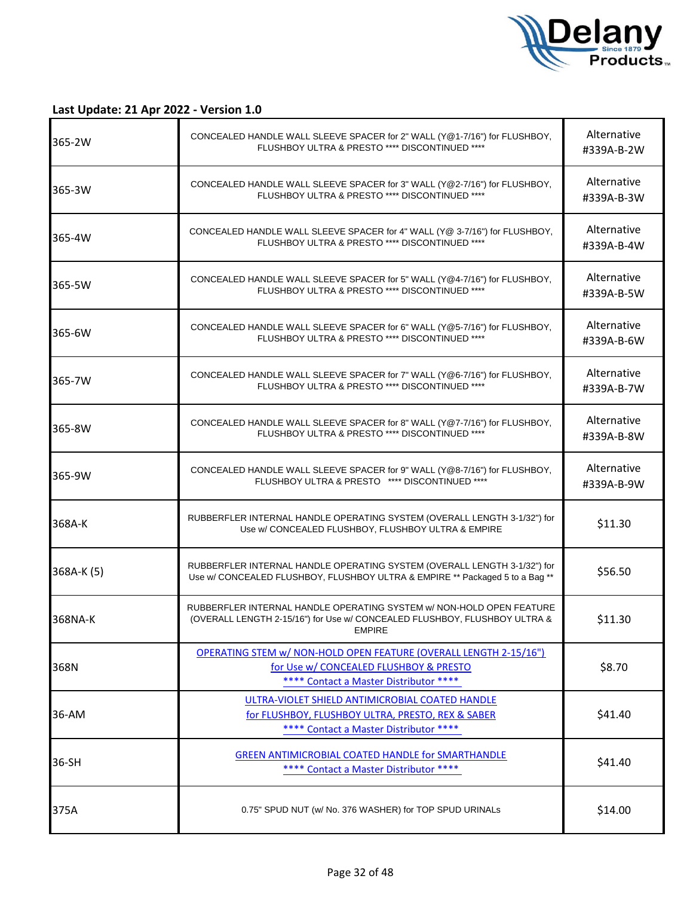**Last Update: 21 Apr 2022 - Version 1.0**

| | | |
|---|---|---|
| 365-2W | CONCEALED HANDLE WALL SLEEVE SPACER for 2" WALL (Y@1-7/16") for FLUSHBOY, FLUSHBOY ULTRA & PRESTO **** DISCONTINUED **** | Alternative #339A-B-2W |
| 365-3W | CONCEALED HANDLE WALL SLEEVE SPACER for 3" WALL (Y@2-7/16") for FLUSHBOY, FLUSHBOY ULTRA & PRESTO **** DISCONTINUED **** | Alternative #339A-B-3W |
| 365-4W | CONCEALED HANDLE WALL SLEEVE SPACER for 4" WALL (Y@ 3-7/16") for FLUSHBOY, FLUSHBOY ULTRA & PRESTO **** DISCONTINUED **** | Alternative #339A-B-4W |
| 365-5W | CONCEALED HANDLE WALL SLEEVE SPACER for 5" WALL (Y@4-7/16") for FLUSHBOY, FLUSHBOY ULTRA & PRESTO **** DISCONTINUED **** | Alternative #339A-B-5W |
| 365-6W | CONCEALED HANDLE WALL SLEEVE SPACER for 6" WALL (Y@5-7/16") for FLUSHBOY, FLUSHBOY ULTRA & PRESTO **** DISCONTINUED **** | Alternative #339A-B-6W |
| 365-7W | CONCEALED HANDLE WALL SLEEVE SPACER for 7" WALL (Y@6-7/16") for FLUSHBOY, FLUSHBOY ULTRA & PRESTO **** DISCONTINUED **** | Alternative #339A-B-7W |
| 365-8W | CONCEALED HANDLE WALL SLEEVE SPACER for 8" WALL (Y@7-7/16") for FLUSHBOY, FLUSHBOY ULTRA & PRESTO **** DISCONTINUED **** | Alternative #339A-B-8W |
| 365-9W | CONCEALED HANDLE WALL SLEEVE SPACER for 9" WALL (Y@8-7/16") for FLUSHBOY, FLUSHBOY ULTRA & PRESTO **** DISCONTINUED **** | Alternative #339A-B-9W |
| 368A-K | RUBBERFLER INTERNAL HANDLE OPERATING SYSTEM (OVERALL LENGTH 3-1/32") for Use w/ CONCEALED FLUSHBOY, FLUSHBOY ULTRA & EMPIRE | $11.30 |
| 368A-K (5) | RUBBERFLER INTERNAL HANDLE OPERATING SYSTEM (OVERALL LENGTH 3-1/32") for Use w/ CONCEALED FLUSHBOY, FLUSHBOY ULTRA & EMPIRE ** Packaged 5 to a Bag ** | $56.50 |
| 368NA-K | RUBBERFLER INTERNAL HANDLE OPERATING SYSTEM w/ NON-HOLD OPEN FEATURE (OVERALL LENGTH 2-15/16") for Use w/ CONCEALED FLUSHBOY, FLUSHBOY ULTRA & EMPIRE | $11.30 |
| 368N | OPERATING STEM w/ NON-HOLD OPEN FEATURE (OVERALL LENGTH 2-15/16") for Use w/ CONCEALED FLUSHBOY & PRESTO **** Contact a Master Distributor **** | $8.70 |
| 36-AM | ULTRA-VIOLET SHIELD ANTIMICROBIAL COATED HANDLE for FLUSHBOY, FLUSHBOY ULTRA, PRESTO, REX & SABER **** Contact a Master Distributor **** | $41.40 |
| 36-SH | GREEN ANTIMICROBIAL COATED HANDLE for SMARTHANDLE **** Contact a Master Distributor **** | $41.40 |
| 375A | 0.75" SPUD NUT (w/ No. 376 WASHER) for TOP SPUD URINALs | $14.00 |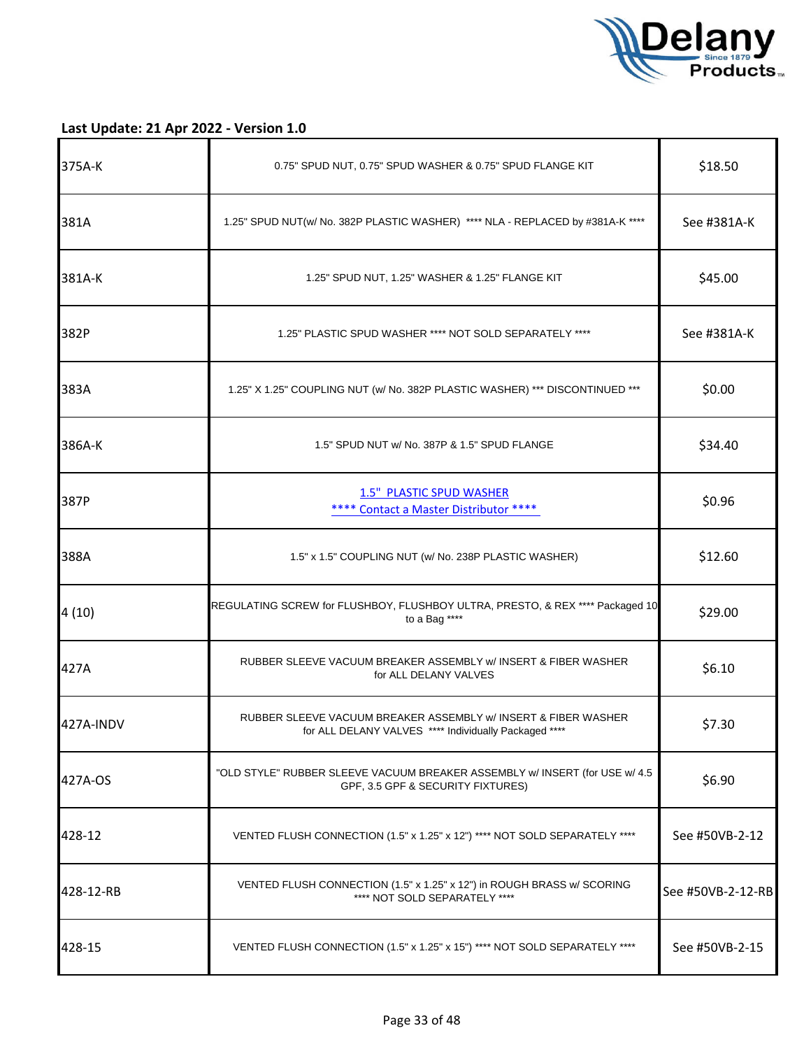**Last Update: 21 Apr 2022 - Version 1.0**

| | | |
|---|---|---|
| 375A-K | 0.75" SPUD NUT, 0.75" SPUD WASHER & 0.75" SPUD FLANGE KIT | $18.50 |
| 381A | 1.25" SPUD NUT(w/ No. 382P PLASTIC WASHER) **** NLA - REPLACED by #381A-K **** | See #381A-K |
| 381A-K | 1.25" SPUD NUT, 1.25" WASHER & 1.25" FLANGE KIT | $45.00 |
| 382P | 1.25" PLASTIC SPUD WASHER **** NOT SOLD SEPARATELY **** | See #381A-K |
| 383A | 1.25" X 1.25" COUPLING NUT (w/ No. 382P PLASTIC WASHER) *** DISCONTINUED *** | $0.00 |
| 386A-K | 1.5" SPUD NUT w/ No. 387P & 1.5" SPUD FLANGE | $34.40 |
| 387P | 1.5" PLASTIC SPUD WASHER **** Contact a Master Distributor **** | $0.96 |
| 388A | 1.5" x 1.5" COUPLING NUT (w/ No. 238P PLASTIC WASHER) | $12.60 |
| 4 (10) | REGULATING SCREW for FLUSHBOY, FLUSHBOY ULTRA, PRESTO, & REX **** Packaged 10 to a Bag **** | $29.00 |
| 427A | RUBBER SLEEVE VACUUM BREAKER ASSEMBLY w/ INSERT & FIBER WASHER for ALL DELANY VALVES | $6.10 |
| 427A-INDV | RUBBER SLEEVE VACUUM BREAKER ASSEMBLY w/ INSERT & FIBER WASHER for ALL DELANY VALVES **** Individually Packaged **** | $7.30 |
| 427A-OS | "OLD STYLE" RUBBER SLEEVE VACUUM BREAKER ASSEMBLY w/ INSERT (for USE w/ 4.5 GPF, 3.5 GPF & SECURITY FIXTURES) | $6.90 |
| 428-12 | VENTED FLUSH CONNECTION (1.5" x 1.25" x 12") **** NOT SOLD SEPARATELY **** | See #50VB-2-12 |
| 428-12-RB | VENTED FLUSH CONNECTION (1.5" x 1.25" x 12") in ROUGH BRASS w/ SCORING **** NOT SOLD SEPARATELY **** | See #50VB-2-12-RB |
| 428-15 | VENTED FLUSH CONNECTION (1.5" x 1.25" x 15") **** NOT SOLD SEPARATELY **** | See #50VB-2-15 |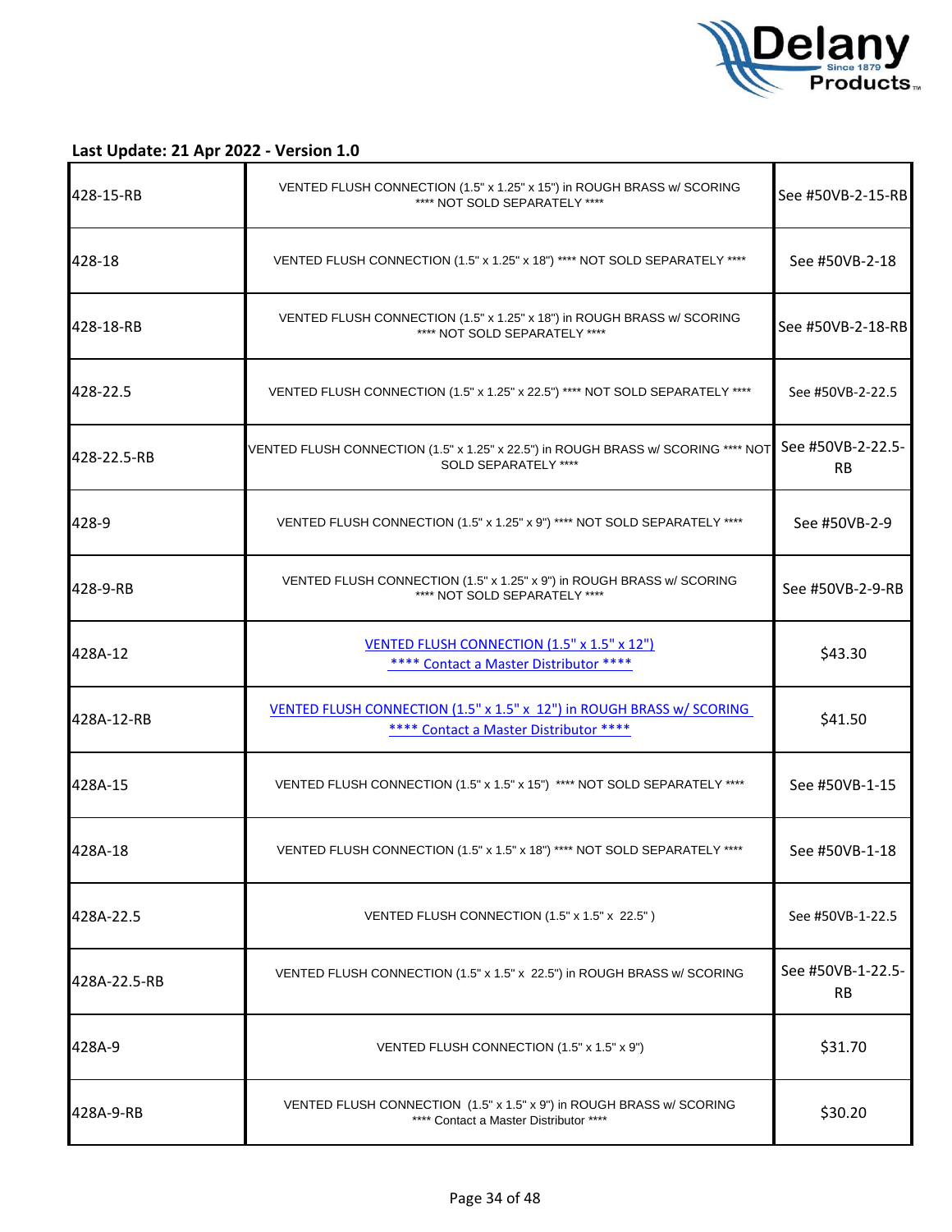**Last Update: 21 Apr 2022 - Version 1.0**

| | | |
|---|---|---|
| 428-15-RB | VENTED FLUSH CONNECTION (1.5" x 1.25" x 15") in ROUGH BRASS w/ SCORING **** NOT SOLD SEPARATELY **** | See #50VB-2-15-RB |
| 428-18 | VENTED FLUSH CONNECTION (1.5" x 1.25" x 18") **** NOT SOLD SEPARATELY **** | See #50VB-2-18 |
| 428-18-RB | VENTED FLUSH CONNECTION (1.5" x 1.25" x 18") in ROUGH BRASS w/ SCORING **** NOT SOLD SEPARATELY **** | See #50VB-2-18-RB |
| 428-22.5 | VENTED FLUSH CONNECTION (1.5" x 1.25" x 22.5") **** NOT SOLD SEPARATELY **** | See #50VB-2-22.5 |
| 428-22.5-RB | VENTED FLUSH CONNECTION (1.5" x 1.25" x 22.5") in ROUGH BRASS w/ SCORING **** NOT SOLD SEPARATELY **** | See #50VB-2-22.5-RB |
| 428-9 | VENTED FLUSH CONNECTION (1.5" x 1.25" x 9") **** NOT SOLD SEPARATELY **** | See #50VB-2-9 |
| 428-9-RB | VENTED FLUSH CONNECTION (1.5" x 1.25" x 9") in ROUGH BRASS w/ SCORING **** NOT SOLD SEPARATELY **** | See #50VB-2-9-RB |
| 428A-12 | VENTED FLUSH CONNECTION (1.5" x 1.5" x 12") **** Contact a Master Distributor **** | $43.30 |
| 428A-12-RB | VENTED FLUSH CONNECTION (1.5" x 1.5" x 12") in ROUGH BRASS w/ SCORING **** Contact a Master Distributor **** | $41.50 |
| 428A-15 | VENTED FLUSH CONNECTION (1.5" x 1.5" x 15") **** NOT SOLD SEPARATELY **** | See #50VB-1-15 |
| 428A-18 | VENTED FLUSH CONNECTION (1.5" x 1.5" x 18") **** NOT SOLD SEPARATELY **** | See #50VB-1-18 |
| 428A-22.5 | VENTED FLUSH CONNECTION (1.5" x 1.5" x 22.5" ) | See #50VB-1-22.5 |
| 428A-22.5-RB | VENTED FLUSH CONNECTION (1.5" x 1.5" x 22.5") in ROUGH BRASS w/ SCORING | See #50VB-1-22.5-RB |
| 428A-9 | VENTED FLUSH CONNECTION (1.5" x 1.5" x 9") | $31.70 |
| 428A-9-RB | VENTED FLUSH CONNECTION (1.5" x 1.5" x 9") in ROUGH BRASS w/ SCORING **** Contact a Master Distributor **** | $30.20 |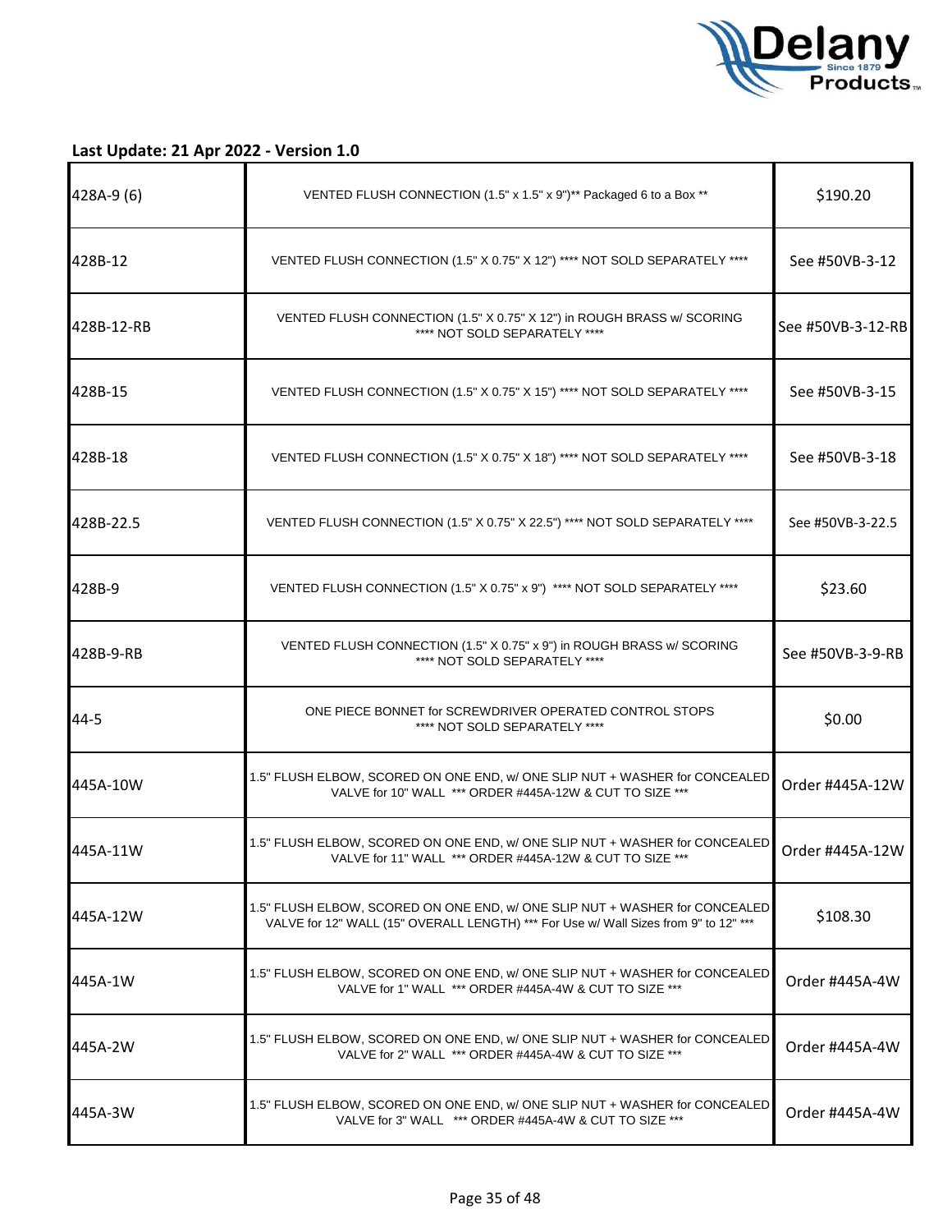**Last Update: 21 Apr 2022 - Version 1.0**

| | | |
|---|---|---|
| 428A-9 (6) | VENTED FLUSH CONNECTION (1.5" x 1.5" x 9")** Packaged 6 to a Box ** | $190.20 |
| 428B-12 | VENTED FLUSH CONNECTION (1.5" X 0.75" X 12") **** NOT SOLD SEPARATELY **** | See #50VB-3-12 |
| 428B-12-RB | VENTED FLUSH CONNECTION (1.5" X 0.75" X 12") in ROUGH BRASS w/ SCORING **** NOT SOLD SEPARATELY **** | See #50VB-3-12-RB |
| 428B-15 | VENTED FLUSH CONNECTION (1.5" X 0.75" X 15") **** NOT SOLD SEPARATELY **** | See #50VB-3-15 |
| 428B-18 | VENTED FLUSH CONNECTION (1.5" X 0.75" X 18") **** NOT SOLD SEPARATELY **** | See #50VB-3-18 |
| 428B-22.5 | VENTED FLUSH CONNECTION (1.5" X 0.75" X 22.5") **** NOT SOLD SEPARATELY **** | See #50VB-3-22.5 |
| 428B-9 | VENTED FLUSH CONNECTION (1.5" X 0.75" x 9") **** NOT SOLD SEPARATELY **** | $23.60 |
| 428B-9-RB | VENTED FLUSH CONNECTION (1.5" X 0.75" x 9") in ROUGH BRASS w/ SCORING **** NOT SOLD SEPARATELY **** | See #50VB-3-9-RB |
| 44-5 | ONE PIECE BONNET for SCREWDRIVER OPERATED CONTROL STOPS **** NOT SOLD SEPARATELY **** | $0.00 |
| 445A-10W | 1.5" FLUSH ELBOW, SCORED ON ONE END, w/ ONE SLIP NUT + WASHER for CONCEALED VALVE for 10" WALL *** ORDER #445A-12W & CUT TO SIZE *** | Order #445A-12W |
| 445A-11W | 1.5" FLUSH ELBOW, SCORED ON ONE END, w/ ONE SLIP NUT + WASHER for CONCEALED VALVE for 11" WALL *** ORDER #445A-12W & CUT TO SIZE *** | Order #445A-12W |
| 445A-12W | 1.5" FLUSH ELBOW, SCORED ON ONE END, w/ ONE SLIP NUT + WASHER for CONCEALED VALVE for 12" WALL (15" OVERALL LENGTH) *** For Use w/ Wall Sizes from 9" to 12" *** | $108.30 |
| 445A-1W | 1.5" FLUSH ELBOW, SCORED ON ONE END, w/ ONE SLIP NUT + WASHER for CONCEALED VALVE for 1" WALL *** ORDER #445A-4W & CUT TO SIZE *** | Order #445A-4W |
| 445A-2W | 1.5" FLUSH ELBOW, SCORED ON ONE END, w/ ONE SLIP NUT + WASHER for CONCEALED VALVE for 2" WALL *** ORDER #445A-4W & CUT TO SIZE *** | Order #445A-4W |
| 445A-3W | 1.5" FLUSH ELBOW, SCORED ON ONE END, w/ ONE SLIP NUT + WASHER for CONCEALED VALVE for 3" WALL *** ORDER #445A-4W & CUT TO SIZE *** | Order #445A-4W |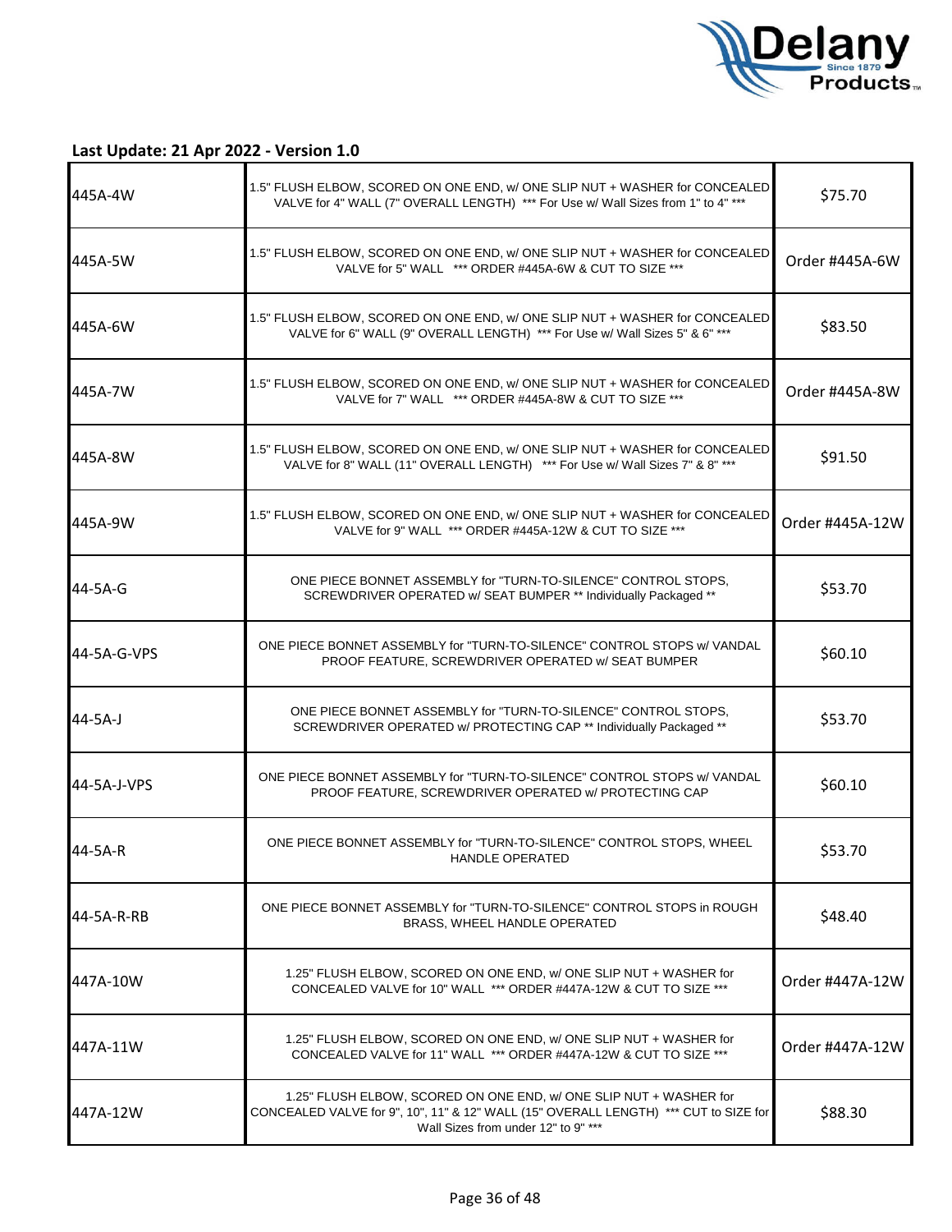**Last Update: 21 Apr 2022 - Version 1.0**

| | | |
|---|---|---|
| 445A-4W | 1.5" FLUSH ELBOW, SCORED ON ONE END, w/ ONE SLIP NUT + WASHER for CONCEALED VALVE for 4" WALL (7" OVERALL LENGTH) *** For Use w/ Wall Sizes from 1" to 4" *** | $75.70 |
| 445A-5W | 1.5" FLUSH ELBOW, SCORED ON ONE END, w/ ONE SLIP NUT + WASHER for CONCEALED VALVE for 5" WALL *** ORDER #445A-6W & CUT TO SIZE *** | Order #445A-6W |
| 445A-6W | 1.5" FLUSH ELBOW, SCORED ON ONE END, w/ ONE SLIP NUT + WASHER for CONCEALED VALVE for 6" WALL (9" OVERALL LENGTH) *** For Use w/ Wall Sizes 5" & 6" *** | $83.50 |
| 445A-7W | 1.5" FLUSH ELBOW, SCORED ON ONE END, w/ ONE SLIP NUT + WASHER for CONCEALED VALVE for 7" WALL *** ORDER #445A-8W & CUT TO SIZE *** | Order #445A-8W |
| 445A-8W | 1.5" FLUSH ELBOW, SCORED ON ONE END, w/ ONE SLIP NUT + WASHER for CONCEALED VALVE for 8" WALL (11" OVERALL LENGTH) *** For Use w/ Wall Sizes 7" & 8" *** | $91.50 |
| 445A-9W | 1.5" FLUSH ELBOW, SCORED ON ONE END, w/ ONE SLIP NUT + WASHER for CONCEALED VALVE for 9" WALL *** ORDER #445A-12W & CUT TO SIZE *** | Order #445A-12W |
| 44-5A-G | ONE PIECE BONNET ASSEMBLY for "TURN-TO-SILENCE" CONTROL STOPS, SCREWDRIVER OPERATED w/ SEAT BUMPER ** Individually Packaged ** | $53.70 |
| 44-5A-G-VPS | ONE PIECE BONNET ASSEMBLY for "TURN-TO-SILENCE" CONTROL STOPS w/ VANDAL PROOF FEATURE, SCREWDRIVER OPERATED w/ SEAT BUMPER | $60.10 |
| 44-5A-J | ONE PIECE BONNET ASSEMBLY for "TURN-TO-SILENCE" CONTROL STOPS, SCREWDRIVER OPERATED w/ PROTECTING CAP ** Individually Packaged ** | $53.70 |
| 44-5A-J-VPS | ONE PIECE BONNET ASSEMBLY for "TURN-TO-SILENCE" CONTROL STOPS w/ VANDAL PROOF FEATURE, SCREWDRIVER OPERATED w/ PROTECTING CAP | $60.10 |
| 44-5A-R | ONE PIECE BONNET ASSEMBLY for "TURN-TO-SILENCE" CONTROL STOPS, WHEEL HANDLE OPERATED | $53.70 |
| 44-5A-R-RB | ONE PIECE BONNET ASSEMBLY for "TURN-TO-SILENCE" CONTROL STOPS in ROUGH BRASS, WHEEL HANDLE OPERATED | $48.40 |
| 447A-10W | 1.25" FLUSH ELBOW, SCORED ON ONE END, w/ ONE SLIP NUT + WASHER for CONCEALED VALVE for 10" WALL *** ORDER #447A-12W & CUT TO SIZE *** | Order #447A-12W |
| 447A-11W | 1.25" FLUSH ELBOW, SCORED ON ONE END, w/ ONE SLIP NUT + WASHER for CONCEALED VALVE for 11" WALL *** ORDER #447A-12W & CUT TO SIZE *** | Order #447A-12W |
| 447A-12W | 1.25" FLUSH ELBOW, SCORED ON ONE END, w/ ONE SLIP NUT + WASHER for CONCEALED VALVE for 9", 10", 11" & 12" WALL (15" OVERALL LENGTH) *** CUT to SIZE for Wall Sizes from under 12" to 9" *** | $88.30 |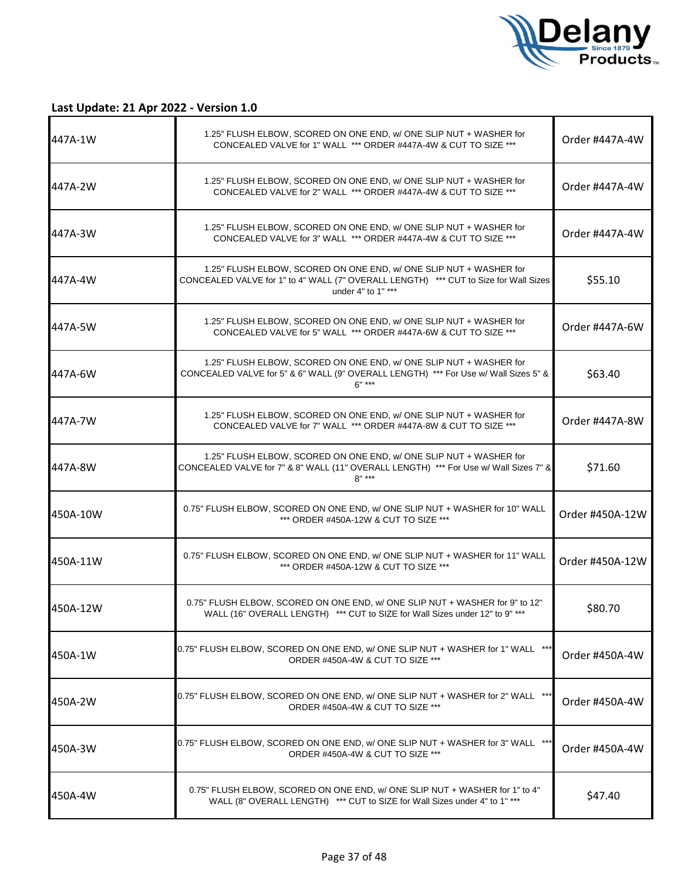**Last Update: 21 Apr 2022 - Version 1.0**

| | | |
|---|---|---|
| 447A-1W | 1.25" FLUSH ELBOW, SCORED ON ONE END, w/ ONE SLIP NUT + WASHER for CONCEALED VALVE for 1" WALL *** ORDER #447A-4W & CUT TO SIZE *** | Order #447A-4W |
| 447A-2W | 1.25" FLUSH ELBOW, SCORED ON ONE END, w/ ONE SLIP NUT + WASHER for CONCEALED VALVE for 2" WALL *** ORDER #447A-4W & CUT TO SIZE *** | Order #447A-4W |
| 447A-3W | 1.25" FLUSH ELBOW, SCORED ON ONE END, w/ ONE SLIP NUT + WASHER for CONCEALED VALVE for 3" WALL *** ORDER #447A-4W & CUT TO SIZE *** | Order #447A-4W |
| 447A-4W | 1.25" FLUSH ELBOW, SCORED ON ONE END, w/ ONE SLIP NUT + WASHER for CONCEALED VALVE for 1" to 4" WALL (7" OVERALL LENGTH) *** CUT to Size for Wall Sizes under 4" to 1" *** | $55.10 |
| 447A-5W | 1.25" FLUSH ELBOW, SCORED ON ONE END, w/ ONE SLIP NUT + WASHER for CONCEALED VALVE for 5" WALL *** ORDER #447A-6W & CUT TO SIZE *** | Order #447A-6W |
| 447A-6W | 1.25" FLUSH ELBOW, SCORED ON ONE END, w/ ONE SLIP NUT + WASHER for CONCEALED VALVE for 5" & 6" WALL (9" OVERALL LENGTH) *** For Use w/ Wall Sizes 5" & 6" *** | $63.40 |
| 447A-7W | 1.25" FLUSH ELBOW, SCORED ON ONE END, w/ ONE SLIP NUT + WASHER for CONCEALED VALVE for 7" WALL *** ORDER #447A-8W & CUT TO SIZE *** | Order #447A-8W |
| 447A-8W | 1.25" FLUSH ELBOW, SCORED ON ONE END, w/ ONE SLIP NUT + WASHER for CONCEALED VALVE for 7" & 8" WALL (11" OVERALL LENGTH) *** For Use w/ Wall Sizes 7" & 8" *** | $71.60 |
| 450A-10W | 0.75" FLUSH ELBOW, SCORED ON ONE END, w/ ONE SLIP NUT + WASHER for 10" WALL *** ORDER #450A-12W & CUT TO SIZE *** | Order #450A-12W |
| 450A-11W | 0.75" FLUSH ELBOW, SCORED ON ONE END, w/ ONE SLIP NUT + WASHER for 11" WALL *** ORDER #450A-12W & CUT TO SIZE *** | Order #450A-12W |
| 450A-12W | 0.75" FLUSH ELBOW, SCORED ON ONE END, w/ ONE SLIP NUT + WASHER for 9" to 12" WALL (16" OVERALL LENGTH) *** CUT to SIZE for Wall Sizes under 12" to 9" *** | $80.70 |
| 450A-1W | 0.75" FLUSH ELBOW, SCORED ON ONE END, w/ ONE SLIP NUT + WASHER for 1" WALL *** ORDER #450A-4W & CUT TO SIZE *** | Order #450A-4W |
| 450A-2W | 0.75" FLUSH ELBOW, SCORED ON ONE END, w/ ONE SLIP NUT + WASHER for 2" WALL *** ORDER #450A-4W & CUT TO SIZE *** | Order #450A-4W |
| 450A-3W | 0.75" FLUSH ELBOW, SCORED ON ONE END, w/ ONE SLIP NUT + WASHER for 3" WALL *** ORDER #450A-4W & CUT TO SIZE *** | Order #450A-4W |
| 450A-4W | 0.75" FLUSH ELBOW, SCORED ON ONE END, w/ ONE SLIP NUT + WASHER for 1" to 4" WALL (8" OVERALL LENGTH) *** CUT to SIZE for Wall Sizes under 4" to 1" *** | $47.40 |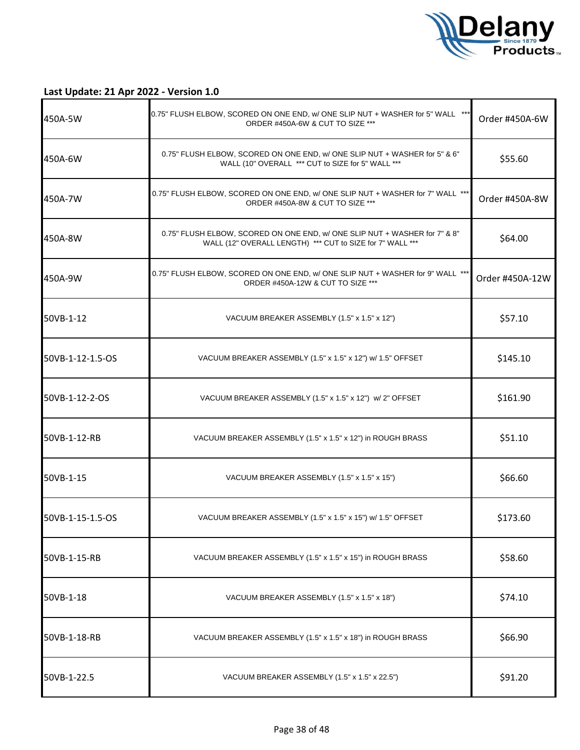**Last Update: 21 Apr 2022 - Version 1.0**

| | | |
|---|---|---|
| 450A-5W | 0.75" FLUSH ELBOW, SCORED ON ONE END, w/ ONE SLIP NUT + WASHER for 5" WALL *** ORDER #450A-6W & CUT TO SIZE *** | Order #450A-6W |
| 450A-6W | 0.75" FLUSH ELBOW, SCORED ON ONE END, w/ ONE SLIP NUT + WASHER for 5" & 6" WALL (10" OVERALL *** CUT to SIZE for 5" WALL *** | $55.60 |
| 450A-7W | 0.75" FLUSH ELBOW, SCORED ON ONE END, w/ ONE SLIP NUT + WASHER for 7" WALL *** ORDER #450A-8W & CUT TO SIZE *** | Order #450A-8W |
| 450A-8W | 0.75" FLUSH ELBOW, SCORED ON ONE END, w/ ONE SLIP NUT + WASHER for 7" & 8" WALL (12" OVERALL LENGTH) *** CUT to SIZE for 7" WALL *** | $64.00 |
| 450A-9W | 0.75" FLUSH ELBOW, SCORED ON ONE END, w/ ONE SLIP NUT + WASHER for 9" WALL *** ORDER #450A-12W & CUT TO SIZE *** | Order #450A-12W |
| 50VB-1-12 | VACUUM BREAKER ASSEMBLY (1.5" x 1.5" x 12") | $57.10 |
| 50VB-1-12-1.5-OS | VACUUM BREAKER ASSEMBLY (1.5" x 1.5" x 12") w/ 1.5" OFFSET | $145.10 |
| 50VB-1-12-2-OS | VACUUM BREAKER ASSEMBLY (1.5" x 1.5" x 12") w/ 2" OFFSET | $161.90 |
| 50VB-1-12-RB | VACUUM BREAKER ASSEMBLY (1.5" x 1.5" x 12") in ROUGH BRASS | $51.10 |
| 50VB-1-15 | VACUUM BREAKER ASSEMBLY (1.5" x 1.5" x 15") | $66.60 |
| 50VB-1-15-1.5-OS | VACUUM BREAKER ASSEMBLY (1.5" x 1.5" x 15") w/ 1.5" OFFSET | $173.60 |
| 50VB-1-15-RB | VACUUM BREAKER ASSEMBLY (1.5" x 1.5" x 15") in ROUGH BRASS | $58.60 |
| 50VB-1-18 | VACUUM BREAKER ASSEMBLY (1.5" x 1.5" x 18") | $74.10 |
| 50VB-1-18-RB | VACUUM BREAKER ASSEMBLY (1.5" x 1.5" x 18") in ROUGH BRASS | $66.90 |
| 50VB-1-22.5 | VACUUM BREAKER ASSEMBLY (1.5" x 1.5" x 22.5") | $91.20 |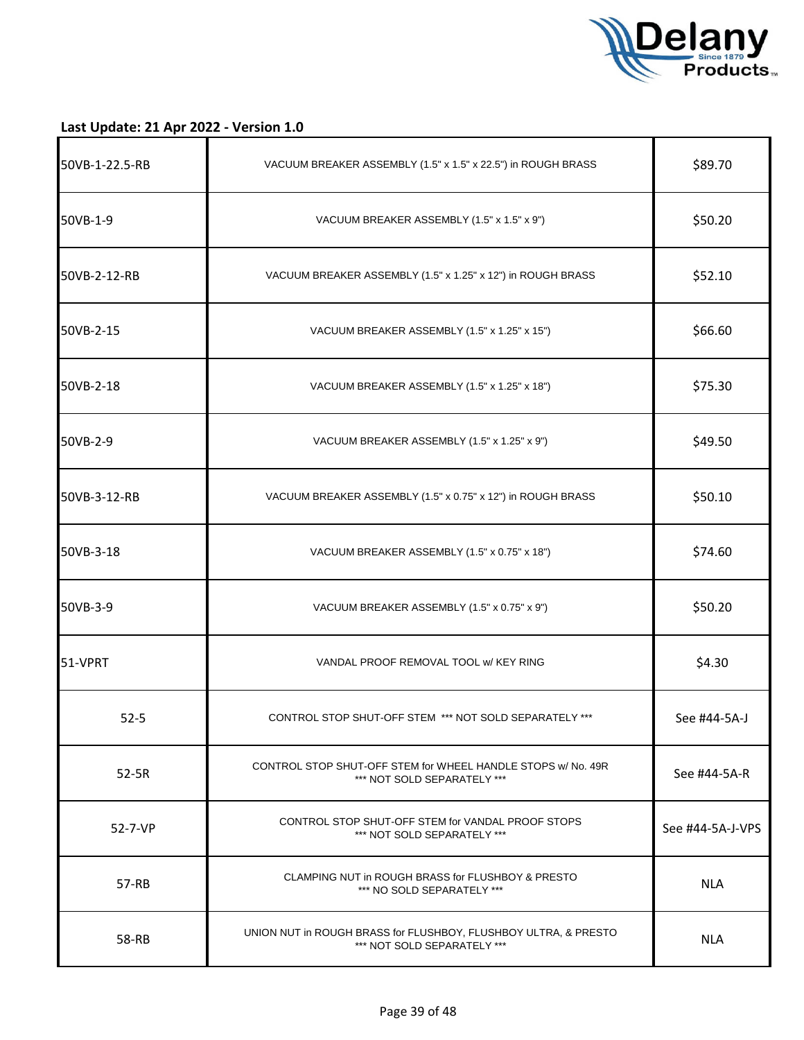**Last Update: 21 Apr 2022 - Version 1.0**

| | | |
|---|---|---|
| 50VB-1-22.5-RB | VACUUM BREAKER ASSEMBLY (1.5" x 1.5" x 22.5") in ROUGH BRASS | $89.70 |
| 50VB-1-9 | VACUUM BREAKER ASSEMBLY (1.5" x 1.5" x 9") | $50.20 |
| 50VB-2-12-RB | VACUUM BREAKER ASSEMBLY (1.5" x 1.25" x 12") in ROUGH BRASS | $52.10 |
| 50VB-2-15 | VACUUM BREAKER ASSEMBLY (1.5" x 1.25" x 15") | $66.60 |
| 50VB-2-18 | VACUUM BREAKER ASSEMBLY (1.5" x 1.25" x 18") | $75.30 |
| 50VB-2-9 | VACUUM BREAKER ASSEMBLY (1.5" x 1.25" x 9") | $49.50 |
| 50VB-3-12-RB | VACUUM BREAKER ASSEMBLY (1.5" x 0.75" x 12") in ROUGH BRASS | $50.10 |
| 50VB-3-18 | VACUUM BREAKER ASSEMBLY (1.5" x 0.75" x 18") | $74.60 |
| 50VB-3-9 | VACUUM BREAKER ASSEMBLY (1.5" x 0.75" x 9") | $50.20 |
| 51-VPRT | VANDAL PROOF REMOVAL TOOL w/ KEY RING | $4.30 |
| 52-5 | CONTROL STOP SHUT-OFF STEM *** NOT SOLD SEPARATELY *** | See #44-5A-J |
| 52-5R | CONTROL STOP SHUT-OFF STEM for WHEEL HANDLE STOPS w/ No. 49R *** NOT SOLD SEPARATELY *** | See #44-5A-R |
| 52-7-VP | CONTROL STOP SHUT-OFF STEM for VANDAL PROOF STOPS *** NOT SOLD SEPARATELY *** | See #44-5A-J-VPS |
| 57-RB | CLAMPING NUT in ROUGH BRASS for FLUSHBOY & PRESTO *** NO SOLD SEPARATELY *** | NLA |
| 58-RB | UNION NUT in ROUGH BRASS for FLUSHBOY, FLUSHBOY ULTRA, & PRESTO *** NOT SOLD SEPARATELY *** | NLA |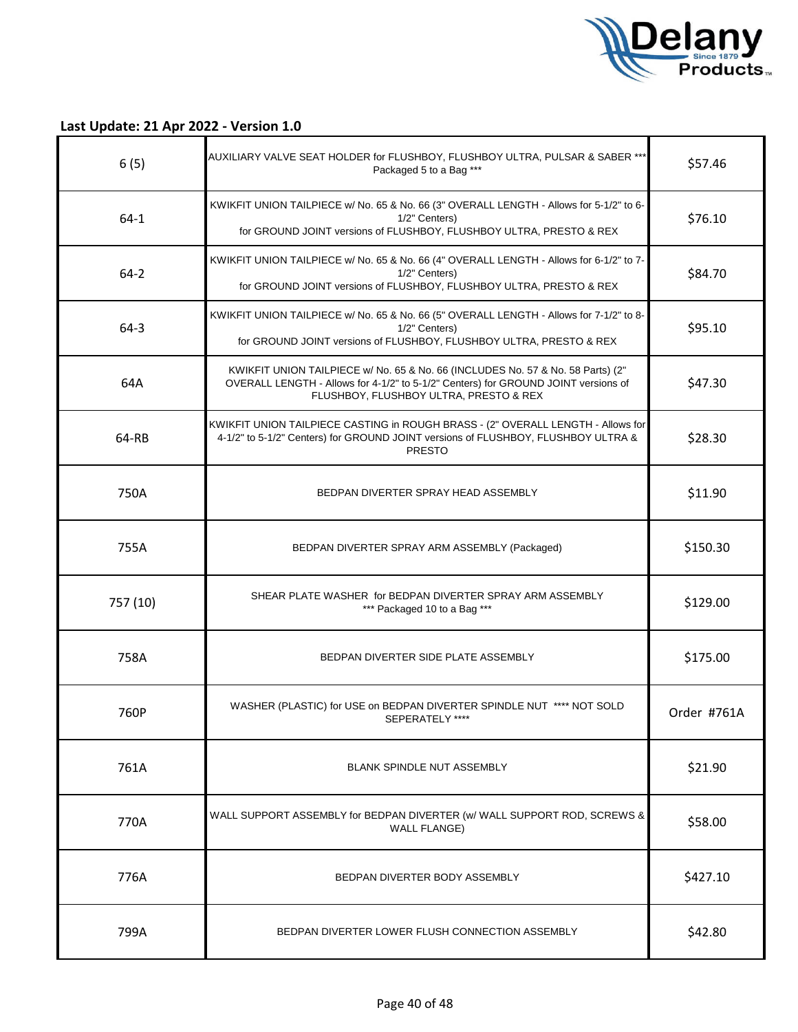**Last Update: 21 Apr 2022 - Version 1.0**

| | | |
|---|---|---|
| 6 (5) | AUXILIARY VALVE SEAT HOLDER for FLUSHBOY, FLUSHBOY ULTRA, PULSAR & SABER *** Packaged 5 to a Bag *** | $57.46 |
| 64-1 | KWIKFIT UNION TAILPIECE w/ No. 65 & No. 66 (3" OVERALL LENGTH - Allows for 5-1/2" to 6-1/2" Centers) for GROUND JOINT versions of FLUSHBOY, FLUSHBOY ULTRA, PRESTO & REX | $76.10 |
| 64-2 | KWIKFIT UNION TAILPIECE w/ No. 65 & No. 66 (4" OVERALL LENGTH - Allows for 6-1/2" to 7-1/2" Centers) for GROUND JOINT versions of FLUSHBOY, FLUSHBOY ULTRA, PRESTO & REX | $84.70 |
| 64-3 | KWIKFIT UNION TAILPIECE w/ No. 65 & No. 66 (5" OVERALL LENGTH - Allows for 7-1/2" to 8-1/2" Centers) for GROUND JOINT versions of FLUSHBOY, FLUSHBOY ULTRA, PRESTO & REX | $95.10 |
| 64A | KWIKFIT UNION TAILPIECE w/ No. 65 & No. 66 (INCLUDES No. 57 & No. 58 Parts) (2" OVERALL LENGTH - Allows for 4-1/2" to 5-1/2" Centers) for GROUND JOINT versions of FLUSHBOY, FLUSHBOY ULTRA, PRESTO & REX | $47.30 |
| 64-RB | KWIKFIT UNION TAILPIECE CASTING in ROUGH BRASS - (2" OVERALL LENGTH - Allows for 4-1/2" to 5-1/2" Centers) for GROUND JOINT versions of FLUSHBOY, FLUSHBOY ULTRA & PRESTO | $28.30 |
| 750A | BEDPAN DIVERTER SPRAY HEAD ASSEMBLY | $11.90 |
| 755A | BEDPAN DIVERTER SPRAY ARM ASSEMBLY (Packaged) | $150.30 |
| 757 (10) | SHEAR PLATE WASHER for BEDPAN DIVERTER SPRAY ARM ASSEMBLY *** Packaged 10 to a Bag *** | $129.00 |
| 758A | BEDPAN DIVERTER SIDE PLATE ASSEMBLY | $175.00 |
| 760P | WASHER (PLASTIC) for USE on BEDPAN DIVERTER SPINDLE NUT **** NOT SOLD SEPERATELY **** | Order #761A |
| 761A | BLANK SPINDLE NUT ASSEMBLY | $21.90 |
| 770A | WALL SUPPORT ASSEMBLY for BEDPAN DIVERTER (w/ WALL SUPPORT ROD, SCREWS & WALL FLANGE) | $58.00 |
| 776A | BEDPAN DIVERTER BODY ASSEMBLY | $427.10 |
| 799A | BEDPAN DIVERTER LOWER FLUSH CONNECTION ASSEMBLY | $42.80 |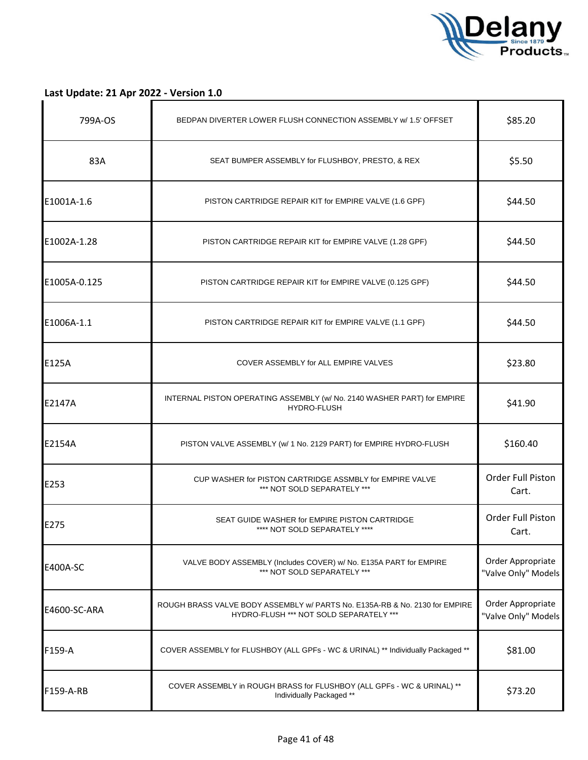**Last Update: 21 Apr 2022 - Version 1.0**

| | | |
|---|---|---|
| 799A-OS | BEDPAN DIVERTER LOWER FLUSH CONNECTION ASSEMBLY w/ 1.5' OFFSET | $85.20 |
| 83A | SEAT BUMPER ASSEMBLY for FLUSHBOY, PRESTO, & REX | $5.50 |
| E1001A-1.6 | PISTON CARTRIDGE REPAIR KIT for EMPIRE VALVE (1.6 GPF) | $44.50 |
| E1002A-1.28 | PISTON CARTRIDGE REPAIR KIT for EMPIRE VALVE (1.28 GPF) | $44.50 |
| E1005A-0.125 | PISTON CARTRIDGE REPAIR KIT for EMPIRE VALVE (0.125 GPF) | $44.50 |
| E1006A-1.1 | PISTON CARTRIDGE REPAIR KIT for EMPIRE VALVE (1.1 GPF) | $44.50 |
| E125A | COVER ASSEMBLY for ALL EMPIRE VALVES | $23.80 |
| E2147A | INTERNAL PISTON OPERATING ASSEMBLY (w/ No. 2140 WASHER PART) for EMPIRE HYDRO-FLUSH | $41.90 |
| E2154A | PISTON VALVE ASSEMBLY (w/ 1 No. 2129 PART) for EMPIRE HYDRO-FLUSH | $160.40 |
| E253 | CUP WASHER for PISTON CARTRIDGE ASSMBLY for EMPIRE VALVE *** NOT SOLD SEPARATELY *** | Order Full Piston Cart. |
| E275 | SEAT GUIDE WASHER for EMPIRE PISTON CARTRIDGE **** NOT SOLD SEPARATELY **** | Order Full Piston Cart. |
| E400A-SC | VALVE BODY ASSEMBLY (Includes COVER) w/ No. E135A PART for EMPIRE *** NOT SOLD SEPARATELY *** | Order Appropriate "Valve Only" Models |
| E4600-SC-ARA | ROUGH BRASS VALVE BODY ASSEMBLY w/ PARTS No. E135A-RB & No. 2130 for EMPIRE HYDRO-FLUSH *** NOT SOLD SEPARATELY *** | Order Appropriate "Valve Only" Models |
| F159-A | COVER ASSEMBLY for FLUSHBOY (ALL GPFs - WC & URINAL) ** Individually Packaged ** | $81.00 |
| F159-A-RB | COVER ASSEMBLY in ROUGH BRASS for FLUSHBOY (ALL GPFs - WC & URINAL) ** Individually Packaged ** | $73.20 |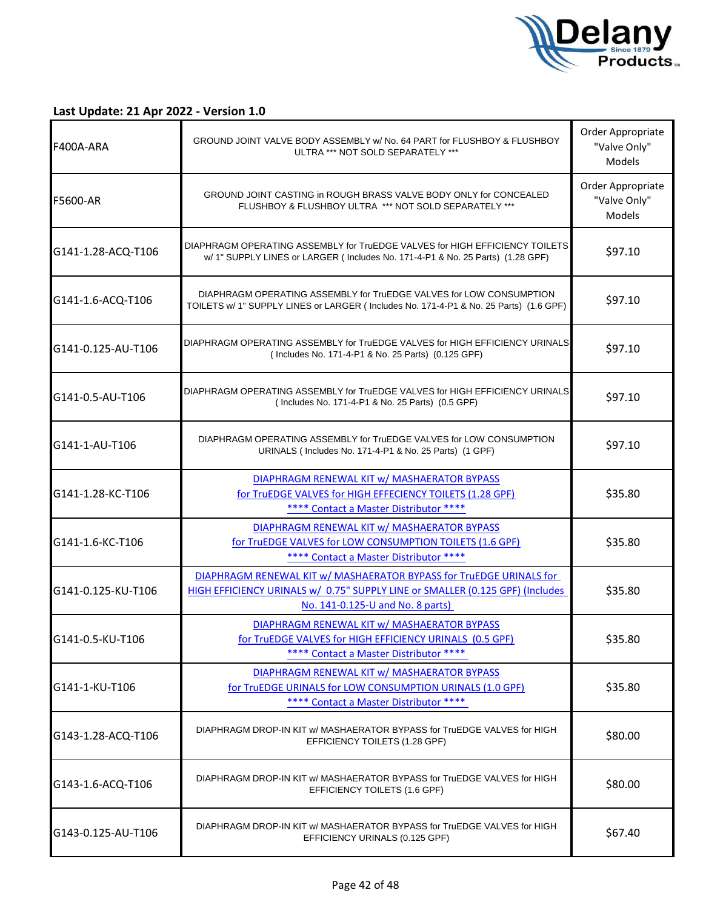**Last Update: 21 Apr 2022 - Version 1.0**

| | | |
|---|---|---|
| F400A-ARA | GROUND JOINT VALVE BODY ASSEMBLY w/ No. 64 PART for FLUSHBOY & FLUSHBOY ULTRA *** NOT SOLD SEPARATELY *** | Order Appropriate "Valve Only" Models |
| F5600-AR | GROUND JOINT CASTING in ROUGH BRASS VALVE BODY ONLY for CONCEALED FLUSHBOY & FLUSHBOY ULTRA *** NOT SOLD SEPARATELY *** | Order Appropriate "Valve Only" Models |
| G141-1.28-ACQ-T106 | DIAPHRAGM OPERATING ASSEMBLY for TruEDGE VALVES for HIGH EFFICIENCY TOILETS w/ 1" SUPPLY LINES or LARGER ( Includes No. 171-4-P1 & No. 25 Parts) (1.28 GPF) | $97.10 |
| G141-1.6-ACQ-T106 | DIAPHRAGM OPERATING ASSEMBLY for TruEDGE VALVES for LOW CONSUMPTION TOILETS w/ 1" SUPPLY LINES or LARGER ( Includes No. 171-4-P1 & No. 25 Parts) (1.6 GPF) | $97.10 |
| G141-0.125-AU-T106 | DIAPHRAGM OPERATING ASSEMBLY for TruEDGE VALVES for HIGH EFFICIENCY URINALS ( Includes No. 171-4-P1 & No. 25 Parts) (0.125 GPF) | $97.10 |
| G141-0.5-AU-T106 | DIAPHRAGM OPERATING ASSEMBLY for TruEDGE VALVES for HIGH EFFICIENCY URINALS ( Includes No. 171-4-P1 & No. 25 Parts) (0.5 GPF) | $97.10 |
| G141-1-AU-T106 | DIAPHRAGM OPERATING ASSEMBLY for TruEDGE VALVES for LOW CONSUMPTION URINALS ( Includes No. 171-4-P1 & No. 25 Parts) (1 GPF) | $97.10 |
| G141-1.28-KC-T106 | DIAPHRAGM RENEWAL KIT w/ MASHAERATOR BYPASS for TruEDGE VALVES for HIGH EFFECIENCY TOILETS (1.28 GPF) **** Contact a Master Distributor **** | $35.80 |
| G141-1.6-KC-T106 | DIAPHRAGM RENEWAL KIT w/ MASHAERATOR BYPASS for TruEDGE VALVES for LOW CONSUMPTION TOILETS (1.6 GPF) **** Contact a Master Distributor **** | $35.80 |
| G141-0.125-KU-T106 | DIAPHRAGM RENEWAL KIT w/ MASHAERATOR BYPASS for TruEDGE URINALS for HIGH EFFICIENCY URINALS w/ 0.75" SUPPLY LINE or SMALLER (0.125 GPF) (Includes No. 141-0.125-U and No. 8 parts) | $35.80 |
| G141-0.5-KU-T106 | DIAPHRAGM RENEWAL KIT w/ MASHAERATOR BYPASS for TruEDGE VALVES for HIGH EFFICIENCY URINALS (0.5 GPF) **** Contact a Master Distributor **** | $35.80 |
| G141-1-KU-T106 | DIAPHRAGM RENEWAL KIT w/ MASHAERATOR BYPASS for TruEDGE URINALS for LOW CONSUMPTION URINALS (1.0 GPF) **** Contact a Master Distributor **** | $35.80 |
| G143-1.28-ACQ-T106 | DIAPHRAGM DROP-IN KIT w/ MASHAERATOR BYPASS for TruEDGE VALVES for HIGH EFFICIENCY TOILETS (1.28 GPF) | $80.00 |
| G143-1.6-ACQ-T106 | DIAPHRAGM DROP-IN KIT w/ MASHAERATOR BYPASS for TruEDGE VALVES for HIGH EFFICIENCY TOILETS (1.6 GPF) | $80.00 |
| G143-0.125-AU-T106 | DIAPHRAGM DROP-IN KIT w/ MASHAERATOR BYPASS for TruEDGE VALVES for HIGH EFFICIENCY URINALS (0.125 GPF) | $67.40 |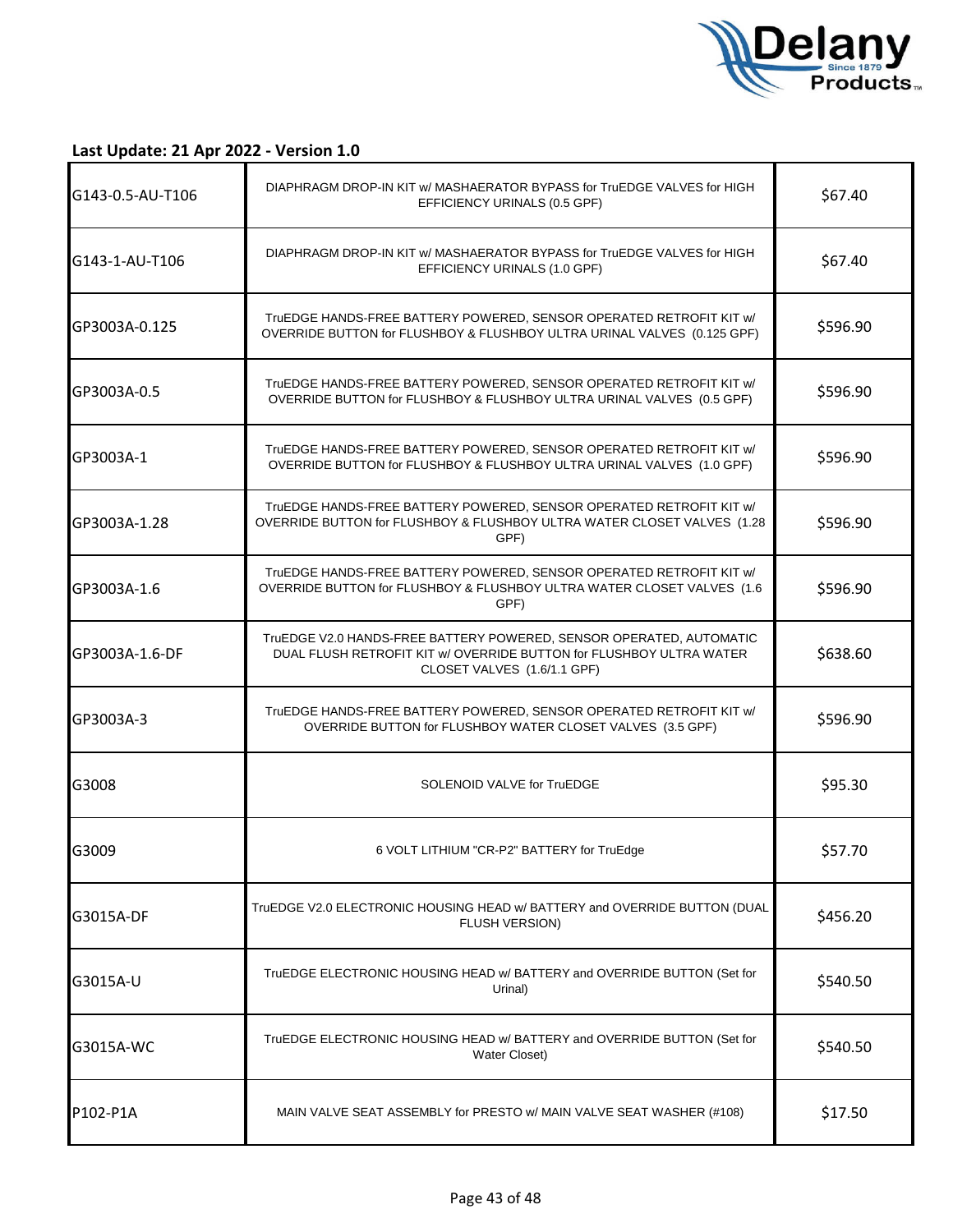**Last Update: 21 Apr 2022 - Version 1.0**

| | | |
|---|---|---|
| G143-0.5-AU-T106 | DIAPHRAGM DROP-IN KIT w/ MASHAERATOR BYPASS for TruEDGE VALVES for HIGH EFFICIENCY URINALS (0.5 GPF) | $67.40 |
| G143-1-AU-T106 | DIAPHRAGM DROP-IN KIT w/ MASHAERATOR BYPASS for TruEDGE VALVES for HIGH EFFICIENCY URINALS (1.0 GPF) | $67.40 |
| GP3003A-0.125 | TruEDGE HANDS-FREE BATTERY POWERED, SENSOR OPERATED RETROFIT KIT w/ OVERRIDE BUTTON for FLUSHBOY & FLUSHBOY ULTRA URINAL VALVES (0.125 GPF) | $596.90 |
| GP3003A-0.5 | TruEDGE HANDS-FREE BATTERY POWERED, SENSOR OPERATED RETROFIT KIT w/ OVERRIDE BUTTON for FLUSHBOY & FLUSHBOY ULTRA URINAL VALVES (0.5 GPF) | $596.90 |
| GP3003A-1 | TruEDGE HANDS-FREE BATTERY POWERED, SENSOR OPERATED RETROFIT KIT w/ OVERRIDE BUTTON for FLUSHBOY & FLUSHBOY ULTRA URINAL VALVES (1.0 GPF) | $596.90 |
| GP3003A-1.28 | TruEDGE HANDS-FREE BATTERY POWERED, SENSOR OPERATED RETROFIT KIT w/ OVERRIDE BUTTON for FLUSHBOY & FLUSHBOY ULTRA WATER CLOSET VALVES (1.28 GPF) | $596.90 |
| GP3003A-1.6 | TruEDGE HANDS-FREE BATTERY POWERED, SENSOR OPERATED RETROFIT KIT w/ OVERRIDE BUTTON for FLUSHBOY & FLUSHBOY ULTRA WATER CLOSET VALVES (1.6 GPF) | $596.90 |
| GP3003A-1.6-DF | TruEDGE V2.0 HANDS-FREE BATTERY POWERED, SENSOR OPERATED, AUTOMATIC DUAL FLUSH RETROFIT KIT w/ OVERRIDE BUTTON for FLUSHBOY ULTRA WATER CLOSET VALVES (1.6/1.1 GPF) | $638.60 |
| GP3003A-3 | TruEDGE HANDS-FREE BATTERY POWERED, SENSOR OPERATED RETROFIT KIT w/ OVERRIDE BUTTON for FLUSHBOY WATER CLOSET VALVES (3.5 GPF) | $596.90 |
| G3008 | SOLENOID VALVE for TruEDGE | $95.30 |
| G3009 | 6 VOLT LITHIUM "CR-P2" BATTERY for TruEdge | $57.70 |
| G3015A-DF | TruEDGE V2.0 ELECTRONIC HOUSING HEAD w/ BATTERY and OVERRIDE BUTTON (DUAL FLUSH VERSION) | $456.20 |
| G3015A-U | TruEDGE ELECTRONIC HOUSING HEAD w/ BATTERY and OVERRIDE BUTTON (Set for Urinal) | $540.50 |
| G3015A-WC | TruEDGE ELECTRONIC HOUSING HEAD w/ BATTERY and OVERRIDE BUTTON (Set for Water Closet) | $540.50 |
| P102-P1A | MAIN VALVE SEAT ASSEMBLY for PRESTO w/ MAIN VALVE SEAT WASHER (#108) | $17.50 |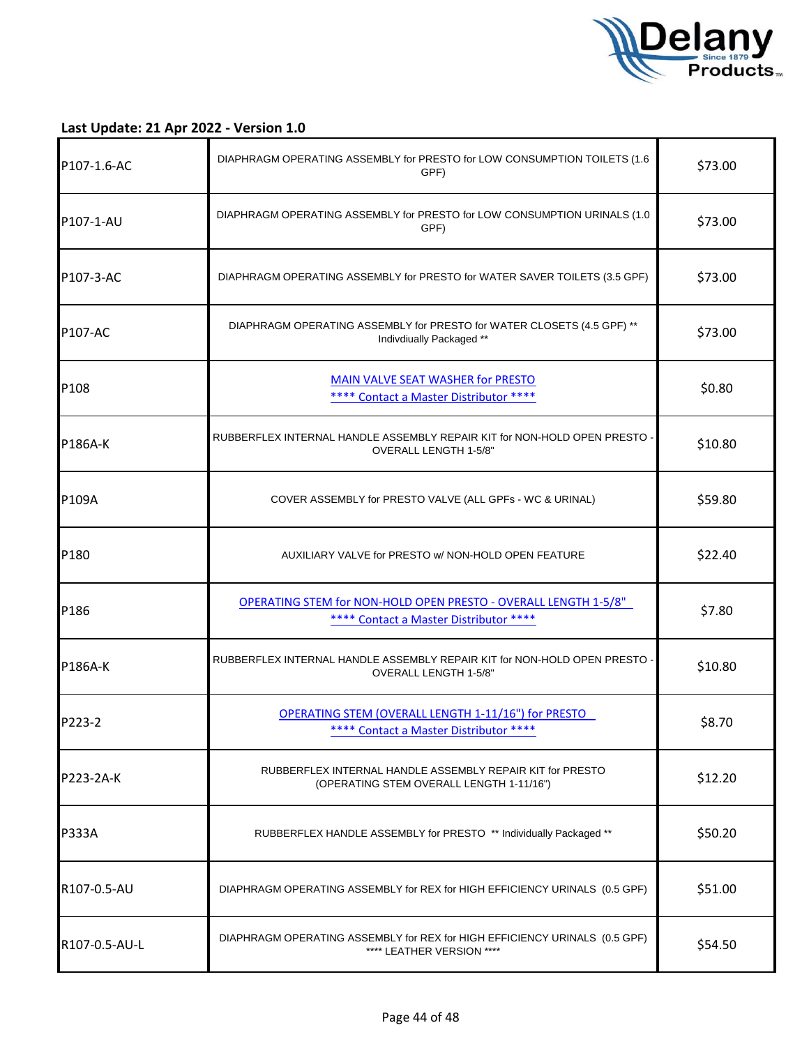**Last Update: 21 Apr 2022 - Version 1.0**

| | | |
|---|---|---|
| P107-1.6-AC | DIAPHRAGM OPERATING ASSEMBLY for PRESTO for LOW CONSUMPTION TOILETS (1.6 GPF) | $73.00 |
| P107-1-AU | DIAPHRAGM OPERATING ASSEMBLY for PRESTO for LOW CONSUMPTION URINALS (1.0 GPF) | $73.00 |
| P107-3-AC | DIAPHRAGM OPERATING ASSEMBLY for PRESTO for WATER SAVER TOILETS (3.5 GPF) | $73.00 |
| P107-AC | DIAPHRAGM OPERATING ASSEMBLY for PRESTO for WATER CLOSETS (4.5 GPF) ** Indivdiually Packaged ** | $73.00 |
| P108 | MAIN VALVE SEAT WASHER for PRESTO **** Contact a Master Distributor **** | $0.80 |
| P186A-K | RUBBERFLEX INTERNAL HANDLE ASSEMBLY REPAIR KIT for NON-HOLD OPEN PRESTO - OVERALL LENGTH 1-5/8" | $10.80 |
| P109A | COVER ASSEMBLY for PRESTO VALVE (ALL GPFs - WC & URINAL) | $59.80 |
| P180 | AUXILIARY VALVE for PRESTO w/ NON-HOLD OPEN FEATURE | $22.40 |
| P186 | OPERATING STEM for NON-HOLD OPEN PRESTO - OVERALL LENGTH 1-5/8" **** Contact a Master Distributor **** | $7.80 |
| P186A-K | RUBBERFLEX INTERNAL HANDLE ASSEMBLY REPAIR KIT for NON-HOLD OPEN PRESTO - OVERALL LENGTH 1-5/8" | $10.80 |
| P223-2 | OPERATING STEM (OVERALL LENGTH 1-11/16") for PRESTO **** Contact a Master Distributor **** | $8.70 |
| P223-2A-K | RUBBERFLEX INTERNAL HANDLE ASSEMBLY REPAIR KIT for PRESTO (OPERATING STEM OVERALL LENGTH 1-11/16") | $12.20 |
| P333A | RUBBERFLEX HANDLE ASSEMBLY for PRESTO ** Individually Packaged ** | $50.20 |
| R107-0.5-AU | DIAPHRAGM OPERATING ASSEMBLY for REX for HIGH EFFICIENCY URINALS (0.5 GPF) | $51.00 |
| R107-0.5-AU-L | DIAPHRAGM OPERATING ASSEMBLY for REX for HIGH EFFICIENCY URINALS (0.5 GPF) **** LEATHER VERSION **** | $54.50 |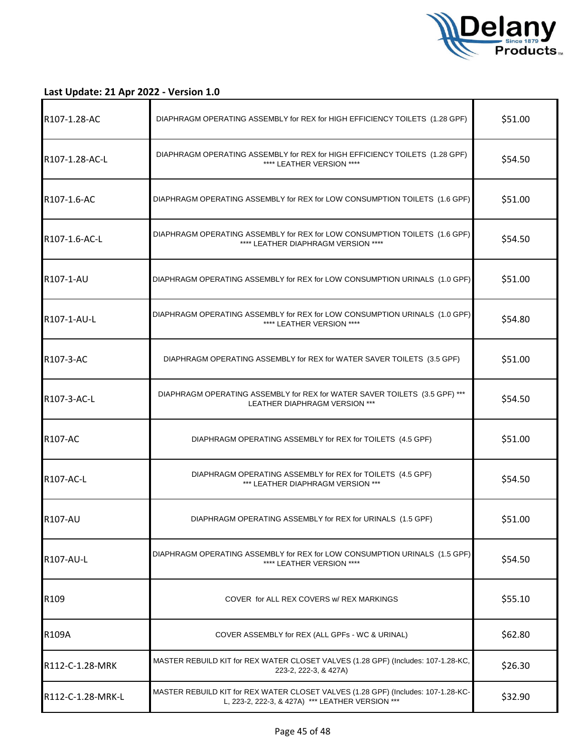**Last Update: 21 Apr 2022 - Version 1.0**

| | | |
|---|---|---|
| R107-1.28-AC | DIAPHRAGM OPERATING ASSEMBLY for REX for HIGH EFFICIENCY TOILETS (1.28 GPF) | $51.00 |
| R107-1.28-AC-L | DIAPHRAGM OPERATING ASSEMBLY for REX for HIGH EFFICIENCY TOILETS (1.28 GPF) **** LEATHER VERSION **** | $54.50 |
| R107-1.6-AC | DIAPHRAGM OPERATING ASSEMBLY for REX for LOW CONSUMPTION TOILETS (1.6 GPF) | $51.00 |
| R107-1.6-AC-L | DIAPHRAGM OPERATING ASSEMBLY for REX for LOW CONSUMPTION TOILETS (1.6 GPF) **** LEATHER DIAPHRAGM VERSION **** | $54.50 |
| R107-1-AU | DIAPHRAGM OPERATING ASSEMBLY for REX for LOW CONSUMPTION URINALS (1.0 GPF) | $51.00 |
| R107-1-AU-L | DIAPHRAGM OPERATING ASSEMBLY for REX for LOW CONSUMPTION URINALS (1.0 GPF) **** LEATHER VERSION **** | $54.80 |
| R107-3-AC | DIAPHRAGM OPERATING ASSEMBLY for REX for WATER SAVER TOILETS (3.5 GPF) | $51.00 |
| R107-3-AC-L | DIAPHRAGM OPERATING ASSEMBLY for REX for WATER SAVER TOILETS (3.5 GPF) *** LEATHER DIAPHRAGM VERSION *** | $54.50 |
| R107-AC | DIAPHRAGM OPERATING ASSEMBLY for REX for TOILETS (4.5 GPF) | $51.00 |
| R107-AC-L | DIAPHRAGM OPERATING ASSEMBLY for REX for TOILETS (4.5 GPF) *** LEATHER DIAPHRAGM VERSION *** | $54.50 |
| R107-AU | DIAPHRAGM OPERATING ASSEMBLY for REX for URINALS (1.5 GPF) | $51.00 |
| R107-AU-L | DIAPHRAGM OPERATING ASSEMBLY for REX for LOW CONSUMPTION URINALS (1.5 GPF) **** LEATHER VERSION **** | $54.50 |
| R109 | COVER for ALL REX COVERS w/ REX MARKINGS | $55.10 |
| R109A | COVER ASSEMBLY for REX (ALL GPFs - WC & URINAL) | $62.80 |
| R112-C-1.28-MRK | MASTER REBUILD KIT for REX WATER CLOSET VALVES (1.28 GPF) (Includes: 107-1.28-KC, 223-2, 222-3, & 427A) | $26.30 |
| R112-C-1.28-MRK-L | MASTER REBUILD KIT for REX WATER CLOSET VALVES (1.28 GPF) (Includes: 107-1.28-KC-L, 223-2, 222-3, & 427A) *** LEATHER VERSION *** | $32.90 |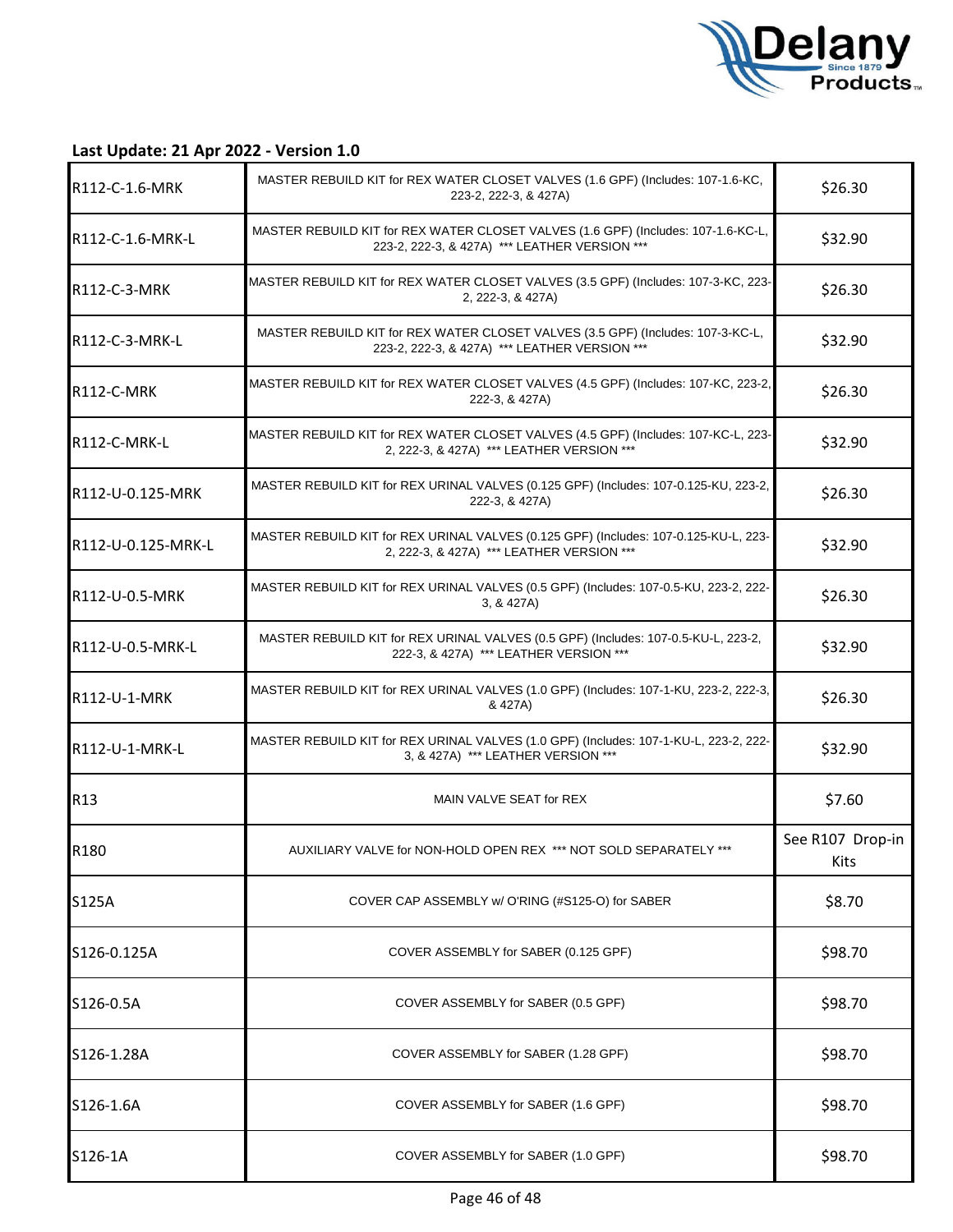**Last Update: 21 Apr 2022 - Version 1.0**

| | | |
|---|---|---|
| R112-C-1.6-MRK | MASTER REBUILD KIT for REX WATER CLOSET VALVES (1.6 GPF) (Includes: 107-1.6-KC, 223-2, 222-3, & 427A) | $26.30 |
| R112-C-1.6-MRK-L | MASTER REBUILD KIT for REX WATER CLOSET VALVES (1.6 GPF) (Includes: 107-1.6-KC-L, 223-2, 222-3, & 427A) *** LEATHER VERSION *** | $32.90 |
| R112-C-3-MRK | MASTER REBUILD KIT for REX WATER CLOSET VALVES (3.5 GPF) (Includes: 107-3-KC, 223-2, 222-3, & 427A) | $26.30 |
| R112-C-3-MRK-L | MASTER REBUILD KIT for REX WATER CLOSET VALVES (3.5 GPF) (Includes: 107-3-KC-L, 223-2, 222-3, & 427A) *** LEATHER VERSION *** | $32.90 |
| R112-C-MRK | MASTER REBUILD KIT for REX WATER CLOSET VALVES (4.5 GPF) (Includes: 107-KC, 223-2, 222-3, & 427A) | $26.30 |
| R112-C-MRK-L | MASTER REBUILD KIT for REX WATER CLOSET VALVES (4.5 GPF) (Includes: 107-KC-L, 223-2, 222-3, & 427A) *** LEATHER VERSION *** | $32.90 |
| R112-U-0.125-MRK | MASTER REBUILD KIT for REX URINAL VALVES (0.125 GPF) (Includes: 107-0.125-KU, 223-2, 222-3, & 427A) | $26.30 |
| R112-U-0.125-MRK-L | MASTER REBUILD KIT for REX URINAL VALVES (0.125 GPF) (Includes: 107-0.125-KU-L, 223-2, 222-3, & 427A) *** LEATHER VERSION *** | $32.90 |
| R112-U-0.5-MRK | MASTER REBUILD KIT for REX URINAL VALVES (0.5 GPF) (Includes: 107-0.5-KU, 223-2, 222-3, & 427A) | $26.30 |
| R112-U-0.5-MRK-L | MASTER REBUILD KIT for REX URINAL VALVES (0.5 GPF) (Includes: 107-0.5-KU-L, 223-2, 222-3, & 427A) *** LEATHER VERSION *** | $32.90 |
| R112-U-1-MRK | MASTER REBUILD KIT for REX URINAL VALVES (1.0 GPF) (Includes: 107-1-KU, 223-2, 222-3, & 427A) | $26.30 |
| R112-U-1-MRK-L | MASTER REBUILD KIT for REX URINAL VALVES (1.0 GPF) (Includes: 107-1-KU-L, 223-2, 222-3, & 427A) *** LEATHER VERSION *** | $32.90 |
| R13 | MAIN VALVE SEAT for REX | $7.60 |
| R180 | AUXILIARY VALVE for NON-HOLD OPEN REX *** NOT SOLD SEPARATELY *** | See R107 Drop-in Kits |
| S125A | COVER CAP ASSEMBLY w/ O'RING (#S125-O) for SABER | $8.70 |
| S126-0.125A | COVER ASSEMBLY for SABER (0.125 GPF) | $98.70 |
| S126-0.5A | COVER ASSEMBLY for SABER (0.5 GPF) | $98.70 |
| S126-1.28A | COVER ASSEMBLY for SABER (1.28 GPF) | $98.70 |
| S126-1.6A | COVER ASSEMBLY for SABER (1.6 GPF) | $98.70 |
| S126-1A | COVER ASSEMBLY for SABER (1.0 GPF) | $98.70 |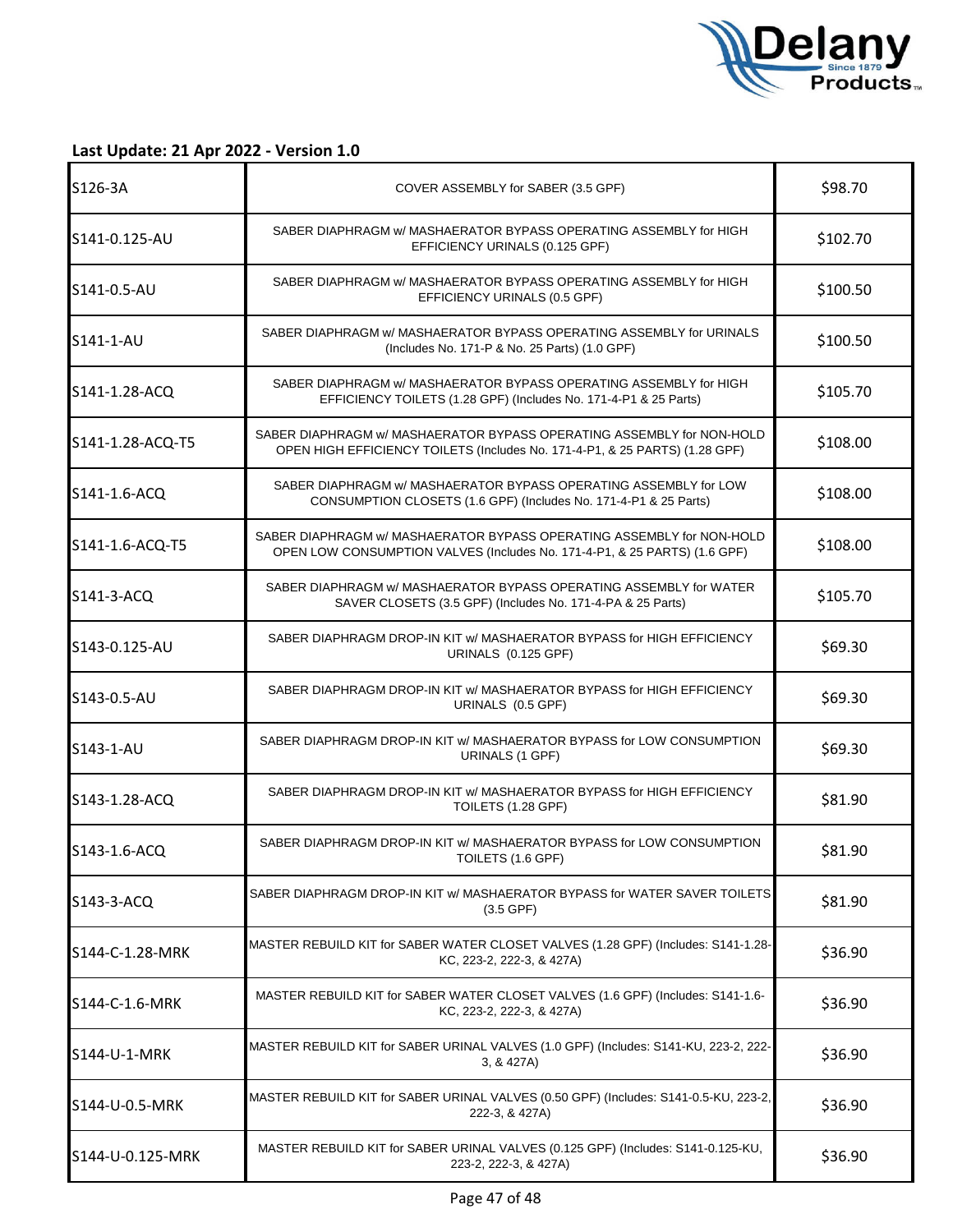**Last Update: 21 Apr 2022 - Version 1.0**

| | | |
|---|---|---|
| S126-3A | COVER ASSEMBLY for SABER (3.5 GPF) | $98.70 |
| S141-0.125-AU | SABER DIAPHRAGM w/ MASHAERATOR BYPASS OPERATING ASSEMBLY for HIGH EFFICIENCY URINALS (0.125 GPF) | $102.70 |
| S141-0.5-AU | SABER DIAPHRAGM w/ MASHAERATOR BYPASS OPERATING ASSEMBLY for HIGH EFFICIENCY URINALS (0.5 GPF) | $100.50 |
| S141-1-AU | SABER DIAPHRAGM w/ MASHAERATOR BYPASS OPERATING ASSEMBLY for URINALS (Includes No. 171-P & No. 25 Parts) (1.0 GPF) | $100.50 |
| S141-1.28-ACQ | SABER DIAPHRAGM w/ MASHAERATOR BYPASS OPERATING ASSEMBLY for HIGH EFFICIENCY TOILETS (1.28 GPF) (Includes No. 171-4-P1 & 25 Parts) | $105.70 |
| S141-1.28-ACQ-T5 | SABER DIAPHRAGM w/ MASHAERATOR BYPASS OPERATING ASSEMBLY for NON-HOLD OPEN HIGH EFFICIENCY TOILETS (Includes No. 171-4-P1, & 25 PARTS) (1.28 GPF) | $108.00 |
| S141-1.6-ACQ | SABER DIAPHRAGM w/ MASHAERATOR BYPASS OPERATING ASSEMBLY for LOW CONSUMPTION CLOSETS (1.6 GPF) (Includes No. 171-4-P1 & 25 Parts) | $108.00 |
| S141-1.6-ACQ-T5 | SABER DIAPHRAGM w/ MASHAERATOR BYPASS OPERATING ASSEMBLY for NON-HOLD OPEN LOW CONSUMPTION VALVES (Includes No. 171-4-P1, & 25 PARTS) (1.6 GPF) | $108.00 |
| S141-3-ACQ | SABER DIAPHRAGM w/ MASHAERATOR BYPASS OPERATING ASSEMBLY for WATER SAVER CLOSETS (3.5 GPF) (Includes No. 171-4-PA & 25 Parts) | $105.70 |
| S143-0.125-AU | SABER DIAPHRAGM DROP-IN KIT w/ MASHAERATOR BYPASS for HIGH EFFICIENCY URINALS (0.125 GPF) | $69.30 |
| S143-0.5-AU | SABER DIAPHRAGM DROP-IN KIT w/ MASHAERATOR BYPASS for HIGH EFFICIENCY URINALS (0.5 GPF) | $69.30 |
| S143-1-AU | SABER DIAPHRAGM DROP-IN KIT w/ MASHAERATOR BYPASS for LOW CONSUMPTION URINALS (1 GPF) | $69.30 |
| S143-1.28-ACQ | SABER DIAPHRAGM DROP-IN KIT w/ MASHAERATOR BYPASS for HIGH EFFICIENCY TOILETS (1.28 GPF) | $81.90 |
| S143-1.6-ACQ | SABER DIAPHRAGM DROP-IN KIT w/ MASHAERATOR BYPASS for LOW CONSUMPTION TOILETS (1.6 GPF) | $81.90 |
| S143-3-ACQ | SABER DIAPHRAGM DROP-IN KIT w/ MASHAERATOR BYPASS for WATER SAVER TOILETS (3.5 GPF) | $81.90 |
| S144-C-1.28-MRK | MASTER REBUILD KIT for SABER WATER CLOSET VALVES (1.28 GPF) (Includes: S141-1.28-KC, 223-2, 222-3, & 427A) | $36.90 |
| S144-C-1.6-MRK | MASTER REBUILD KIT for SABER WATER CLOSET VALVES (1.6 GPF) (Includes: S141-1.6-KC, 223-2, 222-3, & 427A) | $36.90 |
| S144-U-1-MRK | MASTER REBUILD KIT for SABER URINAL VALVES (1.0 GPF) (Includes: S141-KU, 223-2, 222-3, & 427A) | $36.90 |
| S144-U-0.5-MRK | MASTER REBUILD KIT for SABER URINAL VALVES (0.50 GPF) (Includes: S141-0.5-KU, 223-2, 222-3, & 427A) | $36.90 |
| S144-U-0.125-MRK | MASTER REBUILD KIT for SABER URINAL VALVES (0.125 GPF) (Includes: S141-0.125-KU, 223-2, 222-3, & 427A) | $36.90 |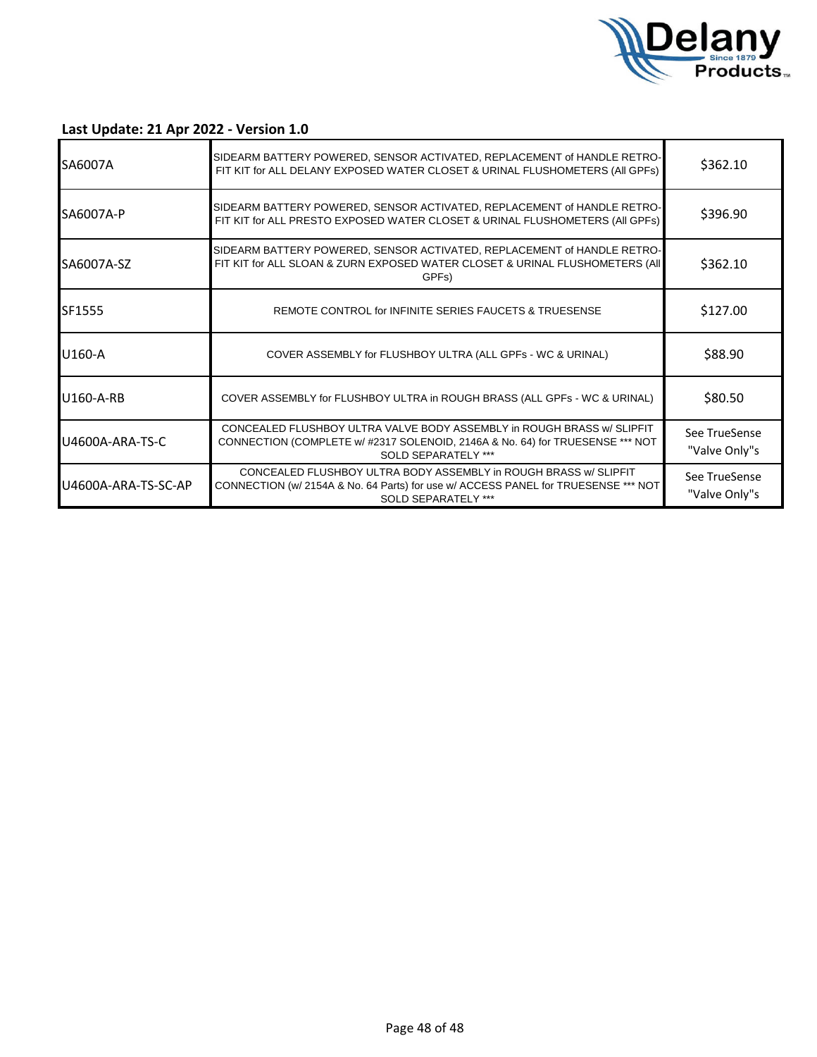**Last Update: 21 Apr 2022 - Version 1.0**

| | | |
|---|---|---|
| SA6007A | SIDEARM BATTERY POWERED, SENSOR ACTIVATED, REPLACEMENT of HANDLE RETRO-FIT KIT for ALL DELANY EXPOSED WATER CLOSET & URINAL FLUSHOMETERS (All GPFs) | $362.10 |
| SA6007A-P | SIDEARM BATTERY POWERED, SENSOR ACTIVATED, REPLACEMENT of HANDLE RETRO-FIT KIT for ALL PRESTO EXPOSED WATER CLOSET & URINAL FLUSHOMETERS (All GPFs) | $396.90 |
| SA6007A-SZ | SIDEARM BATTERY POWERED, SENSOR ACTIVATED, REPLACEMENT of HANDLE RETRO-FIT KIT for ALL SLOAN & ZURN EXPOSED WATER CLOSET & URINAL FLUSHOMETERS (All GPFs) | $362.10 |
| SF1555 | REMOTE CONTROL for INFINITE SERIES FAUCETS & TRUESENSE | $127.00 |
| U160-A | COVER ASSEMBLY for FLUSHBOY ULTRA (ALL GPFs - WC & URINAL) | $88.90 |
| U160-A-RB | COVER ASSEMBLY for FLUSHBOY ULTRA in ROUGH BRASS (ALL GPFs - WC & URINAL) | $80.50 |
| U4600A-ARA-TS-C | CONCEALED FLUSHBOY ULTRA VALVE BODY ASSEMBLY in ROUGH BRASS w/ SLIPFIT CONNECTION (COMPLETE w/ #2317 SOLENOID, 2146A & No. 64) for TRUESENSE *** NOT SOLD SEPARATELY *** | See TrueSense "Valve Only"s |
| U4600A-ARA-TS-SC-AP | CONCEALED FLUSHBOY ULTRA BODY ASSEMBLY in ROUGH BRASS w/ SLIPFIT CONNECTION (w/ 2154A & No. 64 Parts) for use w/ ACCESS PANEL for TRUESENSE *** NOT SOLD SEPARATELY *** | See TrueSense "Valve Only"s |